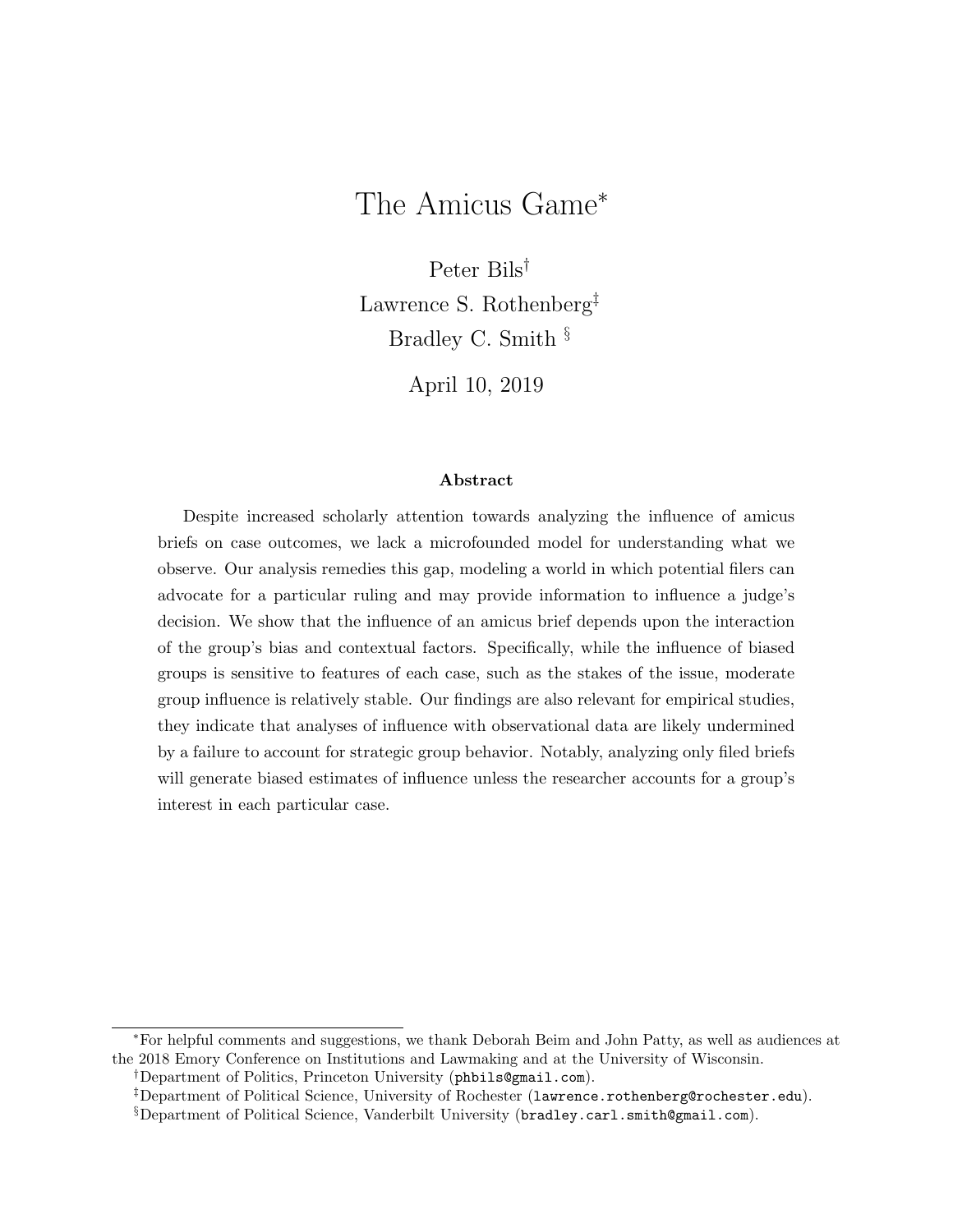# The Amicus Game*

Peter Bils[†]

Lawrence S. Rothenberg[‡]

Bradley C. Smith[§]

April 10, 2019

### Abstract

Despite increased scholarly attention towards analyzing the influence of amicus briefs on case outcomes, we lack a microfounded model for understanding what we observe. Our analysis remedies this gap, modeling a world in which potential filers can advocate for a particular ruling and may provide information to influence a judge's decision. We show that the influence of an amicus brief depends upon the interaction of the group's bias and contextual factors. Specifically, while the influence of biased groups is sensitive to features of each case, such as the stakes of the issue, moderate group influence is relatively stable. Our findings are also relevant for empirical studies, they indicate that analyses of influence with observational data are likely undermined by a failure to account for strategic group behavior. Notably, analyzing only filed briefs will generate biased estimates of influence unless the researcher accounts for a group's interest in each particular case.

---

*For helpful comments and suggestions, we thank Deborah Beim and John Patty, as well as audiences at the 2018 Emory Conference on Institutions and Lawmaking and at the University of Wisconsin.

[†]Department of Politics, Princeton University (phbils@gmail.com).

[‡]Department of Political Science, University of Rochester (lawrence.rothenberg@rochester.edu).

[§]Department of Political Science, Vanderbilt University (bradley.carl.smith@gmail.com).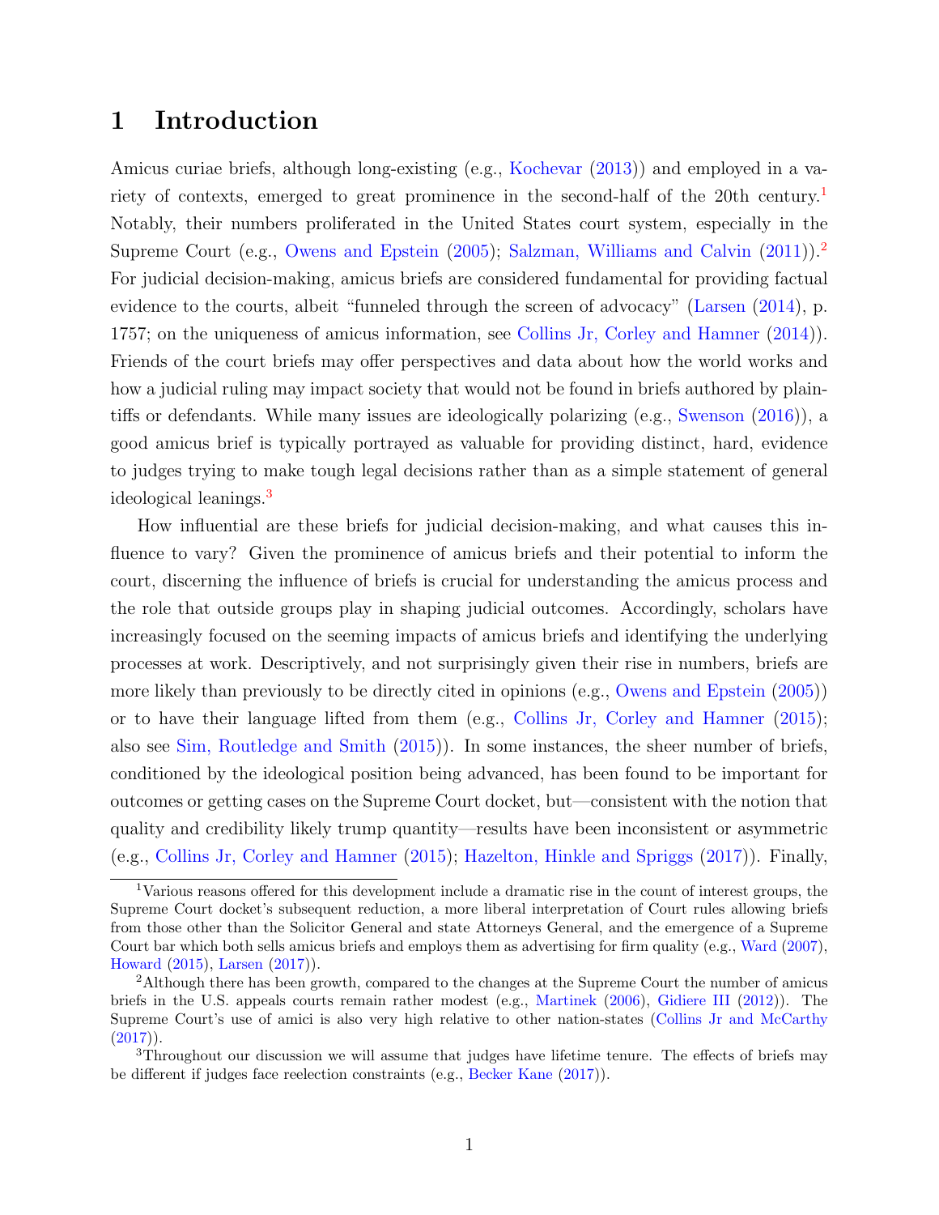# 1 Introduction

Amicus curiae briefs, although long-existing (e.g., Kochevar (2013)) and employed in a variety of contexts, emerged to great prominence in the second-half of the 20th century.[1] Notably, their numbers proliferated in the United States court system, especially in the Supreme Court (e.g., Owens and Epstein (2005); Salzman, Williams and Calvin (2011)).[2] For judicial decision-making, amicus briefs are considered fundamental for providing factual evidence to the courts, albeit "funneled through the screen of advocacy" (Larsen (2014), p. 1757; on the uniqueness of amicus information, see Collins Jr, Corley and Hamner (2014)). Friends of the court briefs may offer perspectives and data about how the world works and how a judicial ruling may impact society that would not be found in briefs authored by plaintiffs or defendants. While many issues are ideologically polarizing (e.g., Swenson (2016)), a good amicus brief is typically portrayed as valuable for providing distinct, hard, evidence to judges trying to make tough legal decisions rather than as a simple statement of general ideological leanings.[3]

How influential are these briefs for judicial decision-making, and what causes this influence to vary? Given the prominence of amicus briefs and their potential to inform the court, discerning the influence of briefs is crucial for understanding the amicus process and the role that outside groups play in shaping judicial outcomes. Accordingly, scholars have increasingly focused on the seeming impacts of amicus briefs and identifying the underlying processes at work. Descriptively, and not surprisingly given their rise in numbers, briefs are more likely than previously to be directly cited in opinions (e.g., Owens and Epstein (2005)) or to have their language lifted from them (e.g., Collins Jr, Corley and Hamner (2015); also see Sim, Routledge and Smith (2015)). In some instances, the sheer number of briefs, conditioned by the ideological position being advanced, has been found to be important for outcomes or getting cases on the Supreme Court docket, but—consistent with the notion that quality and credibility likely trump quantity—results have been inconsistent or asymmetric (e.g., Collins Jr, Corley and Hamner (2015); Hazelton, Hinkle and Spriggs (2017)). Finally,

[1] Various reasons offered for this development include a dramatic rise in the count of interest groups, the Supreme Court docket's subsequent reduction, a more liberal interpretation of Court rules allowing briefs from those other than the Solicitor General and state Attorneys General, and the emergence of a Supreme Court bar which both sells amicus briefs and employs them as advertising for firm quality (e.g., Ward (2007), Howard (2015), Larsen (2017)).

[2] Although there has been growth, compared to the changes at the Supreme Court the number of amicus briefs in the U.S. appeals courts remain rather modest (e.g., Martinek (2006), Gidiere III (2012)). The Supreme Court's use of amici is also very high relative to other nation-states (Collins Jr and McCarthy (2017)).

[3] Throughout our discussion we will assume that judges have lifetime tenure. The effects of briefs may be different if judges face reelection constraints (e.g., Becker Kane (2017)).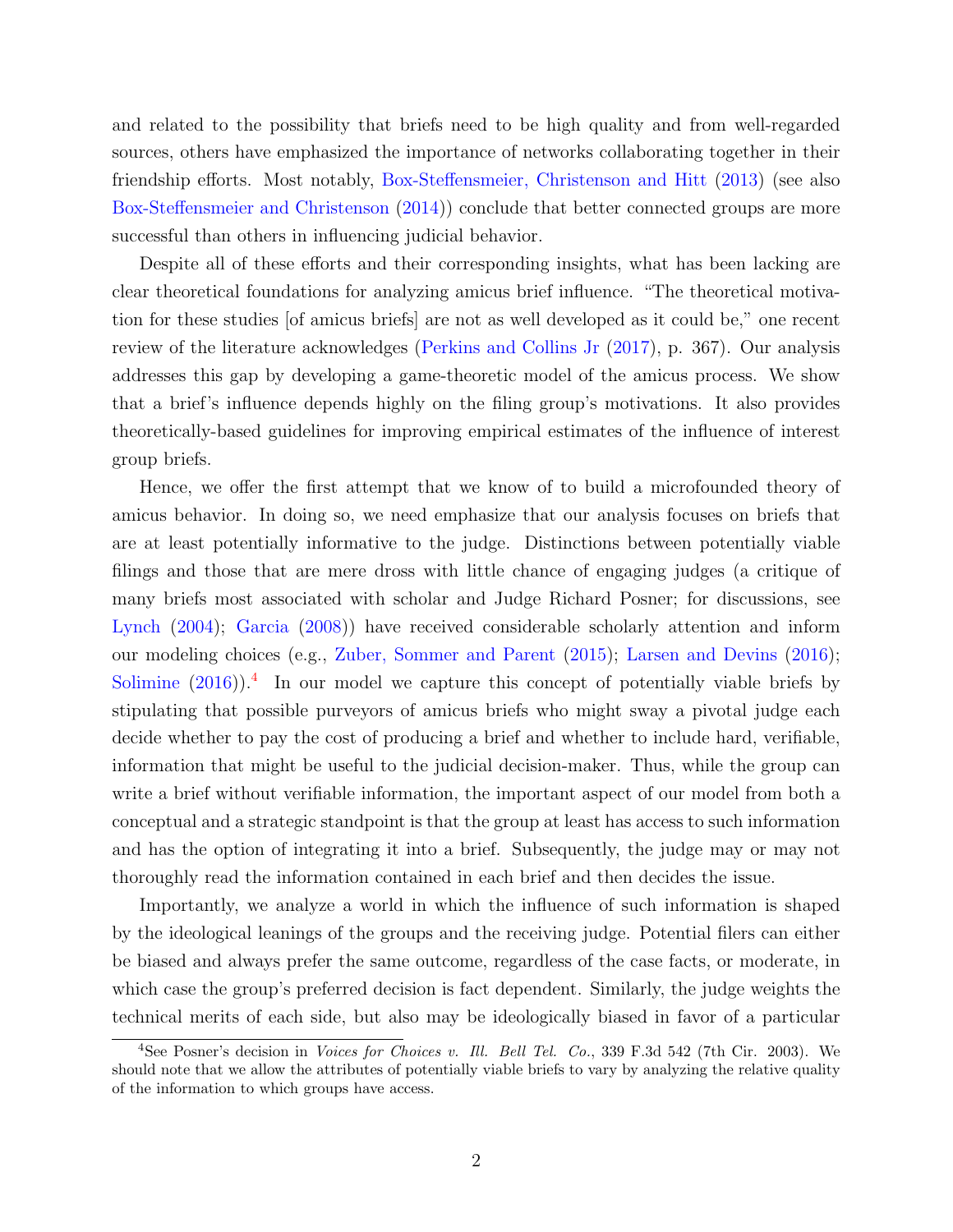and related to the possibility that briefs need to be high quality and from well-regarded sources, others have emphasized the importance of networks collaborating together in their friendship efforts. Most notably, Box-Steffensmeier, Christenson and Hitt (2013) (see also Box-Steffensmeier and Christenson (2014)) conclude that better connected groups are more successful than others in influencing judicial behavior.

Despite all of these efforts and their corresponding insights, what has been lacking are clear theoretical foundations for analyzing amicus brief influence. "The theoretical motivation for these studies [of amicus briefs] are not as well developed as it could be," one recent review of the literature acknowledges (Perkins and Collins Jr (2017), p. 367). Our analysis addresses this gap by developing a game-theoretic model of the amicus process. We show that a brief's influence depends highly on the filing group's motivations. It also provides theoretically-based guidelines for improving empirical estimates of the influence of interest group briefs.

Hence, we offer the first attempt that we know of to build a microfounded theory of amicus behavior. In doing so, we need emphasize that our analysis focuses on briefs that are at least potentially informative to the judge. Distinctions between potentially viable filings and those that are mere dross with little chance of engaging judges (a critique of many briefs most associated with scholar and Judge Richard Posner; for discussions, see Lynch (2004); Garcia (2008)) have received considerable scholarly attention and inform our modeling choices (e.g., Zuber, Sommer and Parent (2015); Larsen and Devins (2016); Solimine (2016)).[4] In our model we capture this concept of potentially viable briefs by stipulating that possible purveyors of amicus briefs who might sway a pivotal judge each decide whether to pay the cost of producing a brief and whether to include hard, verifiable, information that might be useful to the judicial decision-maker. Thus, while the group can write a brief without verifiable information, the important aspect of our model from both a conceptual and a strategic standpoint is that the group at least has access to such information and has the option of integrating it into a brief. Subsequently, the judge may or may not thoroughly read the information contained in each brief and then decides the issue.

Importantly, we analyze a world in which the influence of such information is shaped by the ideological leanings of the groups and the receiving judge. Potential filers can either be biased and always prefer the same outcome, regardless of the case facts, or moderate, in which case the group's preferred decision is fact dependent. Similarly, the judge weights the technical merits of each side, but also may be ideologically biased in favor of a particular

[4] See Posner's decision in *Voices for Choices v. Ill. Bell Tel. Co.*, 339 F.3d 542 (7th Cir. 2003). We should note that we allow the attributes of potentially viable briefs to vary by analyzing the relative quality of the information to which groups have access.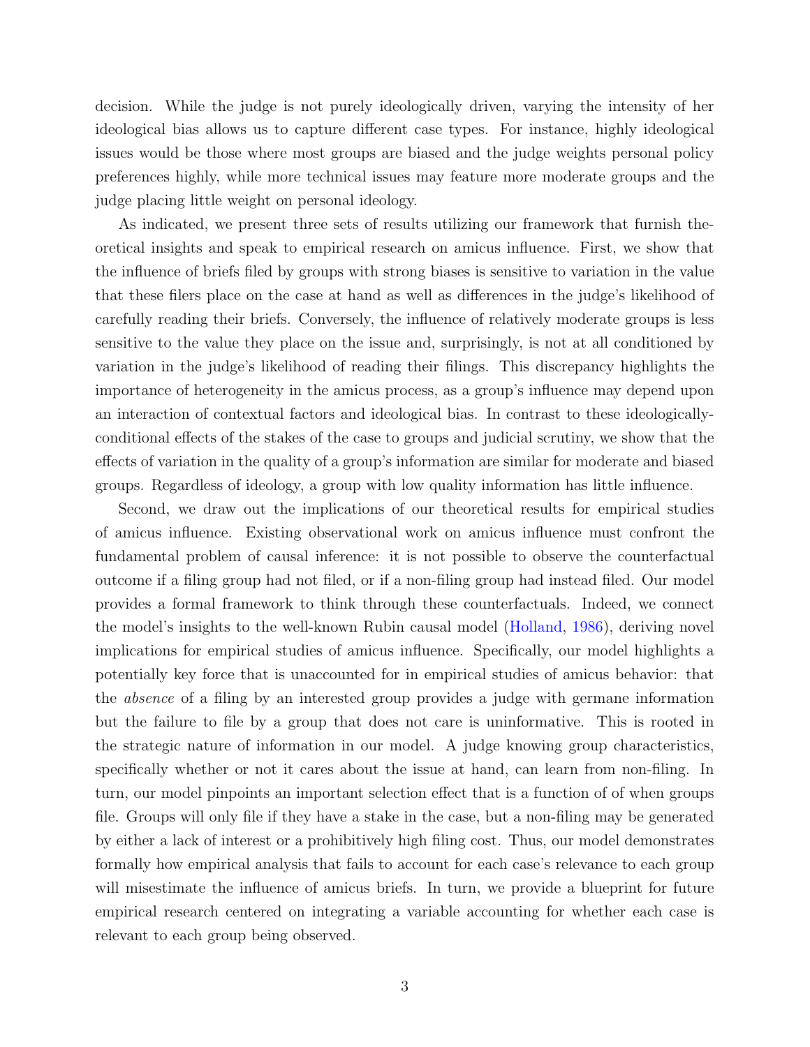decision. While the judge is not purely ideologically driven, varying the intensity of her ideological bias allows us to capture different case types. For instance, highly ideological issues would be those where most groups are biased and the judge weights personal policy preferences highly, while more technical issues may feature more moderate groups and the judge placing little weight on personal ideology.

As indicated, we present three sets of results utilizing our framework that furnish theoretical insights and speak to empirical research on amicus influence. First, we show that the influence of briefs filed by groups with strong biases is sensitive to variation in the value that these filers place on the case at hand as well as differences in the judge's likelihood of carefully reading their briefs. Conversely, the influence of relatively moderate groups is less sensitive to the value they place on the issue and, surprisingly, is not at all conditioned by variation in the judge's likelihood of reading their filings. This discrepancy highlights the importance of heterogeneity in the amicus process, as a group's influence may depend upon an interaction of contextual factors and ideological bias. In contrast to these ideologically-conditional effects of the stakes of the case to groups and judicial scrutiny, we show that the effects of variation in the quality of a group's information are similar for moderate and biased groups. Regardless of ideology, a group with low quality information has little influence.

Second, we draw out the implications of our theoretical results for empirical studies of amicus influence. Existing observational work on amicus influence must confront the fundamental problem of causal inference: it is not possible to observe the counterfactual outcome if a filing group had not filed, or if a non-filing group had instead filed. Our model provides a formal framework to think through these counterfactuals. Indeed, we connect the model's insights to the well-known Rubin causal model (Holland, 1986), deriving novel implications for empirical studies of amicus influence. Specifically, our model highlights a potentially key force that is unaccounted for in empirical studies of amicus behavior: that the *absence* of a filing by an interested group provides a judge with germane information but the failure to file by a group that does not care is uninformative. This is rooted in the strategic nature of information in our model. A judge knowing group characteristics, specifically whether or not it cares about the issue at hand, can learn from non-filing. In turn, our model pinpoints an important selection effect that is a function of of when groups file. Groups will only file if they have a stake in the case, but a non-filing may be generated by either a lack of interest or a prohibitively high filing cost. Thus, our model demonstrates formally how empirical analysis that fails to account for each case's relevance to each group will misestimate the influence of amicus briefs. In turn, we provide a blueprint for future empirical research centered on integrating a variable accounting for whether each case is relevant to each group being observed.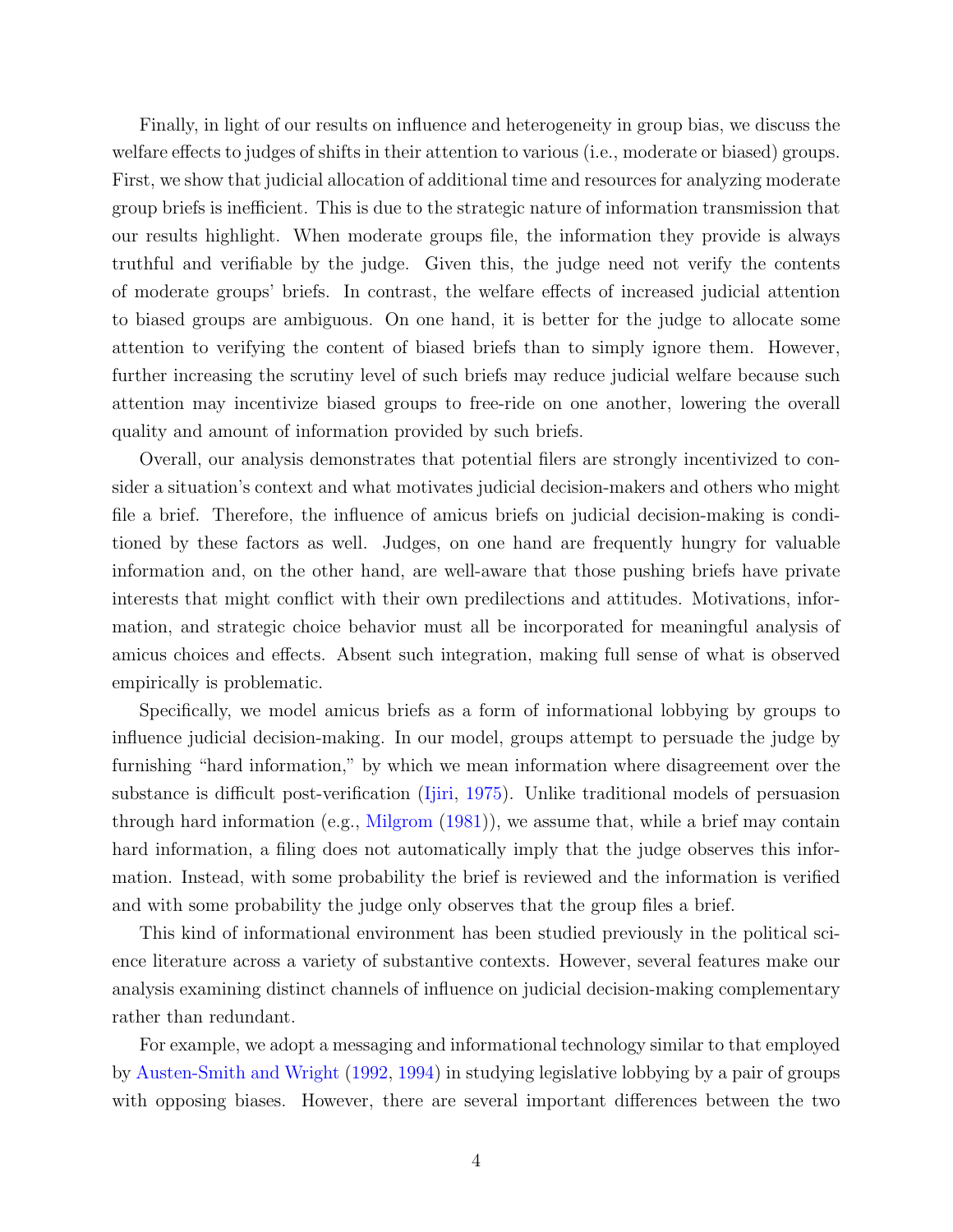Finally, in light of our results on influence and heterogeneity in group bias, we discuss the welfare effects to judges of shifts in their attention to various (i.e., moderate or biased) groups. First, we show that judicial allocation of additional time and resources for analyzing moderate group briefs is inefficient. This is due to the strategic nature of information transmission that our results highlight. When moderate groups file, the information they provide is always truthful and verifiable by the judge. Given this, the judge need not verify the contents of moderate groups' briefs. In contrast, the welfare effects of increased judicial attention to biased groups are ambiguous. On one hand, it is better for the judge to allocate some attention to verifying the content of biased briefs than to simply ignore them. However, further increasing the scrutiny level of such briefs may reduce judicial welfare because such attention may incentivize biased groups to free-ride on one another, lowering the overall quality and amount of information provided by such briefs.

Overall, our analysis demonstrates that potential filers are strongly incentivized to consider a situation's context and what motivates judicial decision-makers and others who might file a brief. Therefore, the influence of amicus briefs on judicial decision-making is conditioned by these factors as well. Judges, on one hand are frequently hungry for valuable information and, on the other hand, are well-aware that those pushing briefs have private interests that might conflict with their own predilections and attitudes. Motivations, information, and strategic choice behavior must all be incorporated for meaningful analysis of amicus choices and effects. Absent such integration, making full sense of what is observed empirically is problematic.

Specifically, we model amicus briefs as a form of informational lobbying by groups to influence judicial decision-making. In our model, groups attempt to persuade the judge by furnishing "hard information," by which we mean information where disagreement over the substance is difficult post-verification (Ijiri, 1975). Unlike traditional models of persuasion through hard information (e.g., Milgrom (1981)), we assume that, while a brief may contain hard information, a filing does not automatically imply that the judge observes this information. Instead, with some probability the brief is reviewed and the information is verified and with some probability the judge only observes that the group files a brief.

This kind of informational environment has been studied previously in the political science literature across a variety of substantive contexts. However, several features make our analysis examining distinct channels of influence on judicial decision-making complementary rather than redundant.

For example, we adopt a messaging and informational technology similar to that employed by Austen-Smith and Wright (1992, 1994) in studying legislative lobbying by a pair of groups with opposing biases. However, there are several important differences between the two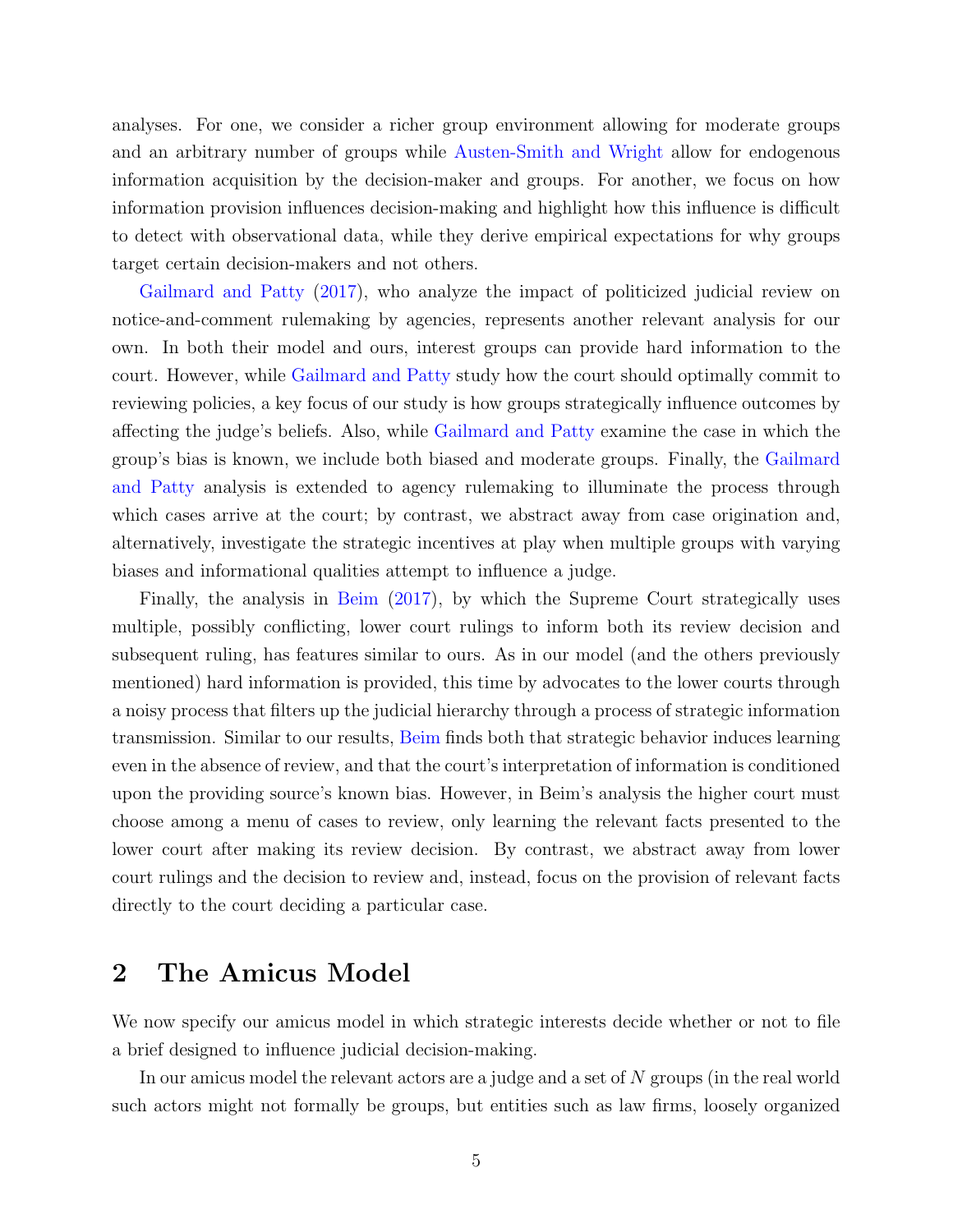analyses. For one, we consider a richer group environment allowing for moderate groups and an arbitrary number of groups while Austen-Smith and Wright allow for endogenous information acquisition by the decision-maker and groups. For another, we focus on how information provision influences decision-making and highlight how this influence is difficult to detect with observational data, while they derive empirical expectations for why groups target certain decision-makers and not others.

Gailmard and Patty (2017), who analyze the impact of politicized judicial review on notice-and-comment rulemaking by agencies, represents another relevant analysis for our own. In both their model and ours, interest groups can provide hard information to the court. However, while Gailmard and Patty study how the court should optimally commit to reviewing policies, a key focus of our study is how groups strategically influence outcomes by affecting the judge's beliefs. Also, while Gailmard and Patty examine the case in which the group's bias is known, we include both biased and moderate groups. Finally, the Gailmard and Patty analysis is extended to agency rulemaking to illuminate the process through which cases arrive at the court; by contrast, we abstract away from case origination and, alternatively, investigate the strategic incentives at play when multiple groups with varying biases and informational qualities attempt to influence a judge.

Finally, the analysis in Beim (2017), by which the Supreme Court strategically uses multiple, possibly conflicting, lower court rulings to inform both its review decision and subsequent ruling, has features similar to ours. As in our model (and the others previously mentioned) hard information is provided, this time by advocates to the lower courts through a noisy process that filters up the judicial hierarchy through a process of strategic information transmission. Similar to our results, Beim finds both that strategic behavior induces learning even in the absence of review, and that the court's interpretation of information is conditioned upon the providing source's known bias. However, in Beim's analysis the higher court must choose among a menu of cases to review, only learning the relevant facts presented to the lower court after making its review decision. By contrast, we abstract away from lower court rulings and the decision to review and, instead, focus on the provision of relevant facts directly to the court deciding a particular case.

## 2 The Amicus Model

We now specify our amicus model in which strategic interests decide whether or not to file a brief designed to influence judicial decision-making.

In our amicus model the relevant actors are a judge and a set of $N$ groups (in the real world such actors might not formally be groups, but entities such as law firms, loosely organized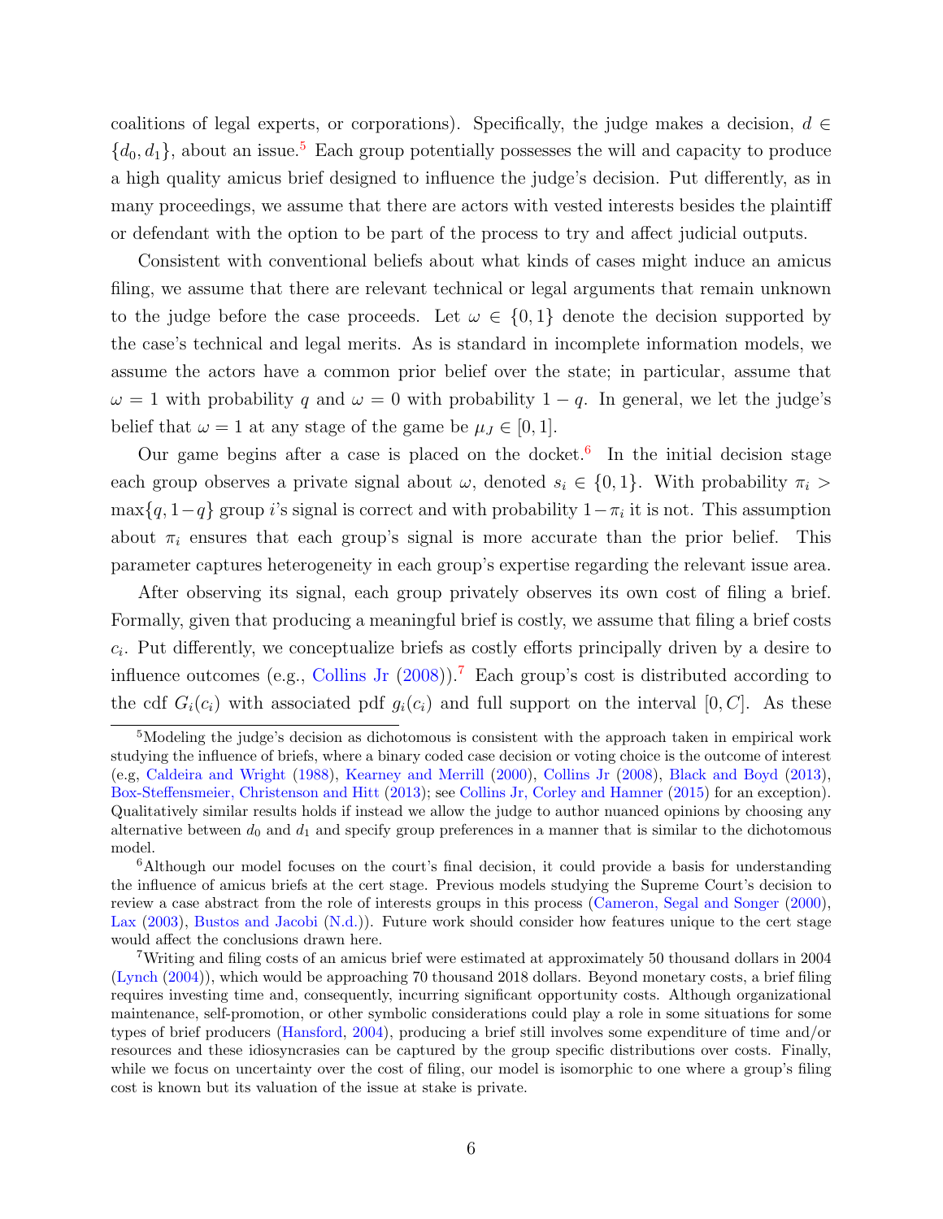coalitions of legal experts, or corporations). Specifically, the judge makes a decision, $d \in \{d_0, d_1\}$, about an issue.[5] Each group potentially possesses the will and capacity to produce a high quality amicus brief designed to influence the judge's decision. Put differently, as in many proceedings, we assume that there are actors with vested interests besides the plaintiff or defendant with the option to be part of the process to try and affect judicial outputs.

Consistent with conventional beliefs about what kinds of cases might induce an amicus filing, we assume that there are relevant technical or legal arguments that remain unknown to the judge before the case proceeds. Let $\omega \in \{0, 1\}$ denote the decision supported by the case's technical and legal merits. As is standard in incomplete information models, we assume the actors have a common prior belief over the state; in particular, assume that $\omega = 1$ with probability $q$ and $\omega = 0$ with probability $1 - q$. In general, we let the judge's belief that $\omega = 1$ at any stage of the game be $\mu_J \in [0, 1]$.

Our game begins after a case is placed on the docket.[6] In the initial decision stage each group observes a private signal about $\omega$, denoted $s_i \in \{0, 1\}$. With probability $\pi_i > \max\{q, 1-q\}$ group $i$'s signal is correct and with probability $1-\pi_i$ it is not. This assumption about $\pi_i$ ensures that each group's signal is more accurate than the prior belief. This parameter captures heterogeneity in each group's expertise regarding the relevant issue area.

After observing its signal, each group privately observes its own cost of filing a brief. Formally, given that producing a meaningful brief is costly, we assume that filing a brief costs $c_i$. Put differently, we conceptualize briefs as costly efforts principally driven by a desire to influence outcomes (e.g., Collins Jr (2008)).[7] Each group's cost is distributed according to the cdf $G_i(c_i)$ with associated pdf $g_i(c_i)$ and full support on the interval $[0, C]$. As these

---

[5] Modeling the judge's decision as dichotomous is consistent with the approach taken in empirical work studying the influence of briefs, where a binary coded case decision or voting choice is the outcome of interest (e.g, Caldeira and Wright (1988), Kearney and Merrill (2000), Collins Jr (2008), Black and Boyd (2013), Box-Steffensmeier, Christenson and Hitt (2013); see Collins Jr, Corley and Hamner (2015) for an exception). Qualitatively similar results holds if instead we allow the judge to author nuanced opinions by choosing any alternative between $d_0$ and $d_1$ and specify group preferences in a manner that is similar to the dichotomous model.

[6] Although our model focuses on the court's final decision, it could provide a basis for understanding the influence of amicus briefs at the cert stage. Previous models studying the Supreme Court's decision to review a case abstract from the role of interests groups in this process (Cameron, Segal and Songer (2000), Lax (2003), Bustos and Jacobi (N.d.)). Future work should consider how features unique to the cert stage would affect the conclusions drawn here.

[7] Writing and filing costs of an amicus brief were estimated at approximately 50 thousand dollars in 2004 (Lynch (2004)), which would be approaching 70 thousand 2018 dollars. Beyond monetary costs, a brief filing requires investing time and, consequently, incurring significant opportunity costs. Although organizational maintenance, self-promotion, or other symbolic considerations could play a role in some situations for some types of brief producers (Hansford, 2004), producing a brief still involves some expenditure of time and/or resources and these idiosyncrasies can be captured by the group specific distributions over costs. Finally, while we focus on uncertainty over the cost of filing, our model is isomorphic to one where a group's filing cost is known but its valuation of the issue at stake is private.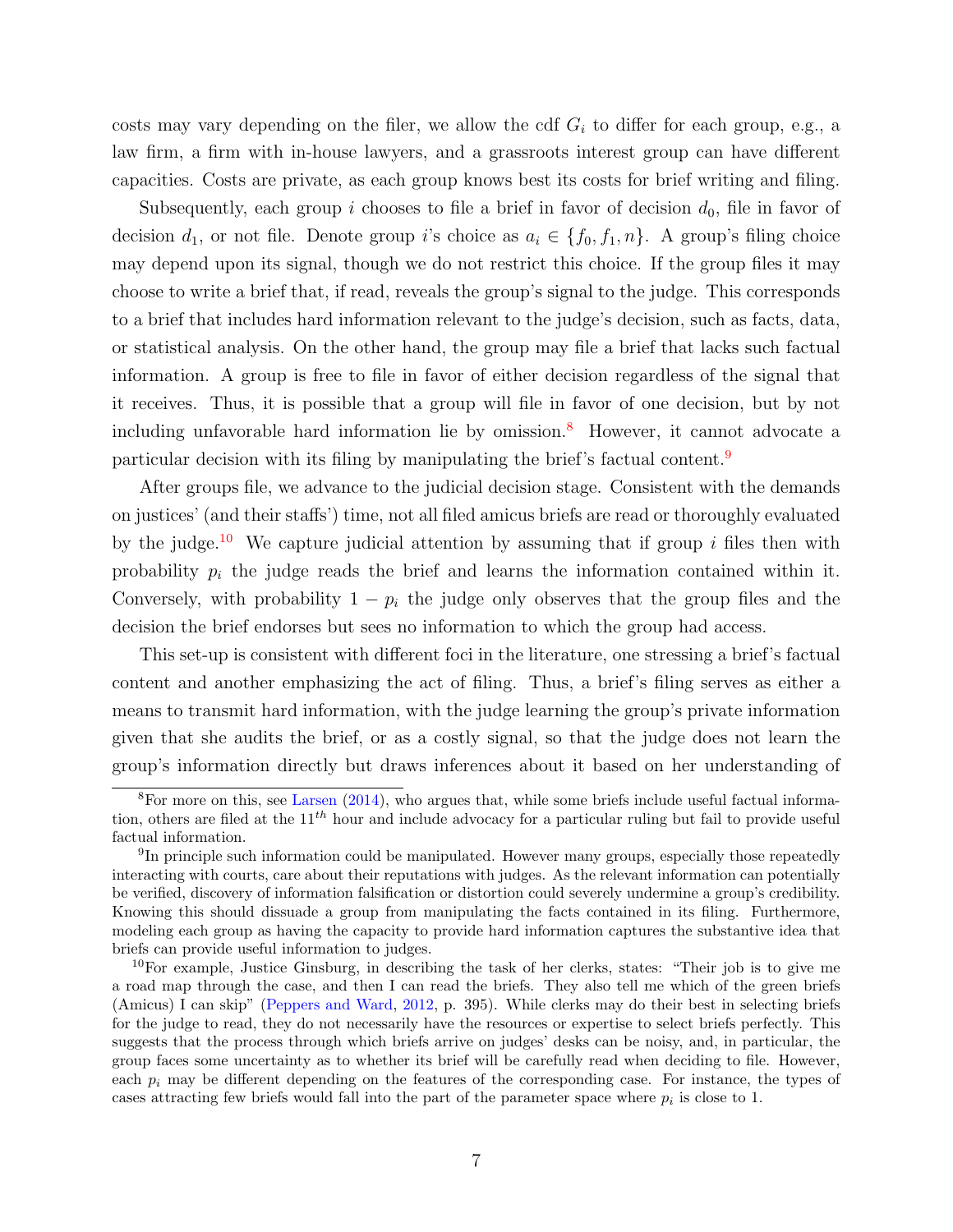costs may vary depending on the filer, we allow the cdf $G_i$ to differ for each group, e.g., a law firm, a firm with in-house lawyers, and a grassroots interest group can have different capacities. Costs are private, as each group knows best its costs for brief writing and filing.

Subsequently, each group $i$ chooses to file a brief in favor of decision $d_0$, file in favor of decision $d_1$, or not file. Denote group $i$'s choice as $a_i \in \{f_0, f_1, n\}$. A group's filing choice may depend upon its signal, though we do not restrict this choice. If the group files it may choose to write a brief that, if read, reveals the group's signal to the judge. This corresponds to a brief that includes hard information relevant to the judge's decision, such as facts, data, or statistical analysis. On the other hand, the group may file a brief that lacks such factual information. A group is free to file in favor of either decision regardless of the signal that it receives. Thus, it is possible that a group will file in favor of one decision, but by not including unfavorable hard information lie by omission.[8] However, it cannot advocate a particular decision with its filing by manipulating the brief's factual content.[9]

After groups file, we advance to the judicial decision stage. Consistent with the demands on justices' (and their staffs') time, not all filed amicus briefs are read or thoroughly evaluated by the judge.[10] We capture judicial attention by assuming that if group $i$ files then with probability $p_i$ the judge reads the brief and learns the information contained within it. Conversely, with probability $1 - p_i$ the judge only observes that the group files and the decision the brief endorses but sees no information to which the group had access.

This set-up is consistent with different foci in the literature, one stressing a brief's factual content and another emphasizing the act of filing. Thus, a brief's filing serves as either a means to transmit hard information, with the judge learning the group's private information given that she audits the brief, or as a costly signal, so that the judge does not learn the group's information directly but draws inferences about it based on her understanding of

[8] For more on this, see Larsen (2014), who argues that, while some briefs include useful factual information, others are filed at the $11^{th}$ hour and include advocacy for a particular ruling but fail to provide useful factual information.

[9] In principle such information could be manipulated. However many groups, especially those repeatedly interacting with courts, care about their reputations with judges. As the relevant information can potentially be verified, discovery of information falsification or distortion could severely undermine a group's credibility. Knowing this should dissuade a group from manipulating the facts contained in its filing. Furthermore, modeling each group as having the capacity to provide hard information captures the substantive idea that briefs can provide useful information to judges.

[10] For example, Justice Ginsburg, in describing the task of her clerks, states: "Their job is to give me a road map through the case, and then I can read the briefs. They also tell me which of the green briefs (Amicus) I can skip" (Peppers and Ward, 2012, p. 395). While clerks may do their best in selecting briefs for the judge to read, they do not necessarily have the resources or expertise to select briefs perfectly. This suggests that the process through which briefs arrive on judges' desks can be noisy, and, in particular, the group faces some uncertainty as to whether its brief will be carefully read when deciding to file. However, each $p_i$ may be different depending on the features of the corresponding case. For instance, the types of cases attracting few briefs would fall into the part of the parameter space where $p_i$ is close to 1.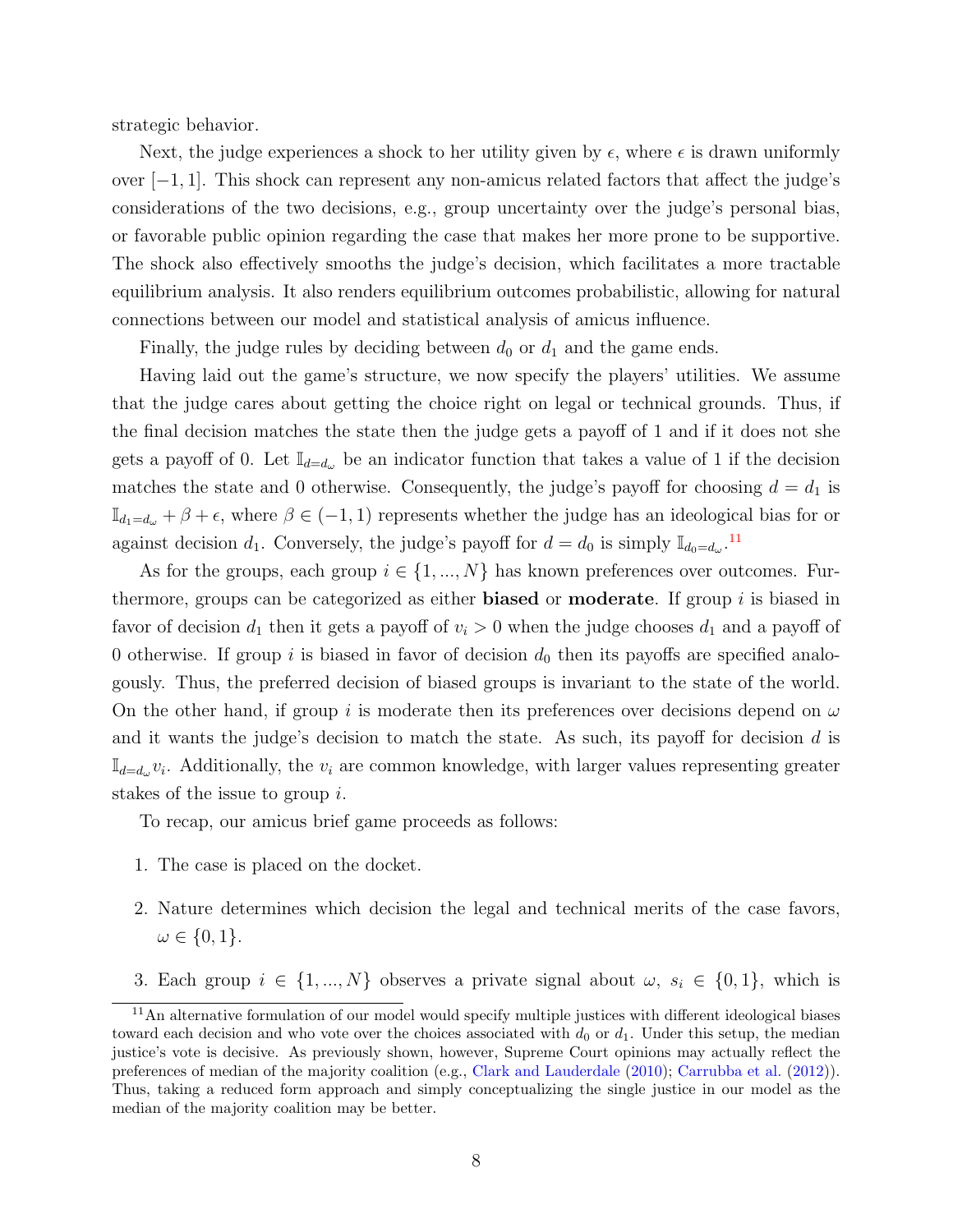strategic behavior.

Next, the judge experiences a shock to her utility given by $\epsilon$, where $\epsilon$ is drawn uniformly over $[-1, 1]$. This shock can represent any non-amicus related factors that affect the judge's considerations of the two decisions, e.g., group uncertainty over the judge's personal bias, or favorable public opinion regarding the case that makes her more prone to be supportive. The shock also effectively smooths the judge's decision, which facilitates a more tractable equilibrium analysis. It also renders equilibrium outcomes probabilistic, allowing for natural connections between our model and statistical analysis of amicus influence.

Finally, the judge rules by deciding between $d_0$ or $d_1$ and the game ends.

Having laid out the game's structure, we now specify the players' utilities. We assume that the judge cares about getting the choice right on legal or technical grounds. Thus, if the final decision matches the state then the judge gets a payoff of 1 and if it does not she gets a payoff of 0. Let $\mathbb{I}_{d=d_\omega}$ be an indicator function that takes a value of 1 if the decision matches the state and 0 otherwise. Consequently, the judge's payoff for choosing $d = d_1$ is $\mathbb{I}_{d_1=d_\omega} + \beta + \epsilon$, where $\beta \in (-1, 1)$ represents whether the judge has an ideological bias for or against decision $d_1$. Conversely, the judge's payoff for $d = d_0$ is simply $\mathbb{I}_{d_0=d_\omega}$.[11]

As for the groups, each group $i \in \{1, ..., N\}$ has known preferences over outcomes. Furthermore, groups can be categorized as either **biased** or **moderate**. If group $i$ is biased in favor of decision $d_1$ then it gets a payoff of $v_i > 0$ when the judge chooses $d_1$ and a payoff of 0 otherwise. If group $i$ is biased in favor of decision $d_0$ then its payoffs are specified analogously. Thus, the preferred decision of biased groups is invariant to the state of the world. On the other hand, if group $i$ is moderate then its preferences over decisions depend on $\omega$ and it wants the judge's decision to match the state. As such, its payoff for decision $d$ is $\mathbb{I}_{d=d_\omega} v_i$. Additionally, the $v_i$ are common knowledge, with larger values representing greater stakes of the issue to group $i$.

To recap, our amicus brief game proceeds as follows:

1. The case is placed on the docket.
2. Nature determines which decision the legal and technical merits of the case favors, $\omega \in \{0, 1\}$.
3. Each group $i \in \{1, ..., N\}$ observes a private signal about $\omega$, $s_i \in \{0, 1\}$, which is

[11] An alternative formulation of our model would specify multiple justices with different ideological biases toward each decision and who vote over the choices associated with $d_0$ or $d_1$. Under this setup, the median justice's vote is decisive. As previously shown, however, Supreme Court opinions may actually reflect the preferences of median of the majority coalition (e.g., Clark and Lauderdale (2010); Carrubba et al. (2012)). Thus, taking a reduced form approach and simply conceptualizing the single justice in our model as the median of the majority coalition may be better.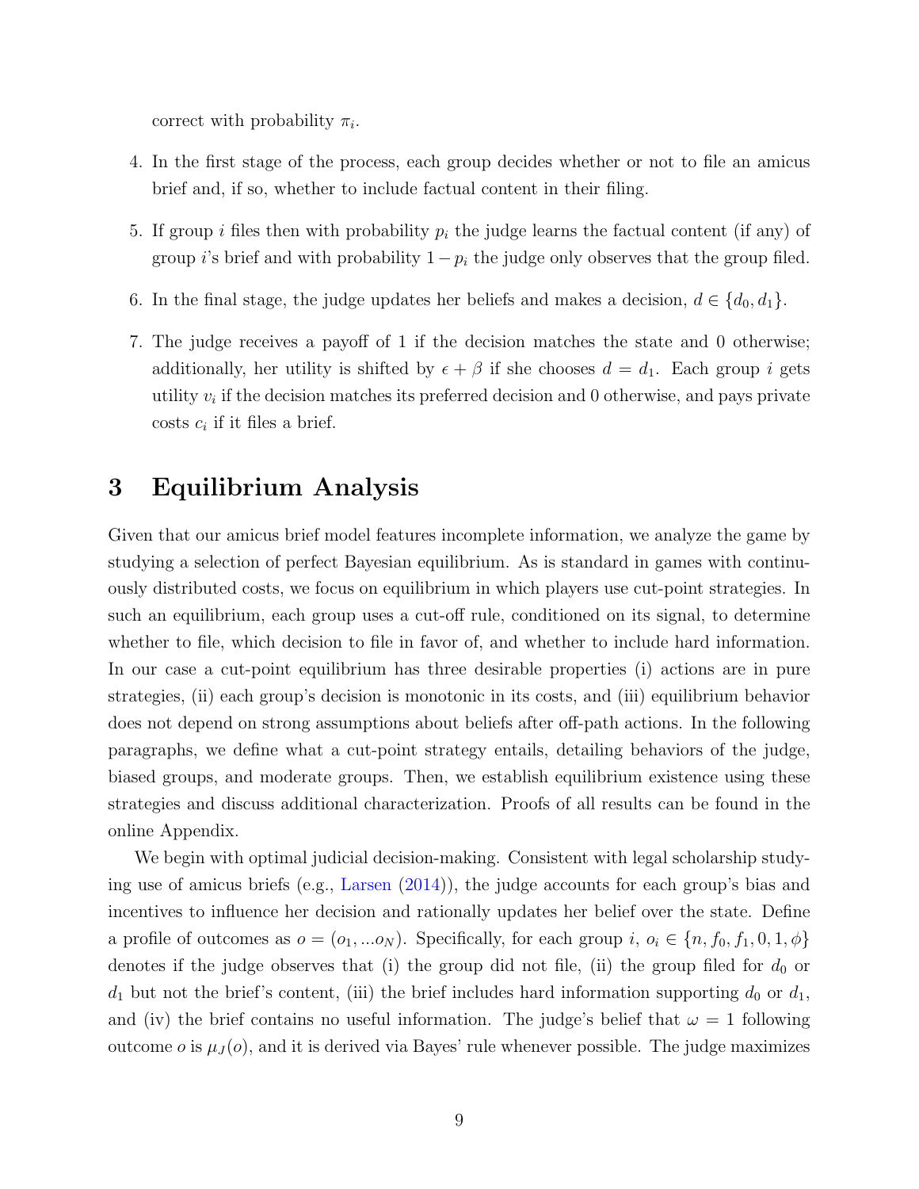correct with probability $\pi_i$.

4. In the first stage of the process, each group decides whether or not to file an amicus brief and, if so, whether to include factual content in their filing.

5. If group $i$ files then with probability $p_i$ the judge learns the factual content (if any) of group $i$'s brief and with probability $1 - p_i$ the judge only observes that the group filed.

6. In the final stage, the judge updates her beliefs and makes a decision, $d \in \{d_0, d_1\}$.

7. The judge receives a payoff of 1 if the decision matches the state and 0 otherwise; additionally, her utility is shifted by $\epsilon + \beta$ if she chooses $d = d_1$. Each group $i$ gets utility $v_i$ if the decision matches its preferred decision and 0 otherwise, and pays private costs $c_i$ if it files a brief.

# 3 Equilibrium Analysis

Given that our amicus brief model features incomplete information, we analyze the game by studying a selection of perfect Bayesian equilibrium. As is standard in games with continuously distributed costs, we focus on equilibrium in which players use cut-point strategies. In such an equilibrium, each group uses a cut-off rule, conditioned on its signal, to determine whether to file, which decision to file in favor of, and whether to include hard information. In our case a cut-point equilibrium has three desirable properties (i) actions are in pure strategies, (ii) each group's decision is monotonic in its costs, and (iii) equilibrium behavior does not depend on strong assumptions about beliefs after off-path actions. In the following paragraphs, we define what a cut-point strategy entails, detailing behaviors of the judge, biased groups, and moderate groups. Then, we establish equilibrium existence using these strategies and discuss additional characterization. Proofs of all results can be found in the online Appendix.

We begin with optimal judicial decision-making. Consistent with legal scholarship studying use of amicus briefs (e.g., Larsen (2014)), the judge accounts for each group's bias and incentives to influence her decision and rationally updates her belief over the state. Define a profile of outcomes as $o = (o_1, ...o_N)$. Specifically, for each group $i$, $o_i \in \{n, f_0, f_1, 0, 1, \phi\}$ denotes if the judge observes that (i) the group did not file, (ii) the group filed for $d_0$ or $d_1$ but not the brief's content, (iii) the brief includes hard information supporting $d_0$ or $d_1$, and (iv) the brief contains no useful information. The judge's belief that $\omega = 1$ following outcome $o$ is $\mu_J(o)$, and it is derived via Bayes' rule whenever possible. The judge maximizes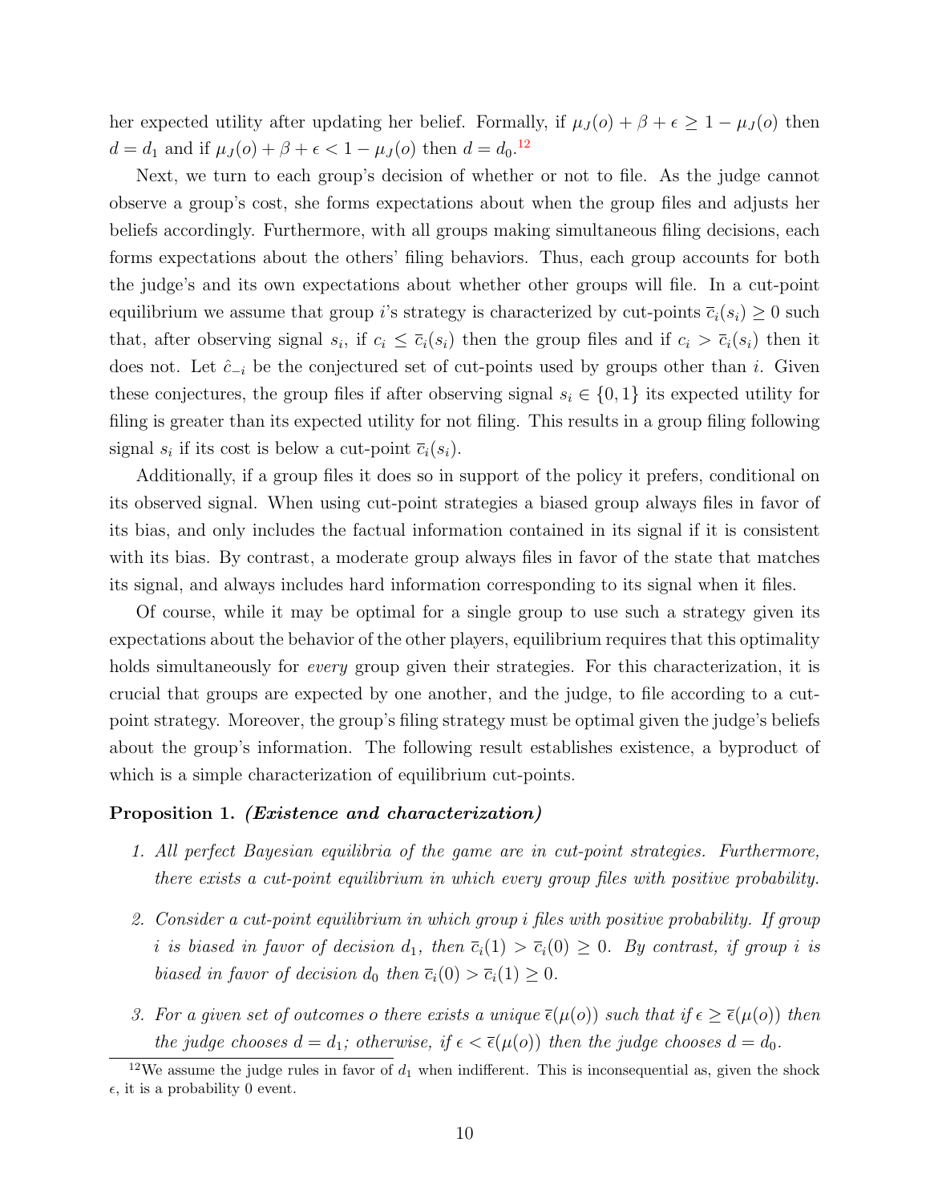her expected utility after updating her belief. Formally, if $\mu_J(o) + \beta + \epsilon \geq 1 - \mu_J(o)$ then $d = d_1$ and if $\mu_J(o) + \beta + \epsilon < 1 - \mu_J(o)$ then $d = d_0$.[12]

Next, we turn to each group's decision of whether or not to file. As the judge cannot observe a group's cost, she forms expectations about when the group files and adjusts her beliefs accordingly. Furthermore, with all groups making simultaneous filing decisions, each forms expectations about the others' filing behaviors. Thus, each group accounts for both the judge's and its own expectations about whether other groups will file. In a cut-point equilibrium we assume that group $i$'s strategy is characterized by cut-points $\overline{c}_i(s_i) \geq 0$ such that, after observing signal $s_i$, if $c_i \leq \overline{c}_i(s_i)$ then the group files and if $c_i > \overline{c}_i(s_i)$ then it does not. Let $\hat{c}_{-i}$ be the conjectured set of cut-points used by groups other than $i$. Given these conjectures, the group files if after observing signal $s_i \in \{0, 1\}$ its expected utility for filing is greater than its expected utility for not filing. This results in a group filing following signal $s_i$ if its cost is below a cut-point $\overline{c}_i(s_i)$.

Additionally, if a group files it does so in support of the policy it prefers, conditional on its observed signal. When using cut-point strategies a biased group always files in favor of its bias, and only includes the factual information contained in its signal if it is consistent with its bias. By contrast, a moderate group always files in favor of the state that matches its signal, and always includes hard information corresponding to its signal when it files.

Of course, while it may be optimal for a single group to use such a strategy given its expectations about the behavior of the other players, equilibrium requires that this optimality holds simultaneously for *every* group given their strategies. For this characterization, it is crucial that groups are expected by one another, and the judge, to file according to a cut-point strategy. Moreover, the group's filing strategy must be optimal given the judge's beliefs about the group's information. The following result establishes existence, a byproduct of which is a simple characterization of equilibrium cut-points.

**Proposition 1.** ***(Existence and characterization)***

1. *All perfect Bayesian equilibria of the game are in cut-point strategies. Furthermore, there exists a cut-point equilibrium in which every group files with positive probability.*

2. *Consider a cut-point equilibrium in which group i files with positive probability. If group i is biased in favor of decision $d_1$, then $\overline{c}_i(1) > \overline{c}_i(0) \geq 0$. By contrast, if group i is biased in favor of decision $d_0$ then $\overline{c}_i(0) > \overline{c}_i(1) \geq 0$.*

3. *For a given set of outcomes o there exists a unique $\overline{\epsilon}(\mu(o))$ such that if $\epsilon \geq \overline{\epsilon}(\mu(o))$ then the judge chooses $d = d_1$; otherwise, if $\epsilon < \overline{\epsilon}(\mu(o))$ then the judge chooses $d = d_0$.*

[12] We assume the judge rules in favor of $d_1$ when indifferent. This is inconsequential as, given the shock $\epsilon$, it is a probability 0 event.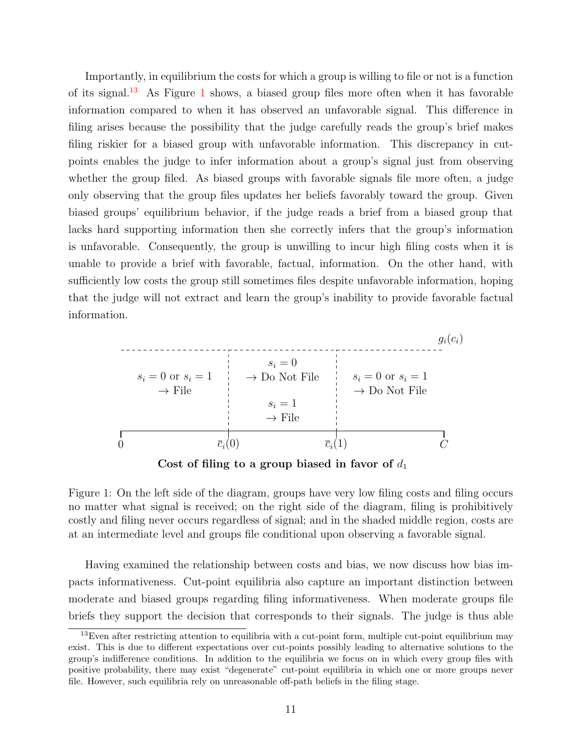Importantly, in equilibrium the costs for which a group is willing to file or not is a function of its signal.[13] As Figure 1 shows, a biased group files more often when it has favorable information compared to when it has observed an unfavorable signal. This difference in filing arises because the possibility that the judge carefully reads the group's brief makes filing riskier for a biased group with unfavorable information. This discrepancy in cut-points enables the judge to infer information about a group's signal just from observing whether the group filed. As biased groups with favorable signals file more often, a judge only observing that the group files updates her beliefs favorably toward the group. Given biased groups' equilibrium behavior, if the judge reads a brief from a biased group that lacks hard supporting information then she correctly infers that the group's information is unfavorable. Consequently, the group is unwilling to incur high filing costs when it is unable to provide a brief with favorable, factual, information. On the other hand, with sufficiently low costs the group still sometimes files despite unfavorable information, hoping that the judge will not extract and learn the group's inability to provide favorable factual information.

| $0$ to $\bar{c}_i(0)$ | $\bar{c}_i(0)$ to $\bar{c}_i(1)$ | $\bar{c}_i(1)$ to $C$ |
|---|---|---|
| $s_i = 0$ or $s_i = 1$ → File | $s_i = 0$ → Do Not File; $s_i = 1$ → File | $s_i = 0$ or $s_i = 1$ → Do Not File |

$g_i(c_i)$

**Cost of filing to a group biased in favor of $d_1$**

Figure 1: On the left side of the diagram, groups have very low filing costs and filing occurs no matter what signal is received; on the right side of the diagram, filing is prohibitively costly and filing never occurs regardless of signal; and in the shaded middle region, costs are at an intermediate level and groups file conditional upon observing a favorable signal.

Having examined the relationship between costs and bias, we now discuss how bias impacts informativeness. Cut-point equilibria also capture an important distinction between moderate and biased groups regarding filing informativeness. When moderate groups file briefs they support the decision that corresponds to their signals. The judge is thus able

[13] Even after restricting attention to equilibria with a cut-point form, multiple cut-point equilibrium may exist. This is due to different expectations over cut-points possibly leading to alternative solutions to the group's indifference conditions. In addition to the equilibria we focus on in which every group files with positive probability, there may exist "degenerate" cut-point equilibria in which one or more groups never file. However, such equilibria rely on unreasonable off-path beliefs in the filing stage.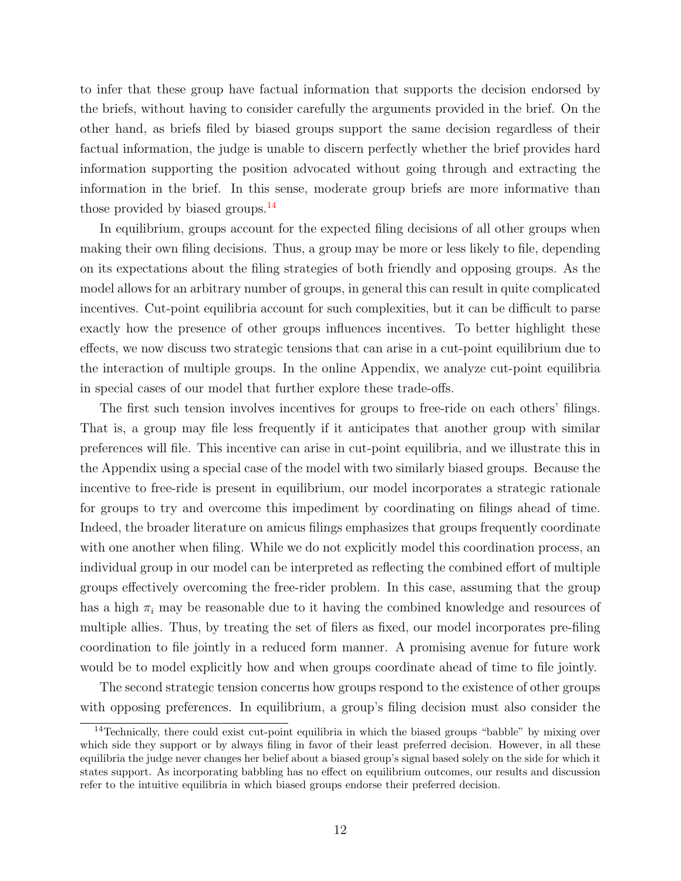to infer that these group have factual information that supports the decision endorsed by the briefs, without having to consider carefully the arguments provided in the brief. On the other hand, as briefs filed by biased groups support the same decision regardless of their factual information, the judge is unable to discern perfectly whether the brief provides hard information supporting the position advocated without going through and extracting the information in the brief. In this sense, moderate group briefs are more informative than those provided by biased groups.[14]

In equilibrium, groups account for the expected filing decisions of all other groups when making their own filing decisions. Thus, a group may be more or less likely to file, depending on its expectations about the filing strategies of both friendly and opposing groups. As the model allows for an arbitrary number of groups, in general this can result in quite complicated incentives. Cut-point equilibria account for such complexities, but it can be difficult to parse exactly how the presence of other groups influences incentives. To better highlight these effects, we now discuss two strategic tensions that can arise in a cut-point equilibrium due to the interaction of multiple groups. In the online Appendix, we analyze cut-point equilibria in special cases of our model that further explore these trade-offs.

The first such tension involves incentives for groups to free-ride on each others' filings. That is, a group may file less frequently if it anticipates that another group with similar preferences will file. This incentive can arise in cut-point equilibria, and we illustrate this in the Appendix using a special case of the model with two similarly biased groups. Because the incentive to free-ride is present in equilibrium, our model incorporates a strategic rationale for groups to try and overcome this impediment by coordinating on filings ahead of time. Indeed, the broader literature on amicus filings emphasizes that groups frequently coordinate with one another when filing. While we do not explicitly model this coordination process, an individual group in our model can be interpreted as reflecting the combined effort of multiple groups effectively overcoming the free-rider problem. In this case, assuming that the group has a high $\pi_i$ may be reasonable due to it having the combined knowledge and resources of multiple allies. Thus, by treating the set of filers as fixed, our model incorporates pre-filing coordination to file jointly in a reduced form manner. A promising avenue for future work would be to model explicitly how and when groups coordinate ahead of time to file jointly.

The second strategic tension concerns how groups respond to the existence of other groups with opposing preferences. In equilibrium, a group's filing decision must also consider the

[14] Technically, there could exist cut-point equilibria in which the biased groups "babble" by mixing over which side they support or by always filing in favor of their least preferred decision. However, in all these equilibria the judge never changes her belief about a biased group's signal based solely on the side for which it states support. As incorporating babbling has no effect on equilibrium outcomes, our results and discussion refer to the intuitive equilibria in which biased groups endorse their preferred decision.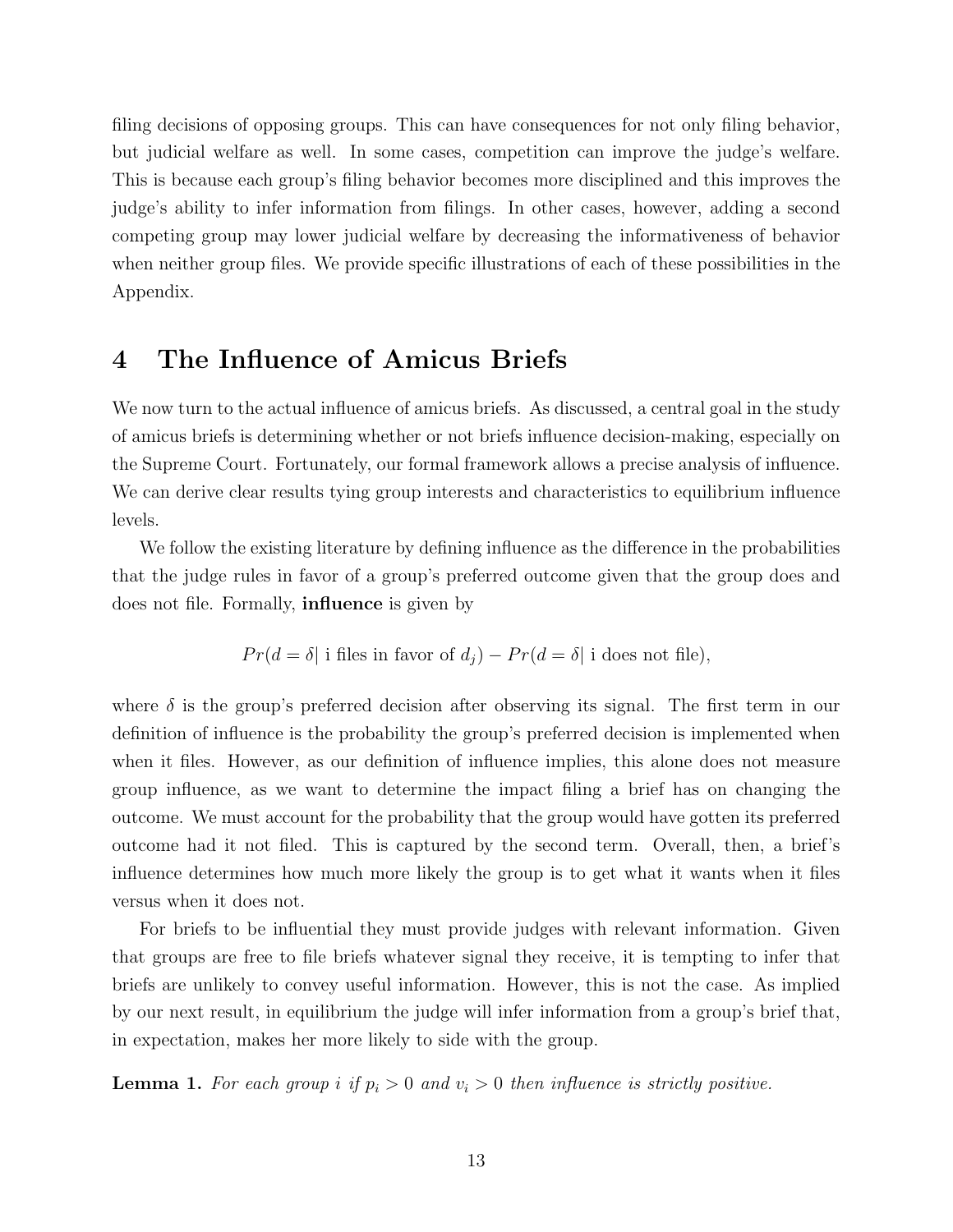filing decisions of opposing groups. This can have consequences for not only filing behavior, but judicial welfare as well. In some cases, competition can improve the judge's welfare. This is because each group's filing behavior becomes more disciplined and this improves the judge's ability to infer information from filings. In other cases, however, adding a second competing group may lower judicial welfare by decreasing the informativeness of behavior when neither group files. We provide specific illustrations of each of these possibilities in the Appendix.

# 4 The Influence of Amicus Briefs

We now turn to the actual influence of amicus briefs. As discussed, a central goal in the study of amicus briefs is determining whether or not briefs influence decision-making, especially on the Supreme Court. Fortunately, our formal framework allows a precise analysis of influence. We can derive clear results tying group interests and characteristics to equilibrium influence levels.

We follow the existing literature by defining influence as the difference in the probabilities that the judge rules in favor of a group's preferred outcome given that the group does and does not file. Formally, **influence** is given by

$$Pr(d = \delta | \text{ i files in favor of } d_j) - Pr(d = \delta | \text{ i does not file}),$$

where $\delta$ is the group's preferred decision after observing its signal. The first term in our definition of influence is the probability the group's preferred decision is implemented when when it files. However, as our definition of influence implies, this alone does not measure group influence, as we want to determine the impact filing a brief has on changing the outcome. We must account for the probability that the group would have gotten its preferred outcome had it not filed. This is captured by the second term. Overall, then, a brief's influence determines how much more likely the group is to get what it wants when it files versus when it does not.

For briefs to be influential they must provide judges with relevant information. Given that groups are free to file briefs whatever signal they receive, it is tempting to infer that briefs are unlikely to convey useful information. However, this is not the case. As implied by our next result, in equilibrium the judge will infer information from a group's brief that, in expectation, makes her more likely to side with the group.

**Lemma 1.** *For each group $i$ if $p_i > 0$ and $v_i > 0$ then influence is strictly positive.*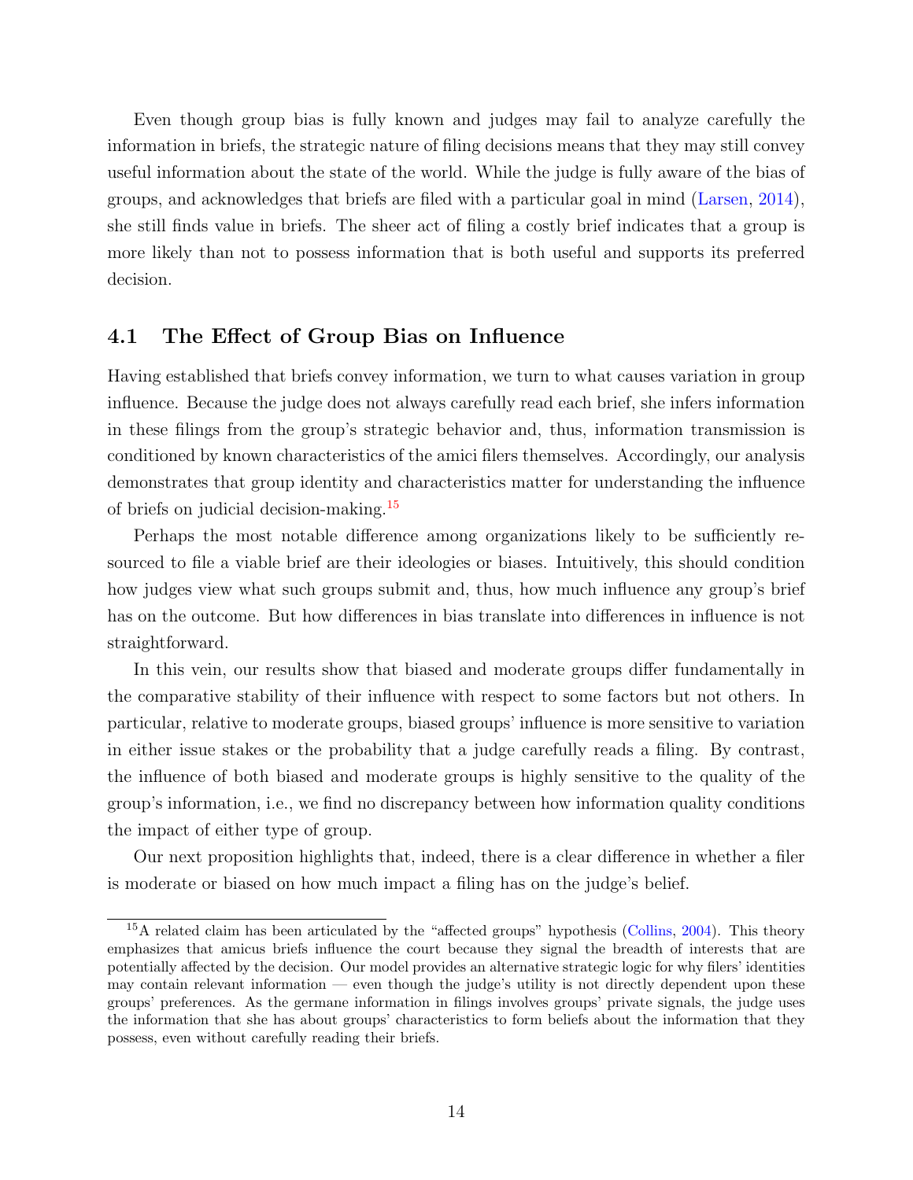Even though group bias is fully known and judges may fail to analyze carefully the information in briefs, the strategic nature of filing decisions means that they may still convey useful information about the state of the world. While the judge is fully aware of the bias of groups, and acknowledges that briefs are filed with a particular goal in mind (Larsen, 2014), she still finds value in briefs. The sheer act of filing a costly brief indicates that a group is more likely than not to possess information that is both useful and supports its preferred decision.

## 4.1 The Effect of Group Bias on Influence

Having established that briefs convey information, we turn to what causes variation in group influence. Because the judge does not always carefully read each brief, she infers information in these filings from the group's strategic behavior and, thus, information transmission is conditioned by known characteristics of the amici filers themselves. Accordingly, our analysis demonstrates that group identity and characteristics matter for understanding the influence of briefs on judicial decision-making.[15]

Perhaps the most notable difference among organizations likely to be sufficiently resourced to file a viable brief are their ideologies or biases. Intuitively, this should condition how judges view what such groups submit and, thus, how much influence any group's brief has on the outcome. But how differences in bias translate into differences in influence is not straightforward.

In this vein, our results show that biased and moderate groups differ fundamentally in the comparative stability of their influence with respect to some factors but not others. In particular, relative to moderate groups, biased groups' influence is more sensitive to variation in either issue stakes or the probability that a judge carefully reads a filing. By contrast, the influence of both biased and moderate groups is highly sensitive to the quality of the group's information, i.e., we find no discrepancy between how information quality conditions the impact of either type of group.

Our next proposition highlights that, indeed, there is a clear difference in whether a filer is moderate or biased on how much impact a filing has on the judge's belief.

[15] A related claim has been articulated by the "affected groups" hypothesis (Collins, 2004). This theory emphasizes that amicus briefs influence the court because they signal the breadth of interests that are potentially affected by the decision. Our model provides an alternative strategic logic for why filers' identities may contain relevant information — even though the judge's utility is not directly dependent upon these groups' preferences. As the germane information in filings involves groups' private signals, the judge uses the information that she has about groups' characteristics to form beliefs about the information that they possess, even without carefully reading their briefs.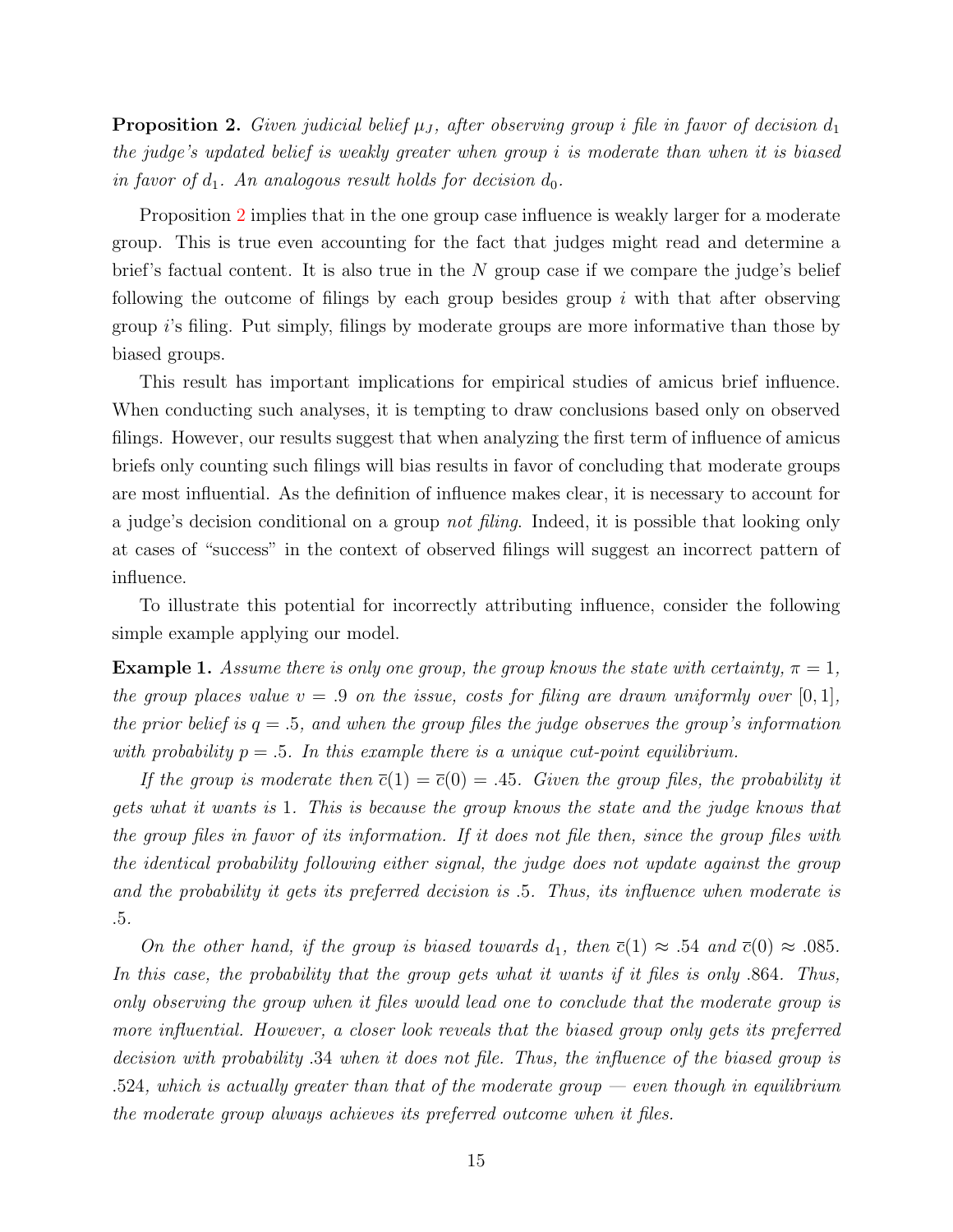**Proposition 2.** *Given judicial belief $\mu_J$, after observing group $i$ file in favor of decision $d_1$ the judge's updated belief is weakly greater when group $i$ is moderate than when it is biased in favor of $d_1$. An analogous result holds for decision $d_0$.*

Proposition 2 implies that in the one group case influence is weakly larger for a moderate group. This is true even accounting for the fact that judges might read and determine a brief's factual content. It is also true in the $N$ group case if we compare the judge's belief following the outcome of filings by each group besides group $i$ with that after observing group $i$'s filing. Put simply, filings by moderate groups are more informative than those by biased groups.

This result has important implications for empirical studies of amicus brief influence. When conducting such analyses, it is tempting to draw conclusions based only on observed filings. However, our results suggest that when analyzing the first term of influence of amicus briefs only counting such filings will bias results in favor of concluding that moderate groups are most influential. As the definition of influence makes clear, it is necessary to account for a judge's decision conditional on a group *not filing*. Indeed, it is possible that looking only at cases of "success" in the context of observed filings will suggest an incorrect pattern of influence.

To illustrate this potential for incorrectly attributing influence, consider the following simple example applying our model.

**Example 1.** *Assume there is only one group, the group knows the state with certainty, $\pi = 1$, the group places value $v = .9$ on the issue, costs for filing are drawn uniformly over $[0, 1]$, the prior belief is $q = .5$, and when the group files the judge observes the group's information with probability $p = .5$. In this example there is a unique cut-point equilibrium.*

*If the group is moderate then $\bar{c}(1) = \bar{c}(0) = .45$. Given the group files, the probability it gets what it wants is 1. This is because the group knows the state and the judge knows that the group files in favor of its information. If it does not file then, since the group files with the identical probability following either signal, the judge does not update against the group and the probability it gets its preferred decision is .5. Thus, its influence when moderate is .5.*

*On the other hand, if the group is biased towards $d_1$, then $\bar{c}(1) \approx .54$ and $\bar{c}(0) \approx .085$. In this case, the probability that the group gets what it wants if it files is only .864. Thus, only observing the group when it files would lead one to conclude that the moderate group is more influential. However, a closer look reveals that the biased group only gets its preferred decision with probability .34 when it does not file. Thus, the influence of the biased group is .524, which is actually greater than that of the moderate group — even though in equilibrium the moderate group always achieves its preferred outcome when it files.*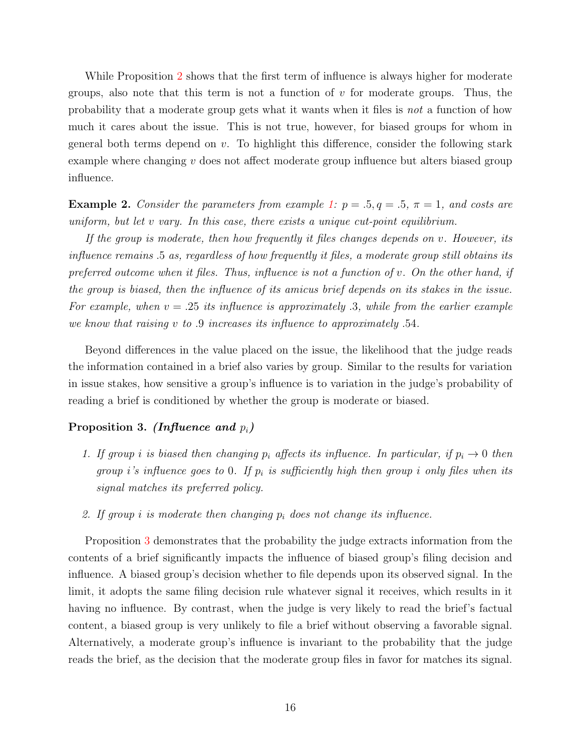While Proposition 2 shows that the first term of influence is always higher for moderate groups, also note that this term is not a function of $v$ for moderate groups. Thus, the probability that a moderate group gets what it wants when it files is *not* a function of how much it cares about the issue. This is not true, however, for biased groups for whom in general both terms depend on $v$. To highlight this difference, consider the following stark example where changing $v$ does not affect moderate group influence but alters biased group influence.

**Example 2.** *Consider the parameters from example 1: $p = .5, q = .5$, $\pi = 1$, and costs are uniform, but let $v$ vary. In this case, there exists a unique cut-point equilibrium.*

*If the group is moderate, then how frequently it files changes depends on $v$. However, its influence remains .5 as, regardless of how frequently it files, a moderate group still obtains its preferred outcome when it files. Thus, influence is not a function of $v$. On the other hand, if the group is biased, then the influence of its amicus brief depends on its stakes in the issue. For example, when $v = .25$ its influence is approximately .3, while from the earlier example we know that raising $v$ to .9 increases its influence to approximately .54.*

Beyond differences in the value placed on the issue, the likelihood that the judge reads the information contained in a brief also varies by group. Similar to the results for variation in issue stakes, how sensitive a group's influence is to variation in the judge's probability of reading a brief is conditioned by whether the group is moderate or biased.

**Proposition 3.** ***(Influence and $p_i$)***

1. *If group $i$ is biased then changing $p_i$ affects its influence. In particular, if $p_i \to 0$ then group $i$'s influence goes to 0. If $p_i$ is sufficiently high then group $i$ only files when its signal matches its preferred policy.*

2. *If group $i$ is moderate then changing $p_i$ does not change its influence.*

Proposition 3 demonstrates that the probability the judge extracts information from the contents of a brief significantly impacts the influence of biased group's filing decision and influence. A biased group's decision whether to file depends upon its observed signal. In the limit, it adopts the same filing decision rule whatever signal it receives, which results in it having no influence. By contrast, when the judge is very likely to read the brief's factual content, a biased group is very unlikely to file a brief without observing a favorable signal. Alternatively, a moderate group's influence is invariant to the probability that the judge reads the brief, as the decision that the moderate group files in favor for matches its signal.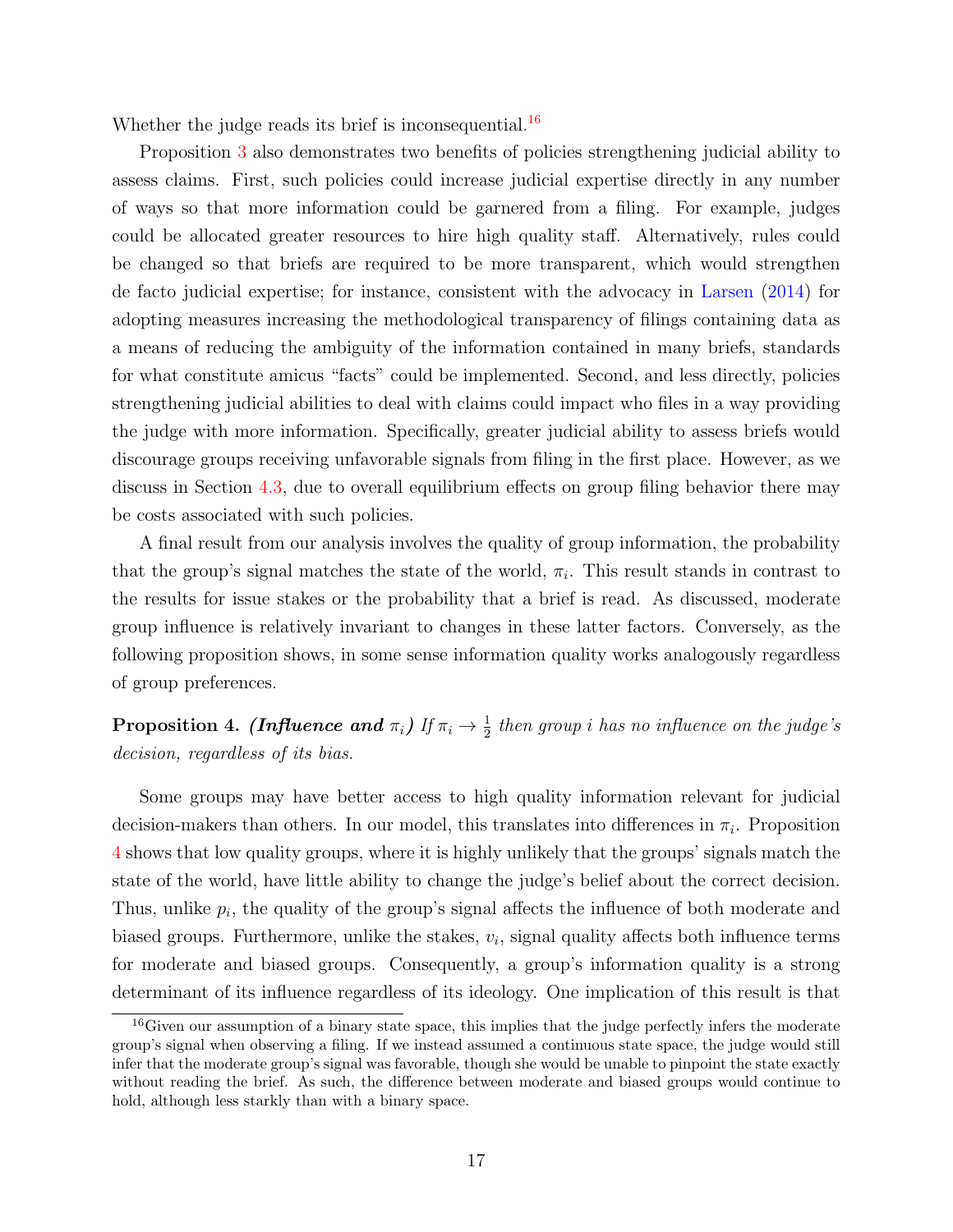Whether the judge reads its brief is inconsequential.[16]

Proposition 3 also demonstrates two benefits of policies strengthening judicial ability to assess claims. First, such policies could increase judicial expertise directly in any number of ways so that more information could be garnered from a filing. For example, judges could be allocated greater resources to hire high quality staff. Alternatively, rules could be changed so that briefs are required to be more transparent, which would strengthen de facto judicial expertise; for instance, consistent with the advocacy in Larsen (2014) for adopting measures increasing the methodological transparency of filings containing data as a means of reducing the ambiguity of the information contained in many briefs, standards for what constitute amicus "facts" could be implemented. Second, and less directly, policies strengthening judicial abilities to deal with claims could impact who files in a way providing the judge with more information. Specifically, greater judicial ability to assess briefs would discourage groups receiving unfavorable signals from filing in the first place. However, as we discuss in Section 4.3, due to overall equilibrium effects on group filing behavior there may be costs associated with such policies.

A final result from our analysis involves the quality of group information, the probability that the group's signal matches the state of the world, $\pi_i$. This result stands in contrast to the results for issue stakes or the probability that a brief is read. As discussed, moderate group influence is relatively invariant to changes in these latter factors. Conversely, as the following proposition shows, in some sense information quality works analogously regardless of group preferences.

**Proposition 4.** ***(Influence and*** $\pi_i$***)*** *If* $\pi_i \to \frac{1}{2}$ *then group* $i$ *has no influence on the judge's decision, regardless of its bias.*

Some groups may have better access to high quality information relevant for judicial decision-makers than others. In our model, this translates into differences in $\pi_i$. Proposition 4 shows that low quality groups, where it is highly unlikely that the groups' signals match the state of the world, have little ability to change the judge's belief about the correct decision. Thus, unlike $p_i$, the quality of the group's signal affects the influence of both moderate and biased groups. Furthermore, unlike the stakes, $v_i$, signal quality affects both influence terms for moderate and biased groups. Consequently, a group's information quality is a strong determinant of its influence regardless of its ideology. One implication of this result is that

[16]Given our assumption of a binary state space, this implies that the judge perfectly infers the moderate group's signal when observing a filing. If we instead assumed a continuous state space, the judge would still infer that the moderate group's signal was favorable, though she would be unable to pinpoint the state exactly without reading the brief. As such, the difference between moderate and biased groups would continue to hold, although less starkly than with a binary space.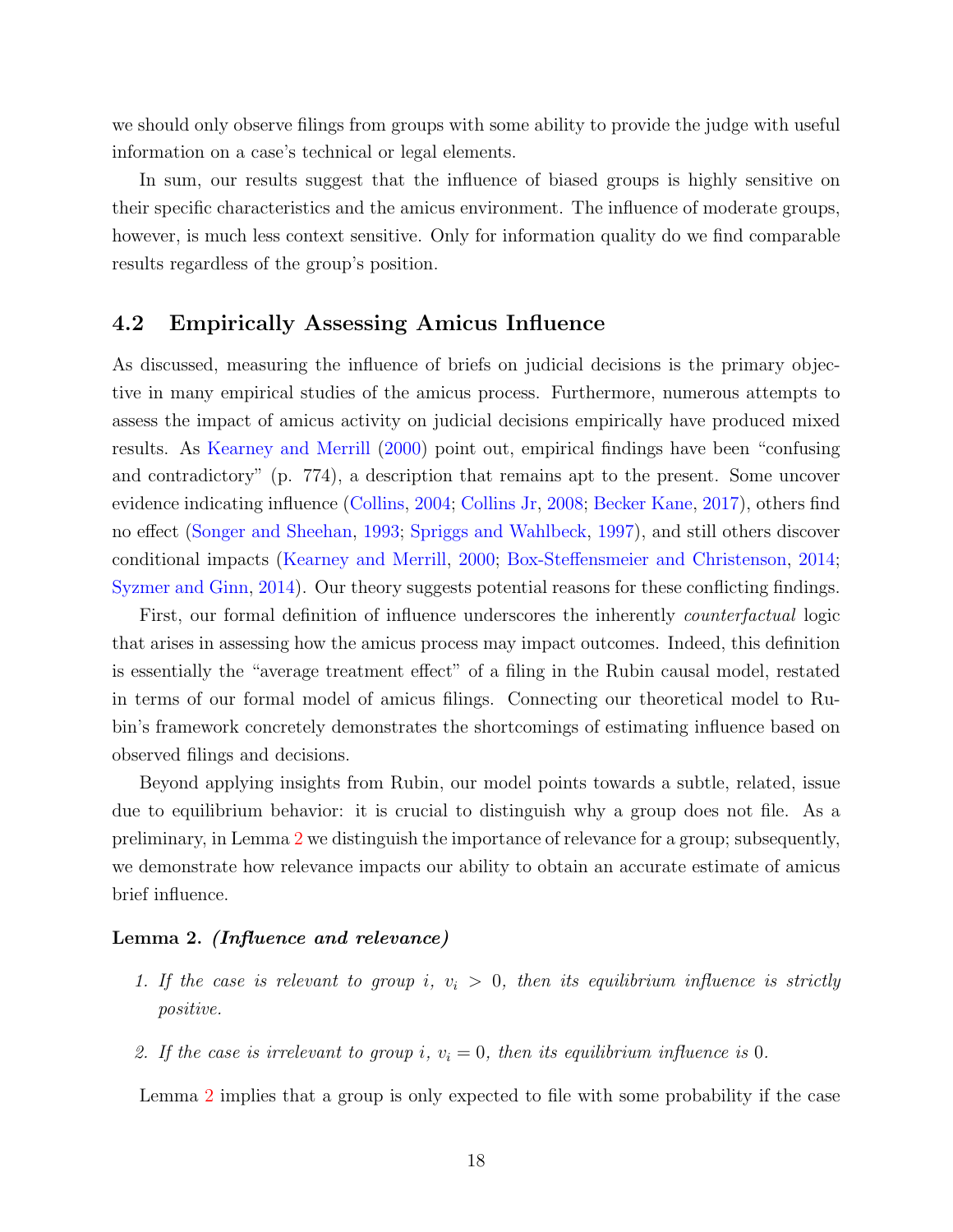we should only observe filings from groups with some ability to provide the judge with useful information on a case's technical or legal elements.

In sum, our results suggest that the influence of biased groups is highly sensitive on their specific characteristics and the amicus environment. The influence of moderate groups, however, is much less context sensitive. Only for information quality do we find comparable results regardless of the group's position.

## 4.2 Empirically Assessing Amicus Influence

As discussed, measuring the influence of briefs on judicial decisions is the primary objective in many empirical studies of the amicus process. Furthermore, numerous attempts to assess the impact of amicus activity on judicial decisions empirically have produced mixed results. As Kearney and Merrill (2000) point out, empirical findings have been "confusing and contradictory" (p. 774), a description that remains apt to the present. Some uncover evidence indicating influence (Collins, 2004; Collins Jr, 2008; Becker Kane, 2017), others find no effect (Songer and Sheehan, 1993; Spriggs and Wahlbeck, 1997), and still others discover conditional impacts (Kearney and Merrill, 2000; Box-Steffensmeier and Christenson, 2014; Syzmer and Ginn, 2014). Our theory suggests potential reasons for these conflicting findings.

First, our formal definition of influence underscores the inherently *counterfactual* logic that arises in assessing how the amicus process may impact outcomes. Indeed, this definition is essentially the "average treatment effect" of a filing in the Rubin causal model, restated in terms of our formal model of amicus filings. Connecting our theoretical model to Rubin's framework concretely demonstrates the shortcomings of estimating influence based on observed filings and decisions.

Beyond applying insights from Rubin, our model points towards a subtle, related, issue due to equilibrium behavior: it is crucial to distinguish why a group does not file. As a preliminary, in Lemma 2 we distinguish the importance of relevance for a group; subsequently, we demonstrate how relevance impacts our ability to obtain an accurate estimate of amicus brief influence.

**Lemma 2.** ***(Influence and relevance)***

1. *If the case is relevant to group $i$, $v_i > 0$, then its equilibrium influence is strictly positive.*

2. *If the case is irrelevant to group $i$, $v_i = 0$, then its equilibrium influence is 0.*

Lemma 2 implies that a group is only expected to file with some probability if the case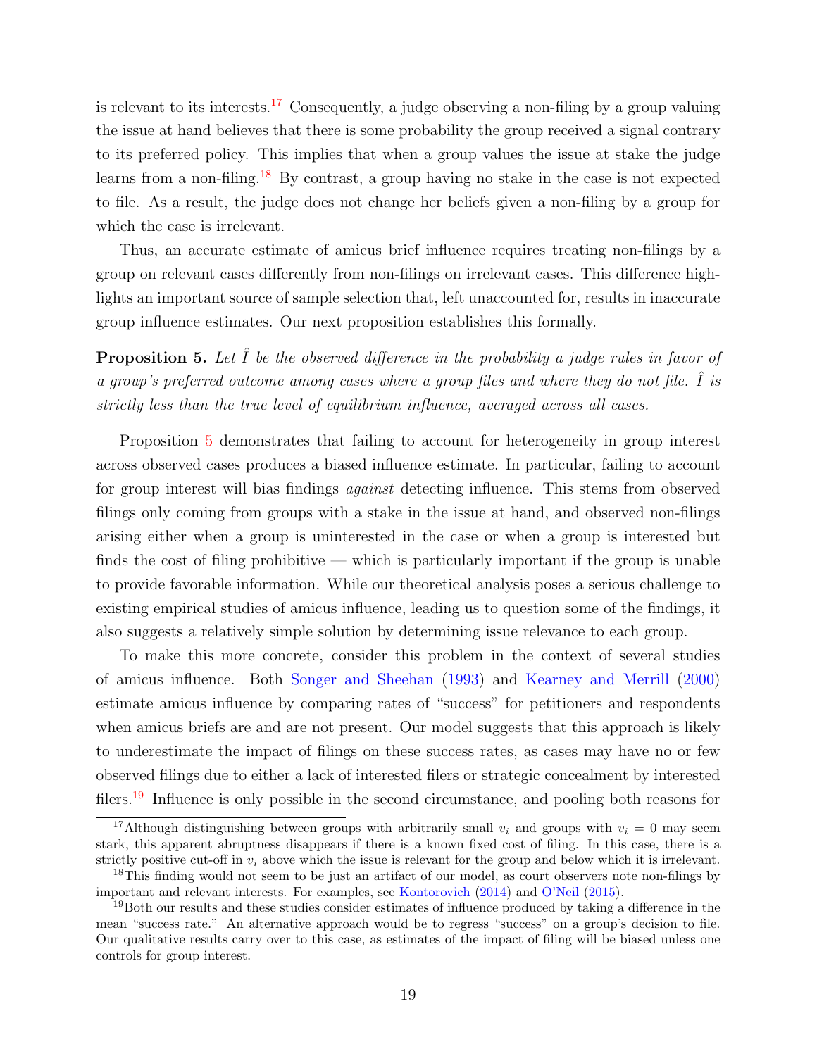is relevant to its interests.[17] Consequently, a judge observing a non-filing by a group valuing the issue at hand believes that there is some probability the group received a signal contrary to its preferred policy. This implies that when a group values the issue at stake the judge learns from a non-filing.[18] By contrast, a group having no stake in the case is not expected to file. As a result, the judge does not change her beliefs given a non-filing by a group for which the case is irrelevant.

Thus, an accurate estimate of amicus brief influence requires treating non-filings by a group on relevant cases differently from non-filings on irrelevant cases. This difference highlights an important source of sample selection that, left unaccounted for, results in inaccurate group influence estimates. Our next proposition establishes this formally.

**Proposition 5.** *Let $\hat{I}$ be the observed difference in the probability a judge rules in favor of a group's preferred outcome among cases where a group files and where they do not file. $\hat{I}$ is strictly less than the true level of equilibrium influence, averaged across all cases.*

Proposition 5 demonstrates that failing to account for heterogeneity in group interest across observed cases produces a biased influence estimate. In particular, failing to account for group interest will bias findings *against* detecting influence. This stems from observed filings only coming from groups with a stake in the issue at hand, and observed non-filings arising either when a group is uninterested in the case or when a group is interested but finds the cost of filing prohibitive — which is particularly important if the group is unable to provide favorable information. While our theoretical analysis poses a serious challenge to existing empirical studies of amicus influence, leading us to question some of the findings, it also suggests a relatively simple solution by determining issue relevance to each group.

To make this more concrete, consider this problem in the context of several studies of amicus influence. Both Songer and Sheehan (1993) and Kearney and Merrill (2000) estimate amicus influence by comparing rates of "success" for petitioners and respondents when amicus briefs are and are not present. Our model suggests that this approach is likely to underestimate the impact of filings on these success rates, as cases may have no or few observed filings due to either a lack of interested filers or strategic concealment by interested filers.[19] Influence is only possible in the second circumstance, and pooling both reasons for

---

[17] Although distinguishing between groups with arbitrarily small $v_i$ and groups with $v_i = 0$ may seem stark, this apparent abruptness disappears if there is a known fixed cost of filing. In this case, there is a strictly positive cut-off in $v_i$ above which the issue is relevant for the group and below which it is irrelevant.

[18] This finding would not seem to be just an artifact of our model, as court observers note non-filings by important and relevant interests. For examples, see Kontorovich (2014) and O'Neil (2015).

[19] Both our results and these studies consider estimates of influence produced by taking a difference in the mean "success rate." An alternative approach would be to regress "success" on a group's decision to file. Our qualitative results carry over to this case, as estimates of the impact of filing will be biased unless one controls for group interest.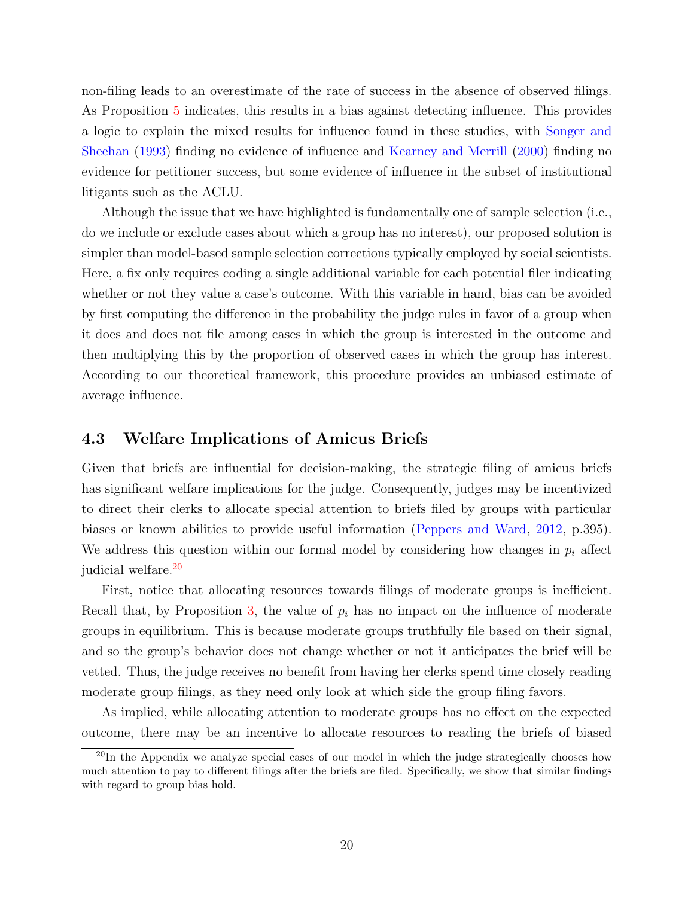non-filing leads to an overestimate of the rate of success in the absence of observed filings. As Proposition 5 indicates, this results in a bias against detecting influence. This provides a logic to explain the mixed results for influence found in these studies, with Songer and Sheehan (1993) finding no evidence of influence and Kearney and Merrill (2000) finding no evidence for petitioner success, but some evidence of influence in the subset of institutional litigants such as the ACLU.

Although the issue that we have highlighted is fundamentally one of sample selection (i.e., do we include or exclude cases about which a group has no interest), our proposed solution is simpler than model-based sample selection corrections typically employed by social scientists. Here, a fix only requires coding a single additional variable for each potential filer indicating whether or not they value a case's outcome. With this variable in hand, bias can be avoided by first computing the difference in the probability the judge rules in favor of a group when it does and does not file among cases in which the group is interested in the outcome and then multiplying this by the proportion of observed cases in which the group has interest. According to our theoretical framework, this procedure provides an unbiased estimate of average influence.

### 4.3 Welfare Implications of Amicus Briefs

Given that briefs are influential for decision-making, the strategic filing of amicus briefs has significant welfare implications for the judge. Consequently, judges may be incentivized to direct their clerks to allocate special attention to briefs filed by groups with particular biases or known abilities to provide useful information (Peppers and Ward, 2012, p.395). We address this question within our formal model by considering how changes in $p_i$ affect judicial welfare.[20]

First, notice that allocating resources towards filings of moderate groups is inefficient. Recall that, by Proposition 3, the value of $p_i$ has no impact on the influence of moderate groups in equilibrium. This is because moderate groups truthfully file based on their signal, and so the group's behavior does not change whether or not it anticipates the brief will be vetted. Thus, the judge receives no benefit from having her clerks spend time closely reading moderate group filings, as they need only look at which side the group filing favors.

As implied, while allocating attention to moderate groups has no effect on the expected outcome, there may be an incentive to allocate resources to reading the briefs of biased

[20] In the Appendix we analyze special cases of our model in which the judge strategically chooses how much attention to pay to different filings after the briefs are filed. Specifically, we show that similar findings with regard to group bias hold.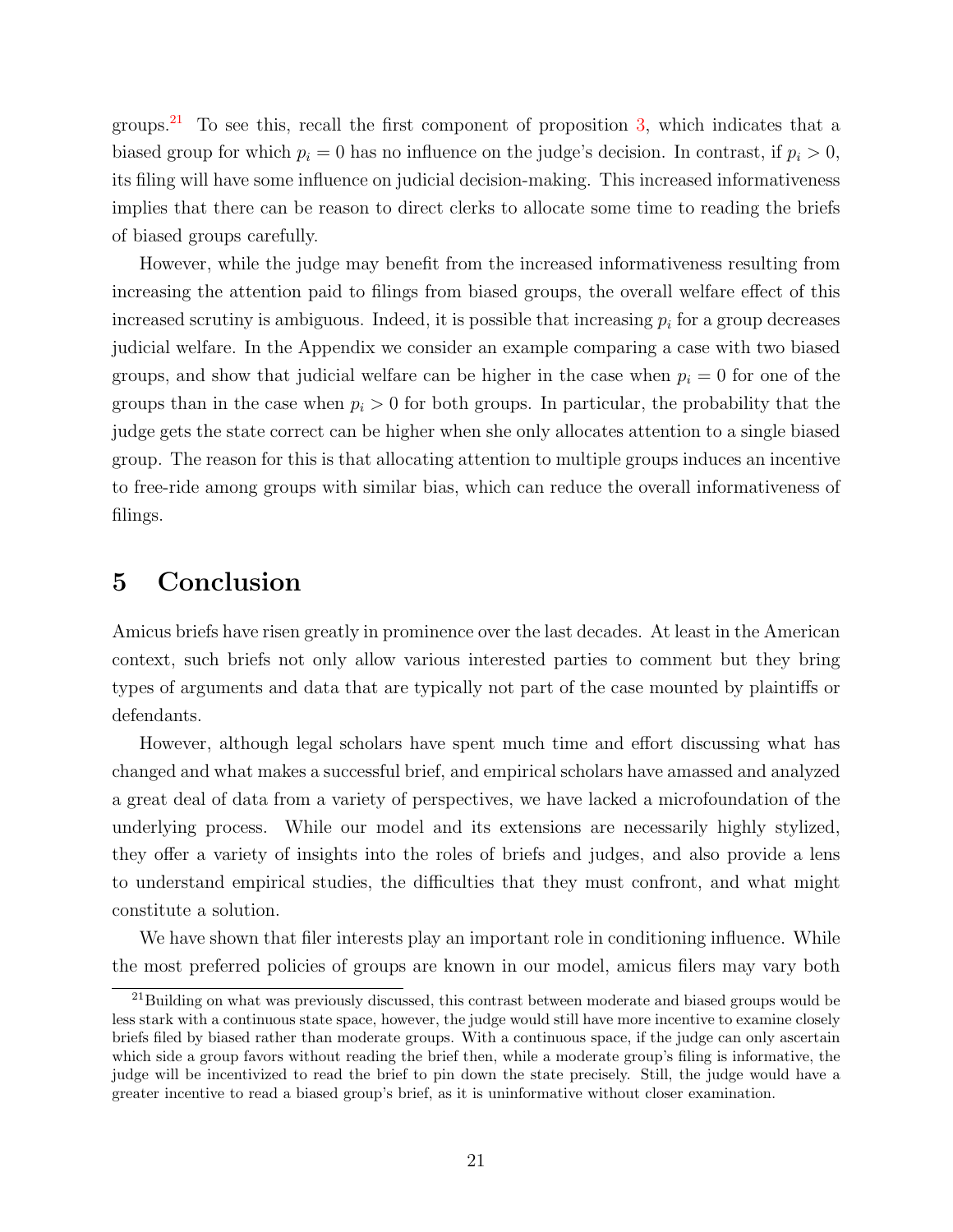groups.[21] To see this, recall the first component of proposition 3, which indicates that a biased group for which $p_i = 0$ has no influence on the judge's decision. In contrast, if $p_i > 0$, its filing will have some influence on judicial decision-making. This increased informativeness implies that there can be reason to direct clerks to allocate some time to reading the briefs of biased groups carefully.

However, while the judge may benefit from the increased informativeness resulting from increasing the attention paid to filings from biased groups, the overall welfare effect of this increased scrutiny is ambiguous. Indeed, it is possible that increasing $p_i$ for a group decreases judicial welfare. In the Appendix we consider an example comparing a case with two biased groups, and show that judicial welfare can be higher in the case when $p_i = 0$ for one of the groups than in the case when $p_i > 0$ for both groups. In particular, the probability that the judge gets the state correct can be higher when she only allocates attention to a single biased group. The reason for this is that allocating attention to multiple groups induces an incentive to free-ride among groups with similar bias, which can reduce the overall informativeness of filings.

# 5 Conclusion

Amicus briefs have risen greatly in prominence over the last decades. At least in the American context, such briefs not only allow various interested parties to comment but they bring types of arguments and data that are typically not part of the case mounted by plaintiffs or defendants.

However, although legal scholars have spent much time and effort discussing what has changed and what makes a successful brief, and empirical scholars have amassed and analyzed a great deal of data from a variety of perspectives, we have lacked a microfoundation of the underlying process. While our model and its extensions are necessarily highly stylized, they offer a variety of insights into the roles of briefs and judges, and also provide a lens to understand empirical studies, the difficulties that they must confront, and what might constitute a solution.

We have shown that filer interests play an important role in conditioning influence. While the most preferred policies of groups are known in our model, amicus filers may vary both

[21] Building on what was previously discussed, this contrast between moderate and biased groups would be less stark with a continuous state space, however, the judge would still have more incentive to examine closely briefs filed by biased rather than moderate groups. With a continuous space, if the judge can only ascertain which side a group favors without reading the brief then, while a moderate group's filing is informative, the judge will be incentivized to read the brief to pin down the state precisely. Still, the judge would have a greater incentive to read a biased group's brief, as it is uninformative without closer examination.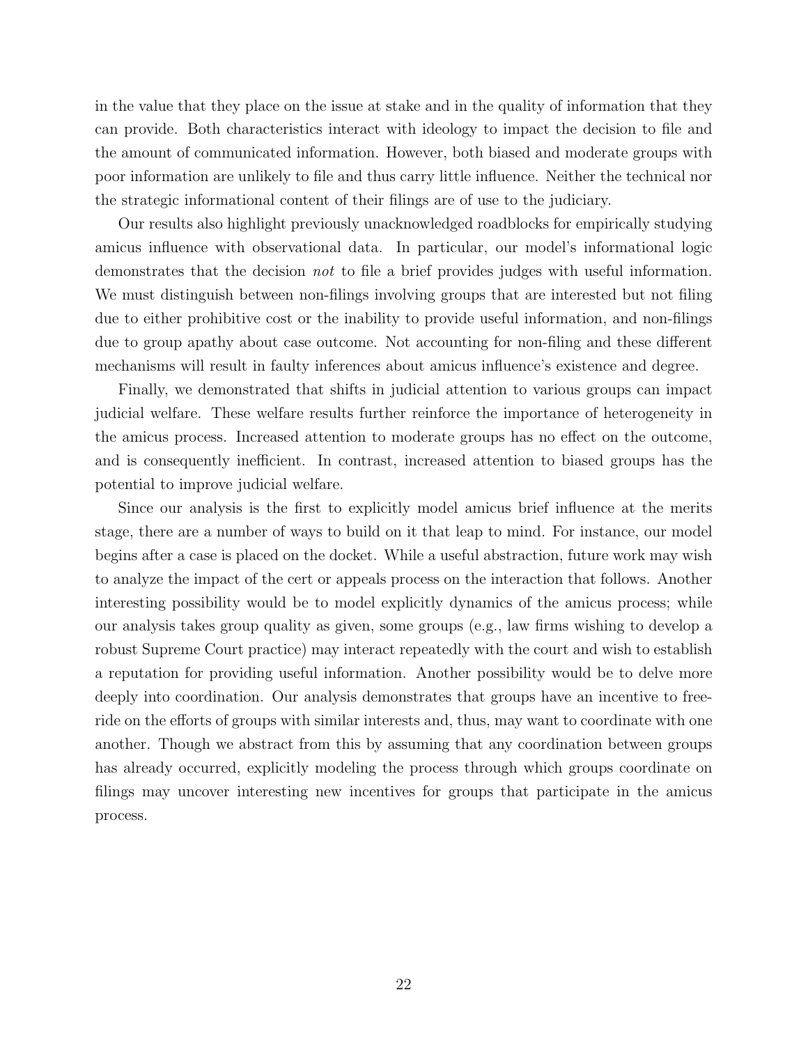in the value that they place on the issue at stake and in the quality of information that they can provide. Both characteristics interact with ideology to impact the decision to file and the amount of communicated information. However, both biased and moderate groups with poor information are unlikely to file and thus carry little influence. Neither the technical nor the strategic informational content of their filings are of use to the judiciary.

Our results also highlight previously unacknowledged roadblocks for empirically studying amicus influence with observational data. In particular, our model's informational logic demonstrates that the decision *not* to file a brief provides judges with useful information. We must distinguish between non-filings involving groups that are interested but not filing due to either prohibitive cost or the inability to provide useful information, and non-filings due to group apathy about case outcome. Not accounting for non-filing and these different mechanisms will result in faulty inferences about amicus influence's existence and degree.

Finally, we demonstrated that shifts in judicial attention to various groups can impact judicial welfare. These welfare results further reinforce the importance of heterogeneity in the amicus process. Increased attention to moderate groups has no effect on the outcome, and is consequently inefficient. In contrast, increased attention to biased groups has the potential to improve judicial welfare.

Since our analysis is the first to explicitly model amicus brief influence at the merits stage, there are a number of ways to build on it that leap to mind. For instance, our model begins after a case is placed on the docket. While a useful abstraction, future work may wish to analyze the impact of the cert or appeals process on the interaction that follows. Another interesting possibility would be to model explicitly dynamics of the amicus process; while our analysis takes group quality as given, some groups (e.g., law firms wishing to develop a robust Supreme Court practice) may interact repeatedly with the court and wish to establish a reputation for providing useful information. Another possibility would be to delve more deeply into coordination. Our analysis demonstrates that groups have an incentive to free-ride on the efforts of groups with similar interests and, thus, may want to coordinate with one another. Though we abstract from this by assuming that any coordination between groups has already occurred, explicitly modeling the process through which groups coordinate on filings may uncover interesting new incentives for groups that participate in the amicus process.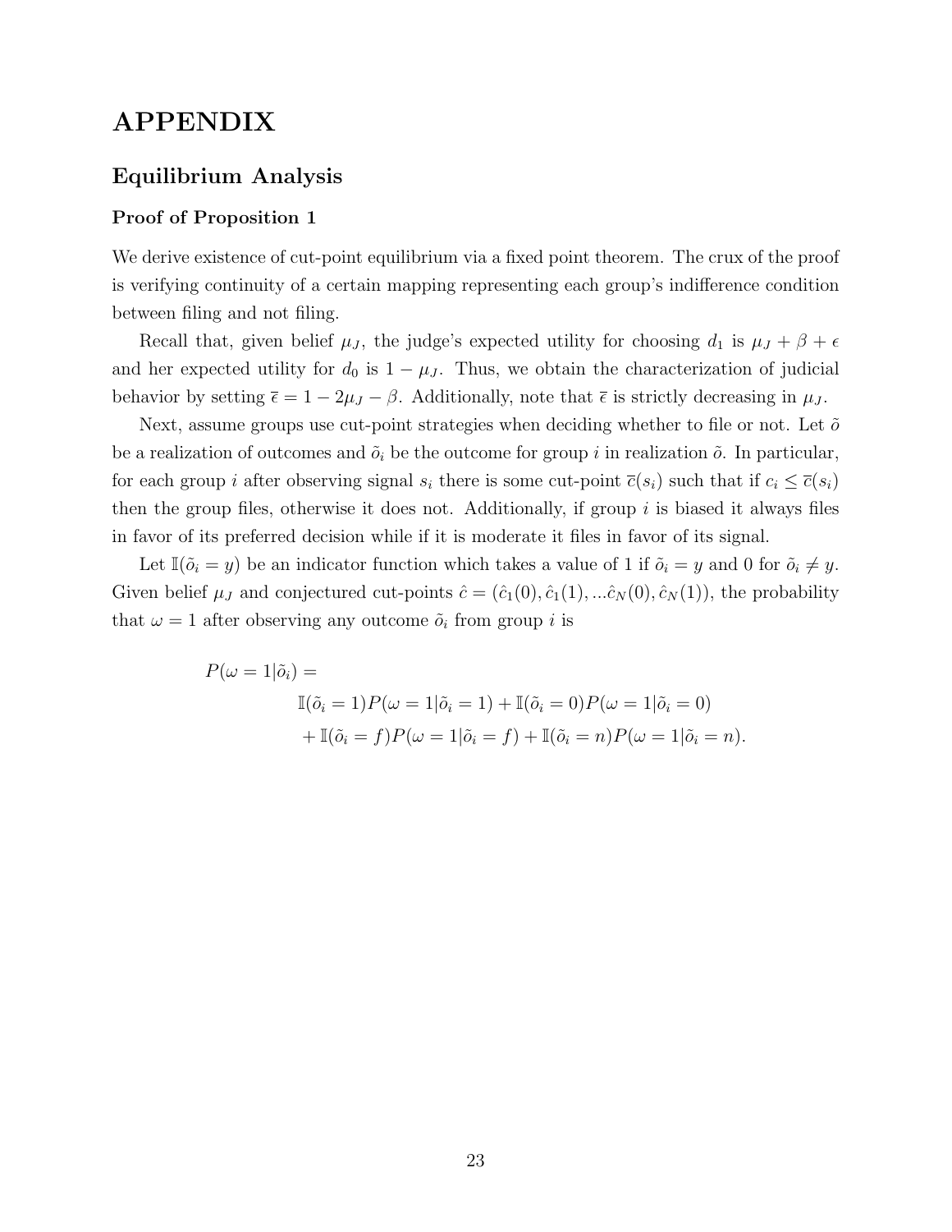# APPENDIX

## Equilibrium Analysis

### Proof of Proposition 1

We derive existence of cut-point equilibrium via a fixed point theorem. The crux of the proof is verifying continuity of a certain mapping representing each group's indifference condition between filing and not filing.

Recall that, given belief $\mu_J$, the judge's expected utility for choosing $d_1$ is $\mu_J + \beta + \epsilon$ and her expected utility for $d_0$ is $1 - \mu_J$. Thus, we obtain the characterization of judicial behavior by setting $\bar{\epsilon} = 1 - 2\mu_J - \beta$. Additionally, note that $\bar{\epsilon}$ is strictly decreasing in $\mu_J$.

Next, assume groups use cut-point strategies when deciding whether to file or not. Let $\tilde{o}$ be a realization of outcomes and $\tilde{o}_i$ be the outcome for group $i$ in realization $\tilde{o}$. In particular, for each group $i$ after observing signal $s_i$ there is some cut-point $\bar{c}(s_i)$ such that if $c_i \leq \bar{c}(s_i)$ then the group files, otherwise it does not. Additionally, if group $i$ is biased it always files in favor of its preferred decision while if it is moderate it files in favor of its signal.

Let $\mathbb{I}(\tilde{o}_i = y)$ be an indicator function which takes a value of 1 if $\tilde{o}_i = y$ and 0 for $\tilde{o}_i \neq y$. Given belief $\mu_J$ and conjectured cut-points $\hat{c} = (\hat{c}_1(0), \hat{c}_1(1), ...\hat{c}_N(0), \hat{c}_N(1))$, the probability that $\omega = 1$ after observing any outcome $\tilde{o}_i$ from group $i$ is

$$
\begin{aligned}
&P(\omega = 1|\tilde{o}_i) = \\
&\qquad \mathbb{I}(\tilde{o}_i = 1)P(\omega = 1|\tilde{o}_i = 1) + \mathbb{I}(\tilde{o}_i = 0)P(\omega = 1|\tilde{o}_i = 0) \\
&\qquad + \mathbb{I}(\tilde{o}_i = f)P(\omega = 1|\tilde{o}_i = f) + \mathbb{I}(\tilde{o}_i = n)P(\omega = 1|\tilde{o}_i = n).
\end{aligned}
$$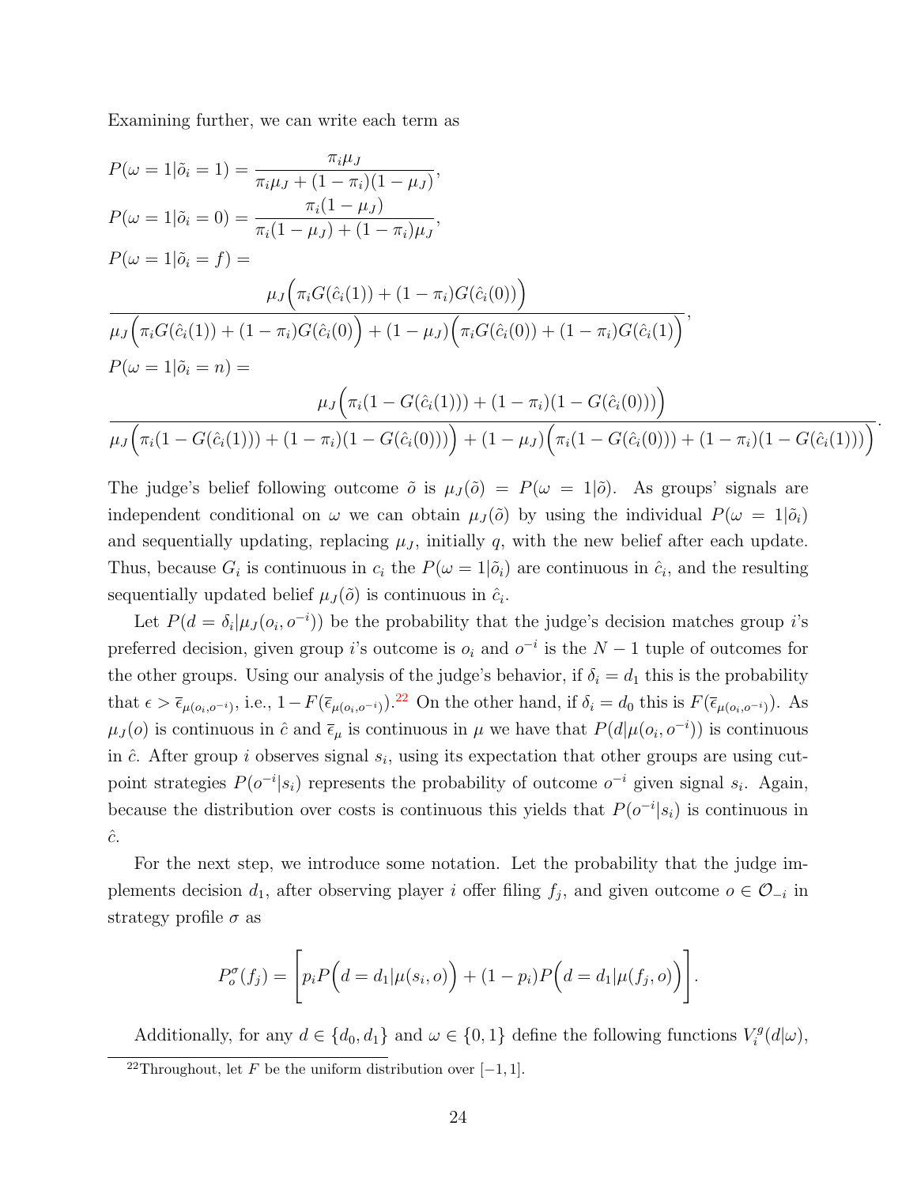Examining further, we can write each term as

$$P(\omega = 1|\tilde{o}_i = 1) = \frac{\pi_i \mu_J}{\pi_i \mu_J + (1-\pi_i)(1-\mu_J)},$$

$$P(\omega = 1|\tilde{o}_i = 0) = \frac{\pi_i(1-\mu_J)}{\pi_i(1-\mu_J) + (1-\pi_i)\mu_J},$$

$$P(\omega = 1|\tilde{o}_i = f) = \frac{\mu_J\Big(\pi_i G(\hat{c}_i(1)) + (1-\pi_i)G(\hat{c}_i(0))\Big)}{\mu_J\Big(\pi_i G(\hat{c}_i(1)) + (1-\pi_i)G(\hat{c}_i(0)\Big) + (1-\mu_J)\Big(\pi_i G(\hat{c}_i(0)) + (1-\pi_i)G(\hat{c}_i(1)\Big)},$$

$$P(\omega = 1|\tilde{o}_i = n) = \frac{\mu_J\Big(\pi_i(1-G(\hat{c}_i(1))) + (1-\pi_i)(1-G(\hat{c}_i(0)))\Big)}{\mu_J\Big(\pi_i(1-G(\hat{c}_i(1))) + (1-\pi_i)(1-G(\hat{c}_i(0)))\Big) + (1-\mu_J)\Big(\pi_i(1-G(\hat{c}_i(0))) + (1-\pi_i)(1-G(\hat{c}_i(1)))\Big)}.$$

The judge's belief following outcome $\tilde{o}$ is $\mu_J(\tilde{o}) = P(\omega = 1|\tilde{o})$. As groups' signals are independent conditional on $\omega$ we can obtain $\mu_J(\tilde{o})$ by using the individual $P(\omega = 1|\tilde{o}_i)$ and sequentially updating, replacing $\mu_J$, initially $q$, with the new belief after each update. Thus, because $G_i$ is continuous in $c_i$ the $P(\omega = 1|\tilde{o}_i)$ are continuous in $\hat{c}_i$, and the resulting sequentially updated belief $\mu_J(\tilde{o})$ is continuous in $\hat{c}_i$.

Let $P(d = \delta_i|\mu_J(o_i, o^{-i}))$ be the probability that the judge's decision matches group $i$'s preferred decision, given group $i$'s outcome is $o_i$ and $o^{-i}$ is the $N-1$ tuple of outcomes for the other groups. Using our analysis of the judge's behavior, if $\delta_i = d_1$ this is the probability that $\epsilon > \overline{\epsilon}_{\mu(o_i,o^{-i})}$, i.e., $1 - F(\overline{\epsilon}_{\mu(o_i,o^{-i})})$.[22] On the other hand, if $\delta_i = d_0$ this is $F(\overline{\epsilon}_{\mu(o_i,o^{-i})})$. As $\mu_J(o)$ is continuous in $\hat{c}$ and $\overline{\epsilon}_\mu$ is continuous in $\mu$ we have that $P(d|\mu(o_i, o^{-i}))$ is continuous in $\hat{c}$. After group $i$ observes signal $s_i$, using its expectation that other groups are using cut-point strategies $P(o^{-i}|s_i)$ represents the probability of outcome $o^{-i}$ given signal $s_i$. Again, because the distribution over costs is continuous this yields that $P(o^{-i}|s_i)$ is continuous in $\hat{c}$.

For the next step, we introduce some notation. Let the probability that the judge implements decision $d_1$, after observing player $i$ offer filing $f_j$, and given outcome $o \in \mathcal{O}_{-i}$ in strategy profile $\sigma$ as

$$P_o^\sigma(f_j) = \left[p_i P\Big(d = d_1|\mu(s_i, o)\Big) + (1-p_i)P\Big(d = d_1|\mu(f_j, o)\Big)\right].$$

Additionally, for any $d \in \{d_0, d_1\}$ and $\omega \in \{0, 1\}$ define the following functions $V_i^g(d|\omega)$,

[22] Throughout, let $F$ be the uniform distribution over $[-1, 1]$.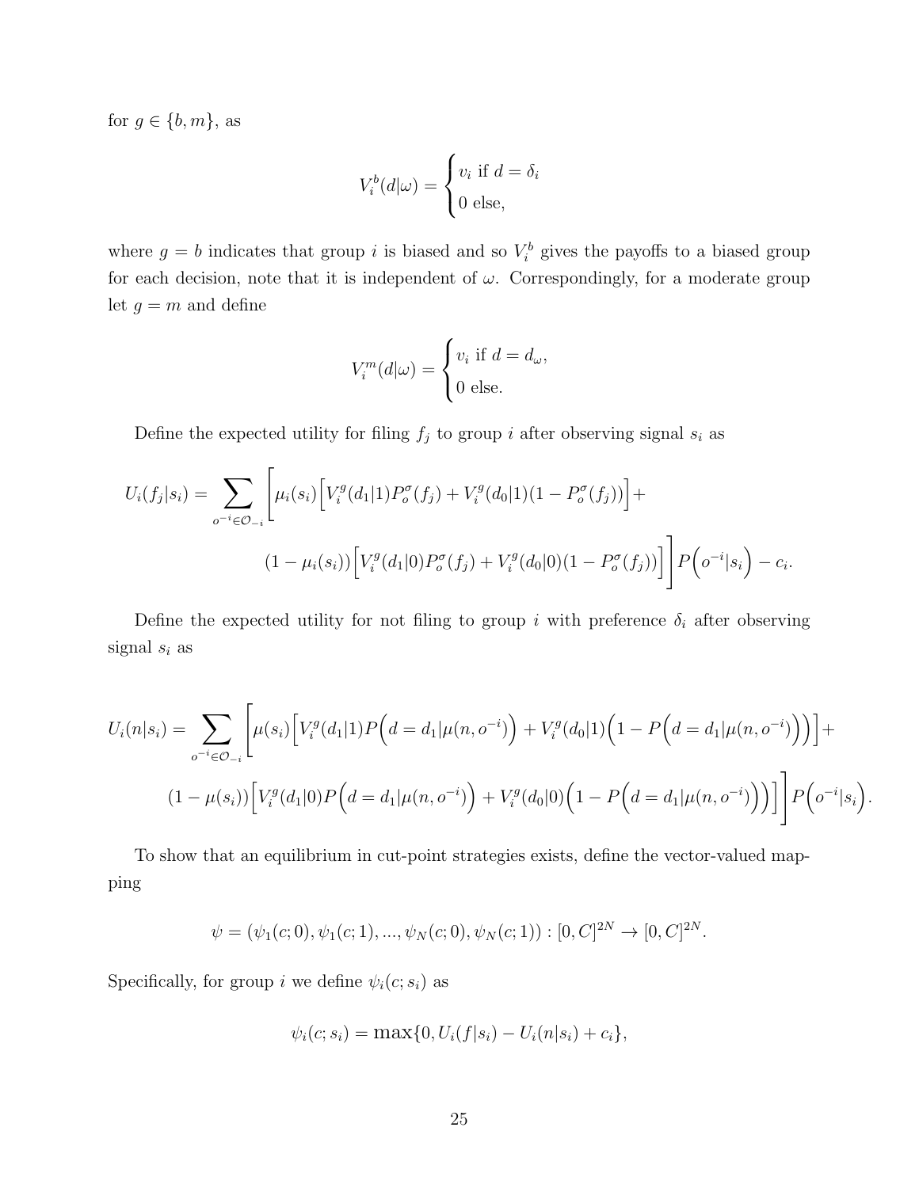for $g \in \{b, m\}$, as

$$V_i^b(d|\omega) = \begin{cases} v_i \text{ if } d = \delta_i \\ 0 \text{ else,} \end{cases}$$

where $g = b$ indicates that group $i$ is biased and so $V_i^b$ gives the payoffs to a biased group for each decision, note that it is independent of $\omega$. Correspondingly, for a moderate group let $g = m$ and define

$$V_i^m(d|\omega) = \begin{cases} v_i \text{ if } d = d_\omega, \\ 0 \text{ else.} \end{cases}$$

Define the expected utility for filing $f_j$ to group $i$ after observing signal $s_i$ as

$$U_i(f_j|s_i) = \sum_{o^{-i} \in \mathcal{O}_{-i}} \Bigg[ \mu_i(s_i) \Big[ V_i^g(d_1|1) P_o^\sigma(f_j) + V_i^g(d_0|1)(1 - P_o^\sigma(f_j)) \Big] + \\ (1 - \mu_i(s_i)) \Big[ V_i^g(d_1|0) P_o^\sigma(f_j) + V_i^g(d_0|0)(1 - P_o^\sigma(f_j)) \Big] \Bigg] P\Big(o^{-i}|s_i\Big) - c_i.$$

Define the expected utility for not filing to group $i$ with preference $\delta_i$ after observing signal $s_i$ as

$$U_i(n|s_i) = \sum_{o^{-i} \in \mathcal{O}_{-i}} \Bigg[ \mu(s_i) \Big[ V_i^g(d_1|1) P\Big(d = d_1 | \mu(n, o^{-i})\Big) + V_i^g(d_0|1)\Big(1 - P\Big(d = d_1 | \mu(n, o^{-i})\Big)\Big) \Big] + \\ (1 - \mu(s_i)) \Big[ V_i^g(d_1|0) P\Big(d = d_1 | \mu(n, o^{-i})\Big) + V_i^g(d_0|0)\Big(1 - P\Big(d = d_1 | \mu(n, o^{-i})\Big)\Big) \Big] \Bigg] P\Big(o^{-i}|s_i\Big).$$

To show that an equilibrium in cut-point strategies exists, define the vector-valued mapping

$$\psi = (\psi_1(c; 0), \psi_1(c; 1), ..., \psi_N(c; 0), \psi_N(c; 1)) : [0, C]^{2N} \to [0, C]^{2N}.$$

Specifically, for group $i$ we define $\psi_i(c; s_i)$ as

$$\psi_i(c; s_i) = \max\{0, U_i(f|s_i) - U_i(n|s_i) + c_i\},$$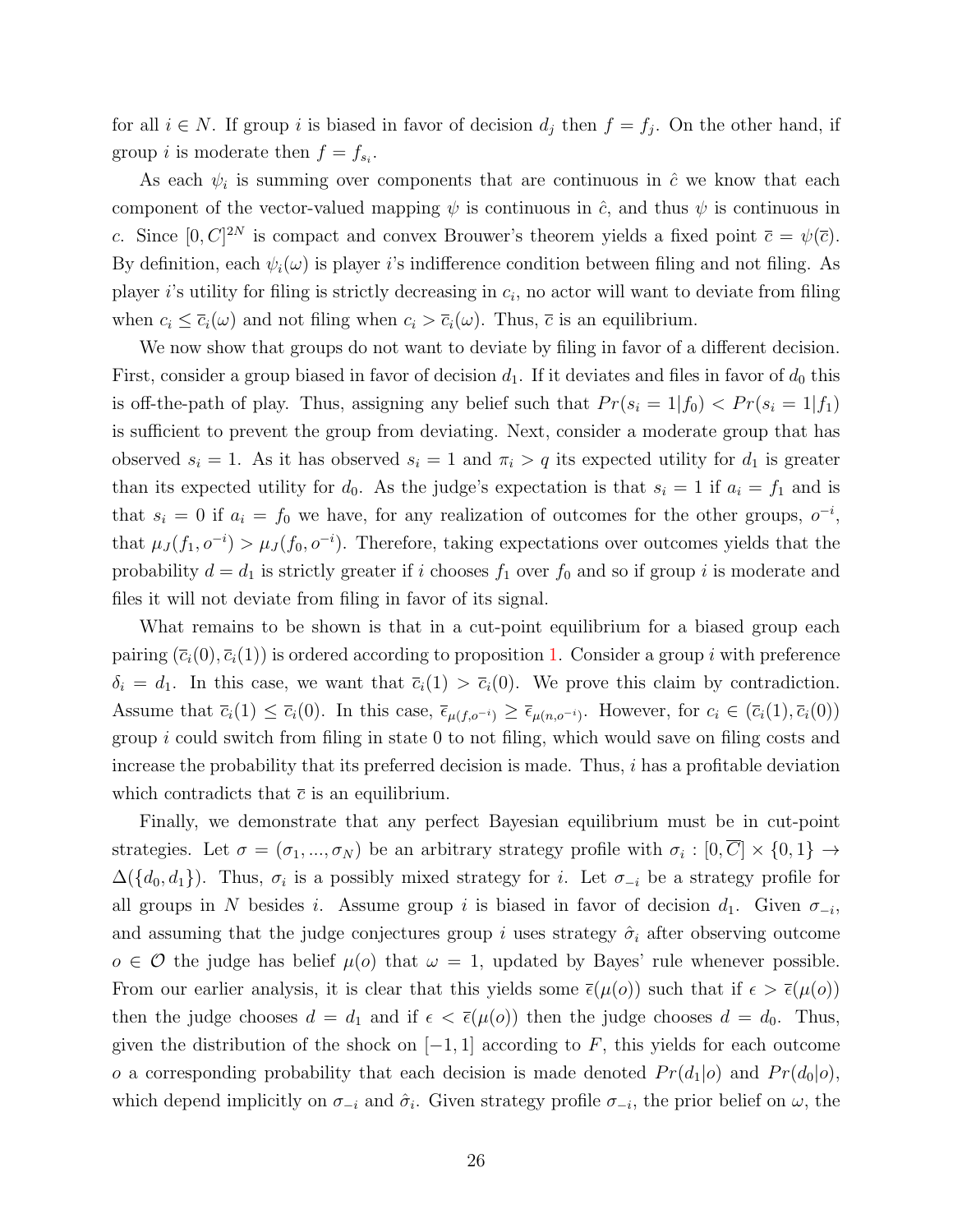for all $i \in N$. If group $i$ is biased in favor of decision $d_j$ then $f = f_j$. On the other hand, if group $i$ is moderate then $f = f_{s_i}$.

As each $\psi_i$ is summing over components that are continuous in $\hat{c}$ we know that each component of the vector-valued mapping $\psi$ is continuous in $\hat{c}$, and thus $\psi$ is continuous in $c$. Since $[0, C]^{2N}$ is compact and convex Brouwer's theorem yields a fixed point $\bar{c} = \psi(\bar{c})$. By definition, each $\psi_i(\omega)$ is player $i$'s indifference condition between filing and not filing. As player $i$'s utility for filing is strictly decreasing in $c_i$, no actor will want to deviate from filing when $c_i \leq \bar{c}_i(\omega)$ and not filing when $c_i > \bar{c}_i(\omega)$. Thus, $\bar{c}$ is an equilibrium.

We now show that groups do not want to deviate by filing in favor of a different decision. First, consider a group biased in favor of decision $d_1$. If it deviates and files in favor of $d_0$ this is off-the-path of play. Thus, assigning any belief such that $Pr(s_i = 1|f_0) < Pr(s_i = 1|f_1)$ is sufficient to prevent the group from deviating. Next, consider a moderate group that has observed $s_i = 1$. As it has observed $s_i = 1$ and $\pi_i > q$ its expected utility for $d_1$ is greater than its expected utility for $d_0$. As the judge's expectation is that $s_i = 1$ if $a_i = f_1$ and is that $s_i = 0$ if $a_i = f_0$ we have, for any realization of outcomes for the other groups, $o^{-i}$, that $\mu_J(f_1, o^{-i}) > \mu_J(f_0, o^{-i})$. Therefore, taking expectations over outcomes yields that the probability $d = d_1$ is strictly greater if $i$ chooses $f_1$ over $f_0$ and so if group $i$ is moderate and files it will not deviate from filing in favor of its signal.

What remains to be shown is that in a cut-point equilibrium for a biased group each pairing $(\bar{c}_i(0), \bar{c}_i(1))$ is ordered according to proposition 1. Consider a group $i$ with preference $\delta_i = d_1$. In this case, we want that $\bar{c}_i(1) > \bar{c}_i(0)$. We prove this claim by contradiction. Assume that $\bar{c}_i(1) \leq \bar{c}_i(0)$. In this case, $\bar{\epsilon}_{\mu(f,o^{-i})} \geq \bar{\epsilon}_{\mu(n,o^{-i})}$. However, for $c_i \in (\bar{c}_i(1), \bar{c}_i(0))$ group $i$ could switch from filing in state 0 to not filing, which would save on filing costs and increase the probability that its preferred decision is made. Thus, $i$ has a profitable deviation which contradicts that $\bar{c}$ is an equilibrium.

Finally, we demonstrate that any perfect Bayesian equilibrium must be in cut-point strategies. Let $\sigma = (\sigma_1, ..., \sigma_N)$ be an arbitrary strategy profile with $\sigma_i : [0, \overline{C}] \times \{0, 1\} \rightarrow \Delta(\{d_0, d_1\})$. Thus, $\sigma_i$ is a possibly mixed strategy for $i$. Let $\sigma_{-i}$ be a strategy profile for all groups in $N$ besides $i$. Assume group $i$ is biased in favor of decision $d_1$. Given $\sigma_{-i}$, and assuming that the judge conjectures group $i$ uses strategy $\hat{\sigma}_i$ after observing outcome $o \in \mathcal{O}$ the judge has belief $\mu(o)$ that $\omega = 1$, updated by Bayes' rule whenever possible. From our earlier analysis, it is clear that this yields some $\bar{\epsilon}(\mu(o))$ such that if $\epsilon > \bar{\epsilon}(\mu(o))$ then the judge chooses $d = d_1$ and if $\epsilon < \bar{\epsilon}(\mu(o))$ then the judge chooses $d = d_0$. Thus, given the distribution of the shock on $[-1, 1]$ according to $F$, this yields for each outcome $o$ a corresponding probability that each decision is made denoted $Pr(d_1|o)$ and $Pr(d_0|o)$, which depend implicitly on $\sigma_{-i}$ and $\hat{\sigma}_i$. Given strategy profile $\sigma_{-i}$, the prior belief on $\omega$, the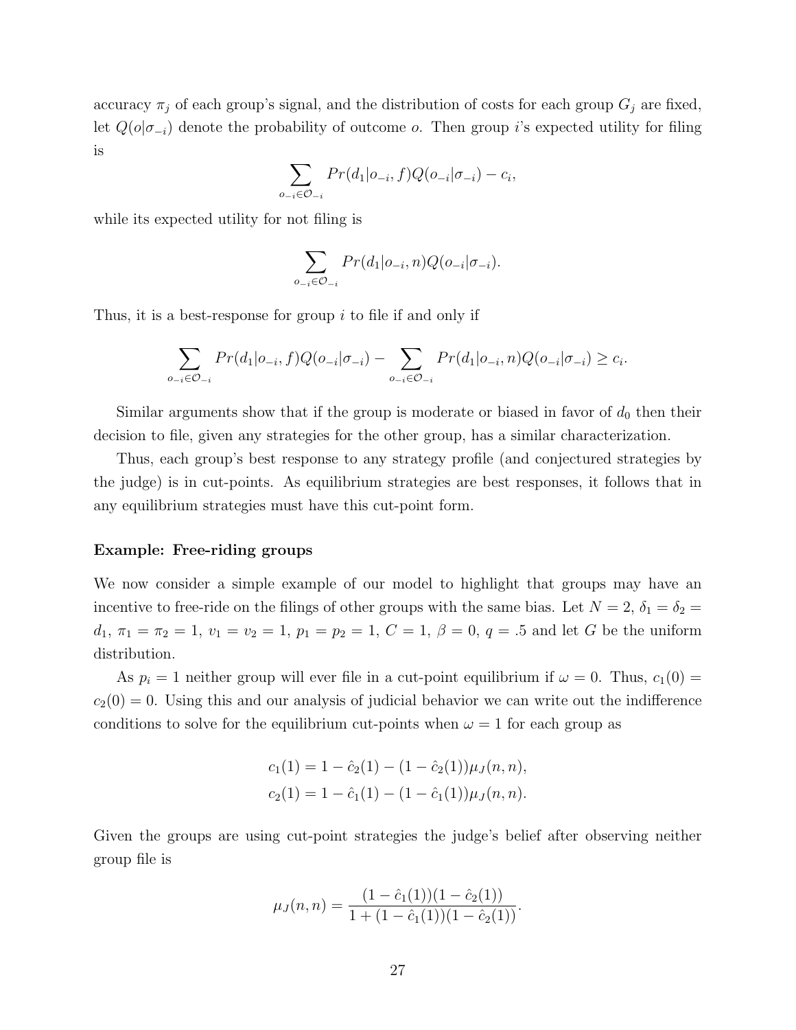accuracy $\pi_j$ of each group's signal, and the distribution of costs for each group $G_j$ are fixed, let $Q(o|\sigma_{-i})$ denote the probability of outcome $o$. Then group $i$'s expected utility for filing is

$$\sum_{o_{-i} \in \mathcal{O}_{-i}} Pr(d_1|o_{-i}, f)Q(o_{-i}|\sigma_{-i}) - c_i,$$

while its expected utility for not filing is

$$\sum_{o_{-i} \in \mathcal{O}_{-i}} Pr(d_1|o_{-i}, n)Q(o_{-i}|\sigma_{-i}).$$

Thus, it is a best-response for group $i$ to file if and only if

$$\sum_{o_{-i} \in \mathcal{O}_{-i}} Pr(d_1|o_{-i}, f)Q(o_{-i}|\sigma_{-i}) - \sum_{o_{-i} \in \mathcal{O}_{-i}} Pr(d_1|o_{-i}, n)Q(o_{-i}|\sigma_{-i}) \geq c_i.$$

Similar arguments show that if the group is moderate or biased in favor of $d_0$ then their decision to file, given any strategies for the other group, has a similar characterization.

Thus, each group's best response to any strategy profile (and conjectured strategies by the judge) is in cut-points. As equilibrium strategies are best responses, it follows that in any equilibrium strategies must have this cut-point form.

**Example: Free-riding groups**

We now consider a simple example of our model to highlight that groups may have an incentive to free-ride on the filings of other groups with the same bias. Let $N = 2$, $\delta_1 = \delta_2 = d_1$, $\pi_1 = \pi_2 = 1$, $v_1 = v_2 = 1$, $p_1 = p_2 = 1$, $C = 1$, $\beta = 0$, $q = .5$ and let $G$ be the uniform distribution.

As $p_i = 1$ neither group will ever file in a cut-point equilibrium if $\omega = 0$. Thus, $c_1(0) = c_2(0) = 0$. Using this and our analysis of judicial behavior we can write out the indifference conditions to solve for the equilibrium cut-points when $\omega = 1$ for each group as

$$c_1(1) = 1 - \hat{c}_2(1) - (1 - \hat{c}_2(1))\mu_J(n, n),$$
$$c_2(1) = 1 - \hat{c}_1(1) - (1 - \hat{c}_1(1))\mu_J(n, n).$$

Given the groups are using cut-point strategies the judge's belief after observing neither group file is

$$\mu_J(n, n) = \frac{(1 - \hat{c}_1(1))(1 - \hat{c}_2(1))}{1 + (1 - \hat{c}_1(1))(1 - \hat{c}_2(1))}.$$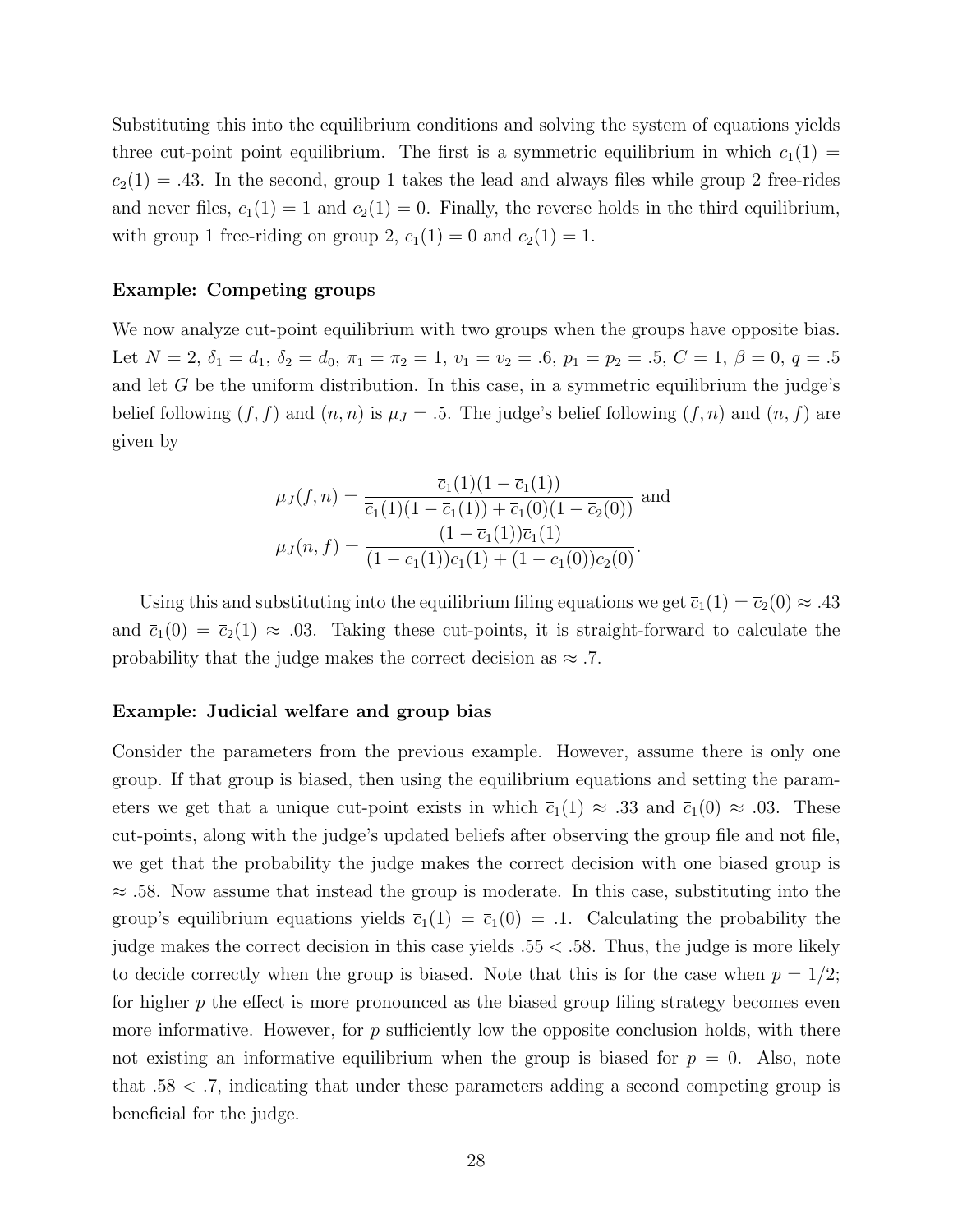Substituting this into the equilibrium conditions and solving the system of equations yields three cut-point point equilibrium. The first is a symmetric equilibrium in which $c_1(1) = c_2(1) = .43$. In the second, group 1 takes the lead and always files while group 2 free-rides and never files, $c_1(1) = 1$ and $c_2(1) = 0$. Finally, the reverse holds in the third equilibrium, with group 1 free-riding on group 2, $c_1(1) = 0$ and $c_2(1) = 1$.

**Example: Competing groups**

We now analyze cut-point equilibrium with two groups when the groups have opposite bias. Let $N = 2$, $\delta_1 = d_1$, $\delta_2 = d_0$, $\pi_1 = \pi_2 = 1$, $v_1 = v_2 = .6$, $p_1 = p_2 = .5$, $C = 1$, $\beta = 0$, $q = .5$ and let $G$ be the uniform distribution. In this case, in a symmetric equilibrium the judge's belief following $(f, f)$ and $(n, n)$ is $\mu_J = .5$. The judge's belief following $(f, n)$ and $(n, f)$ are given by

$$\mu_J(f, n) = \frac{\bar{c}_1(1)(1 - \bar{c}_1(1))}{\bar{c}_1(1)(1 - \bar{c}_1(1)) + \bar{c}_1(0)(1 - \bar{c}_2(0))} \text{ and}$$
$$\mu_J(n, f) = \frac{(1 - \bar{c}_1(1))\bar{c}_1(1)}{(1 - \bar{c}_1(1))\bar{c}_1(1) + (1 - \bar{c}_1(0))\bar{c}_2(0)}.$$

Using this and substituting into the equilibrium filing equations we get $\bar{c}_1(1) = \bar{c}_2(0) \approx .43$ and $\bar{c}_1(0) = \bar{c}_2(1) \approx .03$. Taking these cut-points, it is straight-forward to calculate the probability that the judge makes the correct decision as $\approx .7$.

**Example: Judicial welfare and group bias**

Consider the parameters from the previous example. However, assume there is only one group. If that group is biased, then using the equilibrium equations and setting the parameters we get that a unique cut-point exists in which $\bar{c}_1(1) \approx .33$ and $\bar{c}_1(0) \approx .03$. These cut-points, along with the judge's updated beliefs after observing the group file and not file, we get that the probability the judge makes the correct decision with one biased group is $\approx .58$. Now assume that instead the group is moderate. In this case, substituting into the group's equilibrium equations yields $\bar{c}_1(1) = \bar{c}_1(0) = .1$. Calculating the probability the judge makes the correct decision in this case yields $.55 < .58$. Thus, the judge is more likely to decide correctly when the group is biased. Note that this is for the case when $p = 1/2$; for higher $p$ the effect is more pronounced as the biased group filing strategy becomes even more informative. However, for $p$ sufficiently low the opposite conclusion holds, with there not existing an informative equilibrium when the group is biased for $p = 0$. Also, note that $.58 < .7$, indicating that under these parameters adding a second competing group is beneficial for the judge.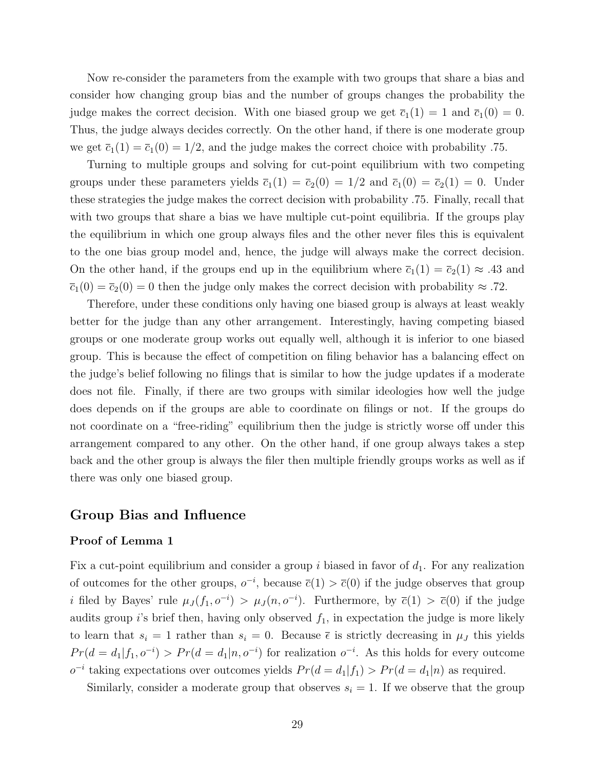Now re-consider the parameters from the example with two groups that share a bias and consider how changing group bias and the number of groups changes the probability the judge makes the correct decision. With one biased group we get $\bar{c}_1(1) = 1$ and $\bar{c}_1(0) = 0$. Thus, the judge always decides correctly. On the other hand, if there is one moderate group we get $\bar{c}_1(1) = \bar{c}_1(0) = 1/2$, and the judge makes the correct choice with probability .75.

Turning to multiple groups and solving for cut-point equilibrium with two competing groups under these parameters yields $\bar{c}_1(1) = \bar{c}_2(0) = 1/2$ and $\bar{c}_1(0) = \bar{c}_2(1) = 0$. Under these strategies the judge makes the correct decision with probability .75. Finally, recall that with two groups that share a bias we have multiple cut-point equilibria. If the groups play the equilibrium in which one group always files and the other never files this is equivalent to the one bias group model and, hence, the judge will always make the correct decision. On the other hand, if the groups end up in the equilibrium where $\bar{c}_1(1) = \bar{c}_2(1) \approx .43$ and $\bar{c}_1(0) = \bar{c}_2(0) = 0$ then the judge only makes the correct decision with probability $\approx .72$.

Therefore, under these conditions only having one biased group is always at least weakly better for the judge than any other arrangement. Interestingly, having competing biased groups or one moderate group works out equally well, although it is inferior to one biased group. This is because the effect of competition on filing behavior has a balancing effect on the judge's belief following no filings that is similar to how the judge updates if a moderate does not file. Finally, if there are two groups with similar ideologies how well the judge does depends on if the groups are able to coordinate on filings or not. If the groups do not coordinate on a "free-riding" equilibrium then the judge is strictly worse off under this arrangement compared to any other. On the other hand, if one group always takes a step back and the other group is always the filer then multiple friendly groups works as well as if there was only one biased group.

## Group Bias and Influence

### Proof of Lemma 1

Fix a cut-point equilibrium and consider a group $i$ biased in favor of $d_1$. For any realization of outcomes for the other groups, $o^{-i}$, because $\bar{c}(1) > \bar{c}(0)$ if the judge observes that group $i$ filed by Bayes' rule $\mu_J(f_1, o^{-i}) > \mu_J(n, o^{-i})$. Furthermore, by $\bar{c}(1) > \bar{c}(0)$ if the judge audits group $i$'s brief then, having only observed $f_1$, in expectation the judge is more likely to learn that $s_i = 1$ rather than $s_i = 0$. Because $\bar{\epsilon}$ is strictly decreasing in $\mu_J$ this yields $Pr(d = d_1|f_1, o^{-i}) > Pr(d = d_1|n, o^{-i})$ for realization $o^{-i}$. As this holds for every outcome $o^{-i}$ taking expectations over outcomes yields $Pr(d = d_1|f_1) > Pr(d = d_1|n)$ as required.

Similarly, consider a moderate group that observes $s_i = 1$. If we observe that the group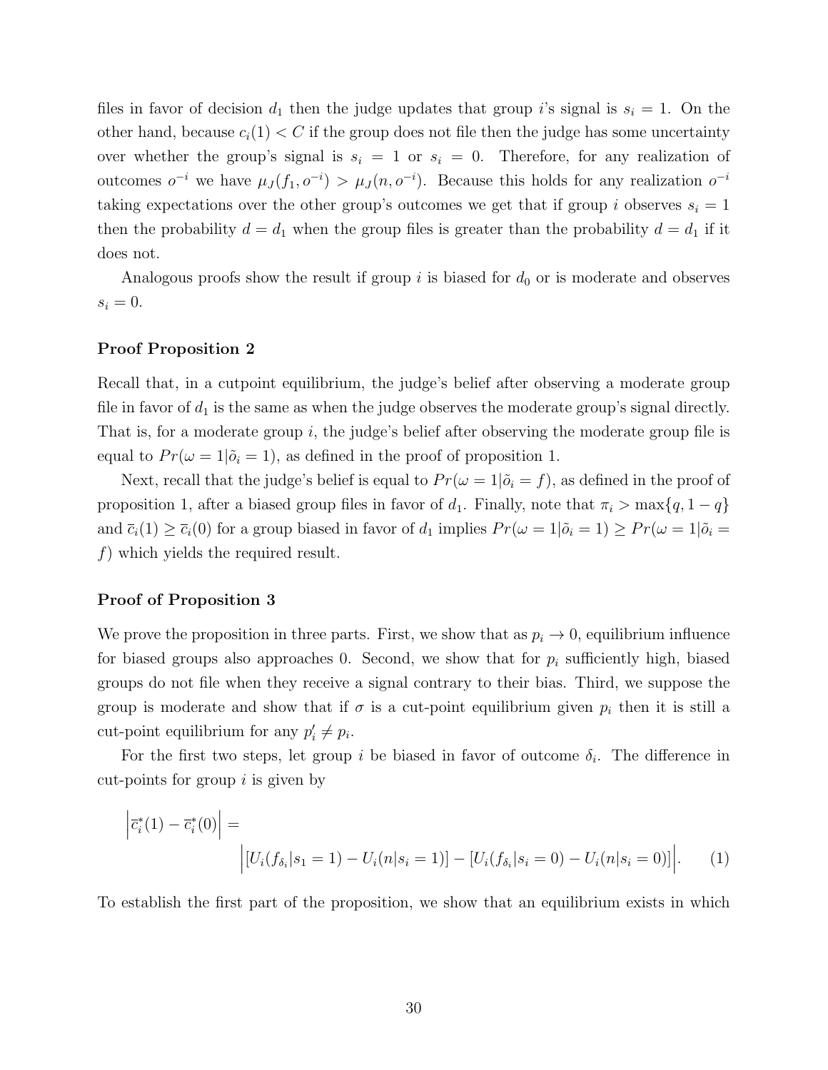files in favor of decision $d_1$ then the judge updates that group $i$'s signal is $s_i = 1$. On the other hand, because $c_i(1) < C$ if the group does not file then the judge has some uncertainty over whether the group's signal is $s_i = 1$ or $s_i = 0$. Therefore, for any realization of outcomes $o^{-i}$ we have $\mu_J(f_1, o^{-i}) > \mu_J(n, o^{-i})$. Because this holds for any realization $o^{-i}$ taking expectations over the other group's outcomes we get that if group $i$ observes $s_i = 1$ then the probability $d = d_1$ when the group files is greater than the probability $d = d_1$ if it does not.

Analogous proofs show the result if group $i$ is biased for $d_0$ or is moderate and observes $s_i = 0$.

### Proof Proposition 2

Recall that, in a cutpoint equilibrium, the judge's belief after observing a moderate group file in favor of $d_1$ is the same as when the judge observes the moderate group's signal directly. That is, for a moderate group $i$, the judge's belief after observing the moderate group file is equal to $Pr(\omega = 1|\tilde{o}_i = 1)$, as defined in the proof of proposition 1.

Next, recall that the judge's belief is equal to $Pr(\omega = 1|\tilde{o}_i = f)$, as defined in the proof of proposition 1, after a biased group files in favor of $d_1$. Finally, note that $\pi_i > \max\{q, 1-q\}$ and $\bar{c}_i(1) \geq \bar{c}_i(0)$ for a group biased in favor of $d_1$ implies $Pr(\omega = 1|\tilde{o}_i = 1) \geq Pr(\omega = 1|\tilde{o}_i = f)$ which yields the required result.

### Proof of Proposition 3

We prove the proposition in three parts. First, we show that as $p_i \to 0$, equilibrium influence for biased groups also approaches 0. Second, we show that for $p_i$ sufficiently high, biased groups do not file when they receive a signal contrary to their bias. Third, we suppose the group is moderate and show that if $\sigma$ is a cut-point equilibrium given $p_i$ then it is still a cut-point equilibrium for any $p_i' \neq p_i$.

For the first two steps, let group $i$ be biased in favor of outcome $\delta_i$. The difference in cut-points for group $i$ is given by

$$\left|\bar{c}_i^*(1) - \bar{c}_i^*(0)\right| = \left|[U_i(f_{\delta_i}|s_1 = 1) - U_i(n|s_i = 1)] - [U_i(f_{\delta_i}|s_i = 0) - U_i(n|s_i = 0)]\right|. \quad (1)$$

To establish the first part of the proposition, we show that an equilibrium exists in which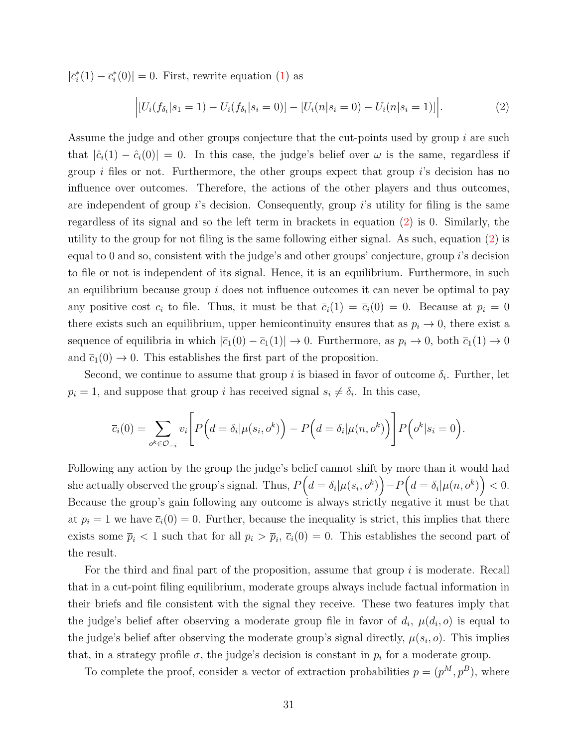$|\bar{c}^*_i(1) - \bar{c}^*_i(0)| = 0$. First, rewrite equation (1) as

$$\Big|[U_i(f_{\delta_i}|s_1 = 1) - U_i(f_{\delta_i}|s_i = 0)] - [U_i(n|s_i = 0) - U_i(n|s_i = 1)]\Big|. \tag{2}$$

Assume the judge and other groups conjecture that the cut-points used by group $i$ are such that $|\hat{c}_i(1) - \hat{c}_i(0)| = 0$. In this case, the judge's belief over $\omega$ is the same, regardless if group $i$ files or not. Furthermore, the other groups expect that group $i$'s decision has no influence over outcomes. Therefore, the actions of the other players and thus outcomes, are independent of group $i$'s decision. Consequently, group $i$'s utility for filing is the same regardless of its signal and so the left term in brackets in equation (2) is 0. Similarly, the utility to the group for not filing is the same following either signal. As such, equation (2) is equal to 0 and so, consistent with the judge's and other groups' conjecture, group $i$'s decision to file or not is independent of its signal. Hence, it is an equilibrium. Furthermore, in such an equilibrium because group $i$ does not influence outcomes it can never be optimal to pay any positive cost $c_i$ to file. Thus, it must be that $\bar{c}_i(1) = \bar{c}_i(0) = 0$. Because at $p_i = 0$ there exists such an equilibrium, upper hemicontinuity ensures that as $p_i \to 0$, there exist a sequence of equilibria in which $|\bar{c}_1(0) - \bar{c}_1(1)| \to 0$. Furthermore, as $p_i \to 0$, both $\bar{c}_1(1) \to 0$ and $\bar{c}_1(0) \to 0$. This establishes the first part of the proposition.

Second, we continue to assume that group $i$ is biased in favor of outcome $\delta_i$. Further, let $p_i = 1$, and suppose that group $i$ has received signal $s_i \neq \delta_i$. In this case,

$$\bar{c}_i(0) = \sum_{o^k \in \mathcal{O}_{-i}} v_i \left[ P\Big(d = \delta_i | \mu(s_i, o^k)\Big) - P\Big(d = \delta_i | \mu(n, o^k)\Big) \right] P\Big(o^k | s_i = 0\Big).$$

Following any action by the group the judge's belief cannot shift by more than it would had she actually observed the group's signal. Thus, $P\Big(d = \delta_i | \mu(s_i, o^k)\Big) - P\Big(d = \delta_i | \mu(n, o^k)\Big) < 0$. Because the group's gain following any outcome is always strictly negative it must be that at $p_i = 1$ we have $\bar{c}_i(0) = 0$. Further, because the inequality is strict, this implies that there exists some $\bar{p}_i < 1$ such that for all $p_i > \bar{p}_i$, $\bar{c}_i(0) = 0$. This establishes the second part of the result.

For the third and final part of the proposition, assume that group $i$ is moderate. Recall that in a cut-point filing equilibrium, moderate groups always include factual information in their briefs and file consistent with the signal they receive. These two features imply that the judge's belief after observing a moderate group file in favor of $d_i$, $\mu(d_i, o)$ is equal to the judge's belief after observing the moderate group's signal directly, $\mu(s_i, o)$. This implies that, in a strategy profile $\sigma$, the judge's decision is constant in $p_i$ for a moderate group.

To complete the proof, consider a vector of extraction probabilities $p = (p^M, p^B)$, where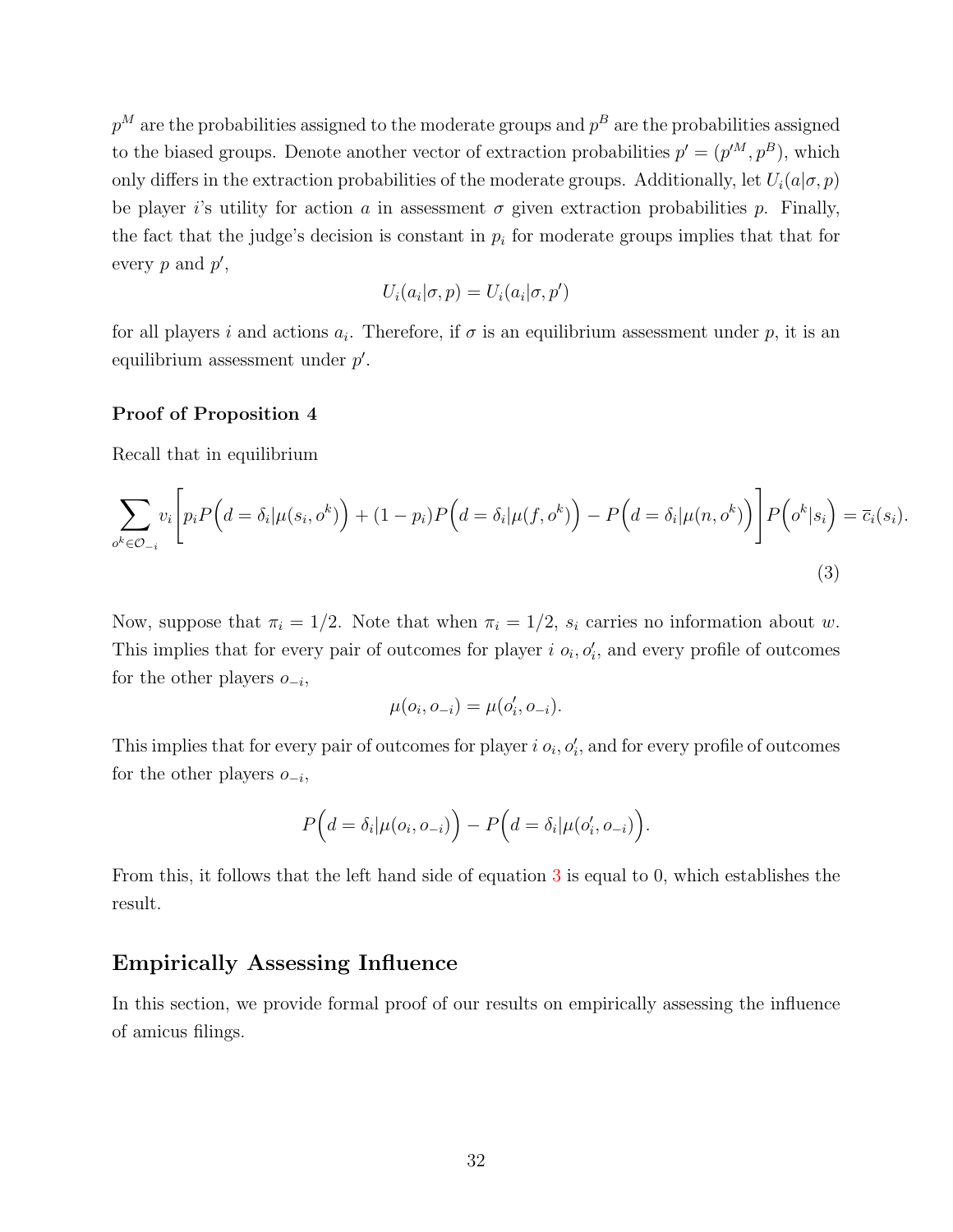$p^M$ are the probabilities assigned to the moderate groups and $p^B$ are the probabilities assigned to the biased groups. Denote another vector of extraction probabilities $p' = (p'^M, p^B)$, which only differs in the extraction probabilities of the moderate groups. Additionally, let $U_i(a|\sigma, p)$ be player $i$'s utility for action $a$ in assessment $\sigma$ given extraction probabilities $p$. Finally, the fact that the judge's decision is constant in $p_i$ for moderate groups implies that that for every $p$ and $p'$,

$$U_i(a_i|\sigma, p) = U_i(a_i|\sigma, p')$$

for all players $i$ and actions $a_i$. Therefore, if $\sigma$ is an equilibrium assessment under $p$, it is an equilibrium assessment under $p'$.

**Proof of Proposition 4**

Recall that in equilibrium

$$\sum_{o^k \in \mathcal{O}_{-i}} v_i \Bigg[ p_i P\Big(d = \delta_i | \mu(s_i, o^k)\Big) + (1 - p_i) P\Big(d = \delta_i | \mu(f, o^k)\Big) - P\Big(d = \delta_i | \mu(n, o^k)\Big) \Bigg] P\Big(o^k | s_i\Big) = \overline{c}_i(s_i). \tag{3}$$

Now, suppose that $\pi_i = 1/2$. Note that when $\pi_i = 1/2$, $s_i$ carries no information about $w$. This implies that for every pair of outcomes for player $i$ $o_i, o_i'$, and every profile of outcomes for the other players $o_{-i}$,

$$\mu(o_i, o_{-i}) = \mu(o_i', o_{-i}).$$

This implies that for every pair of outcomes for player $i$ $o_i, o_i'$, and for every profile of outcomes for the other players $o_{-i}$,

$$P\Big(d = \delta_i | \mu(o_i, o_{-i})\Big) - P\Big(d = \delta_i | \mu(o_i', o_{-i})\Big).$$

From this, it follows that the left hand side of equation 3 is equal to 0, which establishes the result.

## Empirically Assessing Influence

In this section, we provide formal proof of our results on empirically assessing the influence of amicus filings.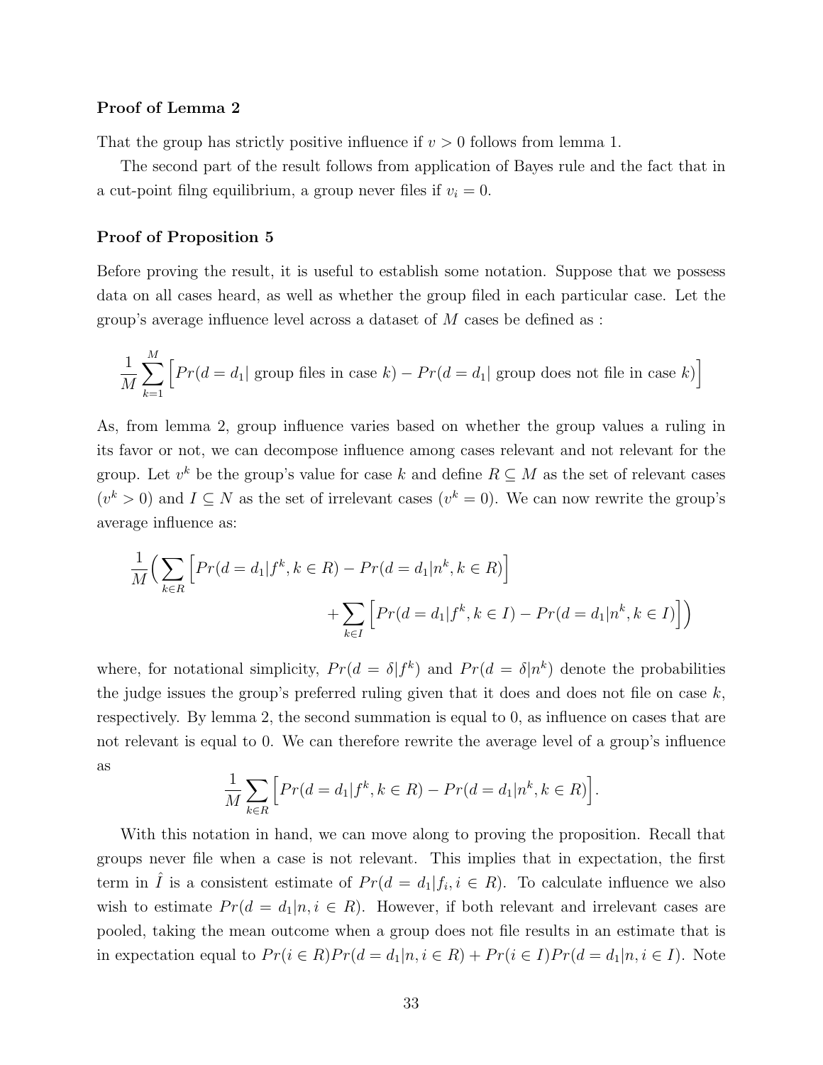**Proof of Lemma 2**

That the group has strictly positive influence if $v > 0$ follows from lemma 1.

The second part of the result follows from application of Bayes rule and the fact that in a cut-point filng equilibrium, a group never files if $v_i = 0$.

**Proof of Proposition 5**

Before proving the result, it is useful to establish some notation. Suppose that we possess data on all cases heard, as well as whether the group filed in each particular case. Let the group's average influence level across a dataset of $M$ cases be defined as :

$$\frac{1}{M}\sum_{k=1}^{M}\Big[Pr(d = d_1|\text{ group files in case } k) - Pr(d = d_1|\text{ group does not file in case } k)\Big]$$

As, from lemma 2, group influence varies based on whether the group values a ruling in its favor or not, we can decompose influence among cases relevant and not relevant for the group. Let $v^k$ be the group's value for case $k$ and define $R \subseteq M$ as the set of relevant cases ($v^k > 0$) and $I \subseteq N$ as the set of irrelevant cases ($v^k = 0$). We can now rewrite the group's average influence as:

$$\frac{1}{M}\Big(\sum_{k\in R}\Big[Pr(d = d_1|f^k, k \in R) - Pr(d = d_1|n^k, k \in R)\Big] + \sum_{k\in I}\Big[Pr(d = d_1|f^k, k \in I) - Pr(d = d_1|n^k, k \in I)\Big]\Big)$$

where, for notational simplicity, $Pr(d = \delta|f^k)$ and $Pr(d = \delta|n^k)$ denote the probabilities the judge issues the group's preferred ruling given that it does and does not file on case $k$, respectively. By lemma 2, the second summation is equal to 0, as influence on cases that are not relevant is equal to 0. We can therefore rewrite the average level of a group's influence as

$$\frac{1}{M}\sum_{k\in R}\Big[Pr(d = d_1|f^k, k \in R) - Pr(d = d_1|n^k, k \in R)\Big].$$

With this notation in hand, we can move along to proving the proposition. Recall that groups never file when a case is not relevant. This implies that in expectation, the first term in $\hat{I}$ is a consistent estimate of $Pr(d = d_1|f_i, i \in R)$. To calculate influence we also wish to estimate $Pr(d = d_1|n, i \in R)$. However, if both relevant and irrelevant cases are pooled, taking the mean outcome when a group does not file results in an estimate that is in expectation equal to $Pr(i \in R)Pr(d = d_1|n, i \in R) + Pr(i \in I)Pr(d = d_1|n, i \in I)$. Note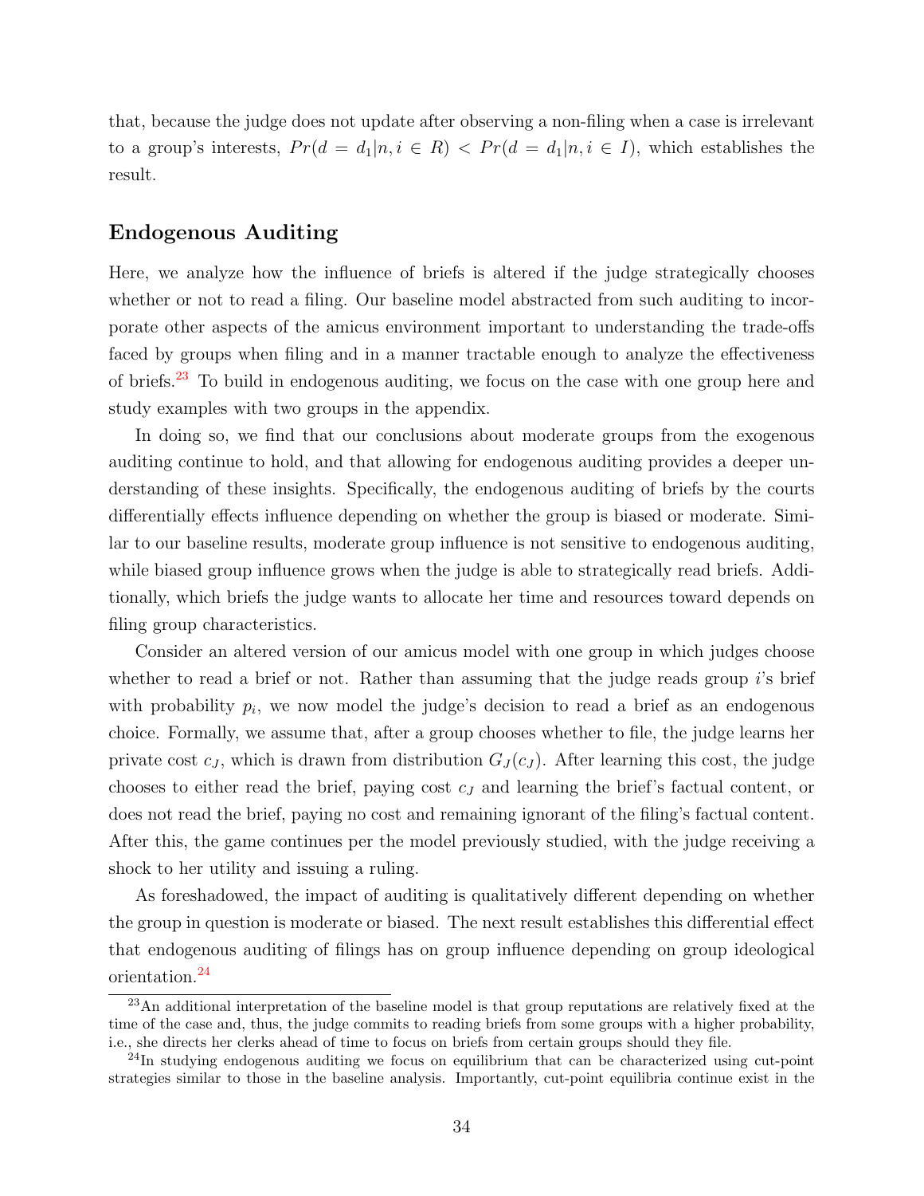that, because the judge does not update after observing a non-filing when a case is irrelevant to a group's interests, $Pr(d = d_1|n, i \in R) < Pr(d = d_1|n, i \in I)$, which establishes the result.

## Endogenous Auditing

Here, we analyze how the influence of briefs is altered if the judge strategically chooses whether or not to read a filing. Our baseline model abstracted from such auditing to incorporate other aspects of the amicus environment important to understanding the trade-offs faced by groups when filing and in a manner tractable enough to analyze the effectiveness of briefs.[23] To build in endogenous auditing, we focus on the case with one group here and study examples with two groups in the appendix.

In doing so, we find that our conclusions about moderate groups from the exogenous auditing continue to hold, and that allowing for endogenous auditing provides a deeper understanding of these insights. Specifically, the endogenous auditing of briefs by the courts differentially effects influence depending on whether the group is biased or moderate. Similar to our baseline results, moderate group influence is not sensitive to endogenous auditing, while biased group influence grows when the judge is able to strategically read briefs. Additionally, which briefs the judge wants to allocate her time and resources toward depends on filing group characteristics.

Consider an altered version of our amicus model with one group in which judges choose whether to read a brief or not. Rather than assuming that the judge reads group $i$'s brief with probability $p_i$, we now model the judge's decision to read a brief as an endogenous choice. Formally, we assume that, after a group chooses whether to file, the judge learns her private cost $c_J$, which is drawn from distribution $G_J(c_J)$. After learning this cost, the judge chooses to either read the brief, paying cost $c_J$ and learning the brief's factual content, or does not read the brief, paying no cost and remaining ignorant of the filing's factual content. After this, the game continues per the model previously studied, with the judge receiving a shock to her utility and issuing a ruling.

As foreshadowed, the impact of auditing is qualitatively different depending on whether the group in question is moderate or biased. The next result establishes this differential effect that endogenous auditing of filings has on group influence depending on group ideological orientation.[24]

[23] An additional interpretation of the baseline model is that group reputations are relatively fixed at the time of the case and, thus, the judge commits to reading briefs from some groups with a higher probability, i.e., she directs her clerks ahead of time to focus on briefs from certain groups should they file.

[24] In studying endogenous auditing we focus on equilibrium that can be characterized using cut-point strategies similar to those in the baseline analysis. Importantly, cut-point equilibria continue exist in the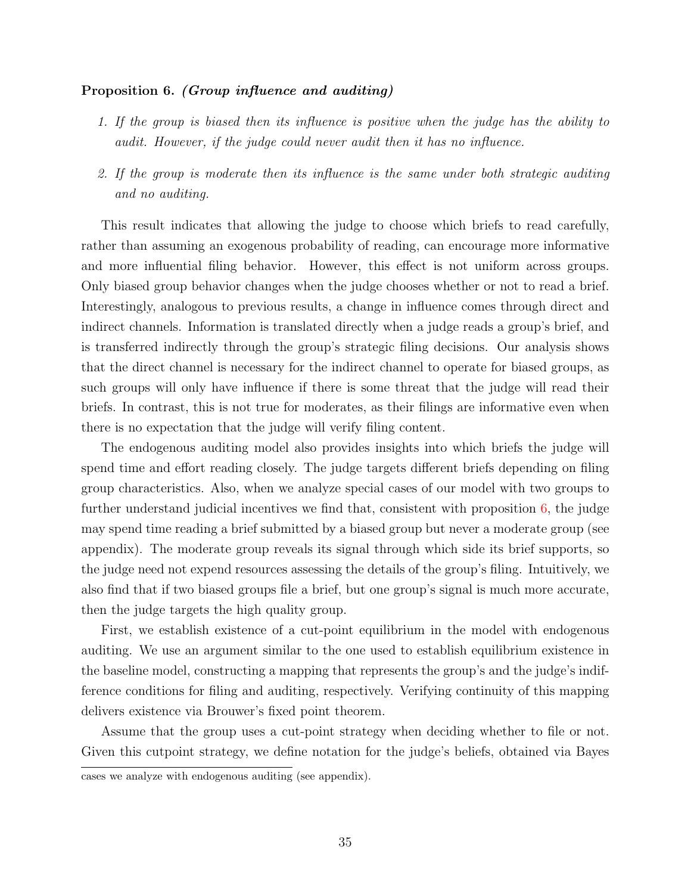**Proposition 6.** ***(Group influence and auditing)***

1. *If the group is biased then its influence is positive when the judge has the ability to audit. However, if the judge could never audit then it has no influence.*
2. *If the group is moderate then its influence is the same under both strategic auditing and no auditing.*

This result indicates that allowing the judge to choose which briefs to read carefully, rather than assuming an exogenous probability of reading, can encourage more informative and more influential filing behavior. However, this effect is not uniform across groups. Only biased group behavior changes when the judge chooses whether or not to read a brief. Interestingly, analogous to previous results, a change in influence comes through direct and indirect channels. Information is translated directly when a judge reads a group's brief, and is transferred indirectly through the group's strategic filing decisions. Our analysis shows that the direct channel is necessary for the indirect channel to operate for biased groups, as such groups will only have influence if there is some threat that the judge will read their briefs. In contrast, this is not true for moderates, as their filings are informative even when there is no expectation that the judge will verify filing content.

The endogenous auditing model also provides insights into which briefs the judge will spend time and effort reading closely. The judge targets different briefs depending on filing group characteristics. Also, when we analyze special cases of our model with two groups to further understand judicial incentives we find that, consistent with proposition 6, the judge may spend time reading a brief submitted by a biased group but never a moderate group (see appendix). The moderate group reveals its signal through which side its brief supports, so the judge need not expend resources assessing the details of the group's filing. Intuitively, we also find that if two biased groups file a brief, but one group's signal is much more accurate, then the judge targets the high quality group.

First, we establish existence of a cut-point equilibrium in the model with endogenous auditing. We use an argument similar to the one used to establish equilibrium existence in the baseline model, constructing a mapping that represents the group's and the judge's indifference conditions for filing and auditing, respectively. Verifying continuity of this mapping delivers existence via Brouwer's fixed point theorem.

Assume that the group uses a cut-point strategy when deciding whether to file or not. Given this cutpoint strategy, we define notation for the judge's beliefs, obtained via Bayes

cases we analyze with endogenous auditing (see appendix).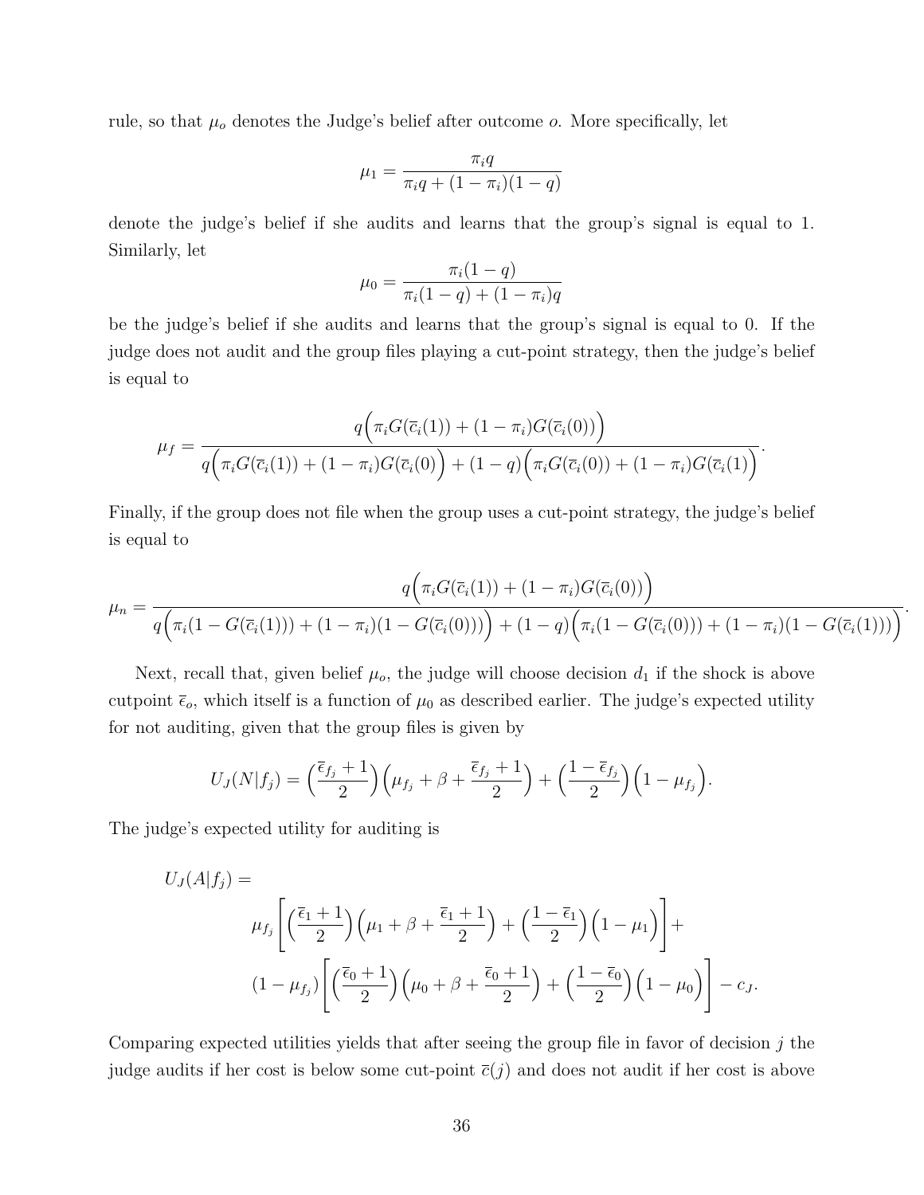rule, so that $\mu_o$ denotes the Judge's belief after outcome $o$. More specifically, let

$$\mu_1 = \frac{\pi_i q}{\pi_i q + (1-\pi_i)(1-q)}$$

denote the judge's belief if she audits and learns that the group's signal is equal to 1. Similarly, let

$$\mu_0 = \frac{\pi_i(1-q)}{\pi_i(1-q) + (1-\pi_i)q}$$

be the judge's belief if she audits and learns that the group's signal is equal to 0. If the judge does not audit and the group files playing a cut-point strategy, then the judge's belief is equal to

$$\mu_f = \frac{q\Big(\pi_i G(\overline{c}_i(1)) + (1-\pi_i)G(\overline{c}_i(0))\Big)}{q\Big(\pi_i G(\overline{c}_i(1)) + (1-\pi_i)G(\overline{c}_i(0)\Big) + (1-q)\Big(\pi_i G(\overline{c}_i(0)) + (1-\pi_i)G(\overline{c}_i(1)\Big)}.$$

Finally, if the group does not file when the group uses a cut-point strategy, the judge's belief is equal to

$$\mu_n = \frac{q\Big(\pi_i G(\overline{c}_i(1)) + (1-\pi_i)G(\overline{c}_i(0))\Big)}{q\Big(\pi_i(1-G(\overline{c}_i(1))) + (1-\pi_i)(1-G(\overline{c}_i(0)))\Big) + (1-q)\Big(\pi_i(1-G(\overline{c}_i(0))) + (1-\pi_i)(1-G(\overline{c}_i(1)))\Big)}.$$

Next, recall that, given belief $\mu_o$, the judge will choose decision $d_1$ if the shock is above cutpoint $\overline{\epsilon}_o$, which itself is a function of $\mu_0$ as described earlier. The judge's expected utility for not auditing, given that the group files is given by

$$U_J(N|f_j) = \Big(\frac{\overline{\epsilon}_{f_j}+1}{2}\Big)\Big(\mu_{f_j} + \beta + \frac{\overline{\epsilon}_{f_j}+1}{2}\Big) + \Big(\frac{1-\overline{\epsilon}_{f_j}}{2}\Big)\Big(1-\mu_{f_j}\Big).$$

The judge's expected utility for auditing is

$$\begin{aligned} U_J(A|f_j) = &\\ &\mu_{f_j}\Bigg[\Big(\frac{\overline{\epsilon}_1+1}{2}\Big)\Big(\mu_1 + \beta + \frac{\overline{\epsilon}_1+1}{2}\Big) + \Big(\frac{1-\overline{\epsilon}_1}{2}\Big)\Big(1-\mu_1\Big)\Bigg] + \\ &(1-\mu_{f_j})\Bigg[\Big(\frac{\overline{\epsilon}_0+1}{2}\Big)\Big(\mu_0 + \beta + \frac{\overline{\epsilon}_0+1}{2}\Big) + \Big(\frac{1-\overline{\epsilon}_0}{2}\Big)\Big(1-\mu_0\Big)\Bigg] - c_J. \end{aligned}$$

Comparing expected utilities yields that after seeing the group file in favor of decision $j$ the judge audits if her cost is below some cut-point $\overline{c}(j)$ and does not audit if her cost is above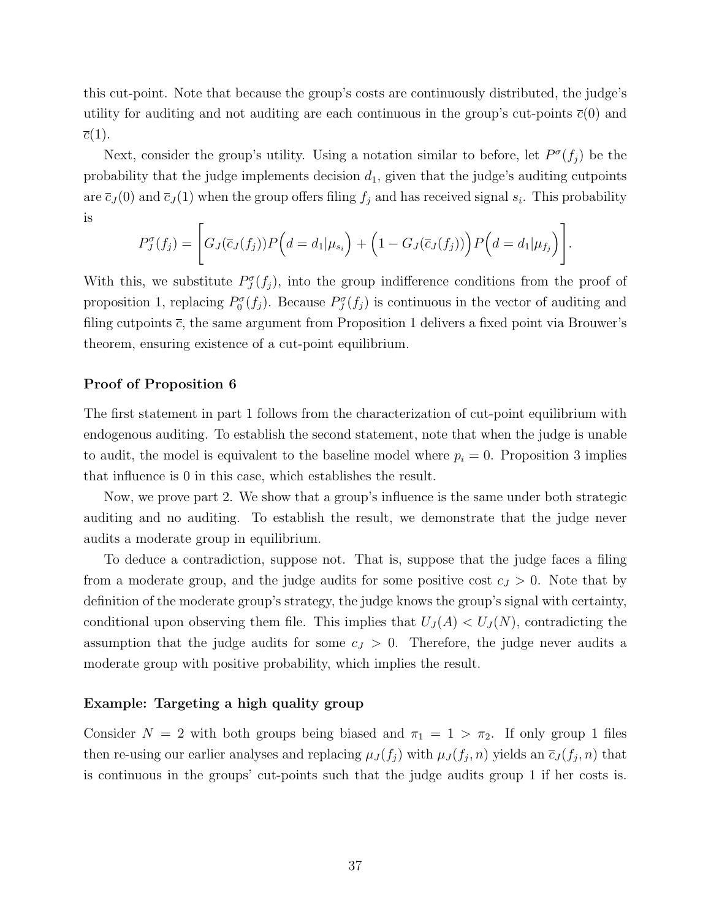this cut-point. Note that because the group's costs are continuously distributed, the judge's utility for auditing and not auditing are each continuous in the group's cut-points $\bar{c}(0)$ and $\bar{c}(1)$.

Next, consider the group's utility. Using a notation similar to before, let $P^{\sigma}(f_j)$ be the probability that the judge implements decision $d_1$, given that the judge's auditing cutpoints are $\bar{c}_J(0)$ and $\bar{c}_J(1)$ when the group offers filing $f_j$ and has received signal $s_i$. This probability is

$$P^{\sigma}_J(f_j) = \left[ G_J(\bar{c}_J(f_j)) P\Big(d = d_1 | \mu_{s_i}\Big) + \Big(1 - G_J(\bar{c}_J(f_j))\Big) P\Big(d = d_1 | \mu_{f_j}\Big) \right].$$

With this, we substitute $P^{\sigma}_J(f_j)$, into the group indifference conditions from the proof of proposition 1, replacing $P^{\sigma}_0(f_j)$. Because $P^{\sigma}_J(f_j)$ is continuous in the vector of auditing and filing cutpoints $\bar{c}$, the same argument from Proposition 1 delivers a fixed point via Brouwer's theorem, ensuring existence of a cut-point equilibrium.

**Proof of Proposition 6**

The first statement in part 1 follows from the characterization of cut-point equilibrium with endogenous auditing. To establish the second statement, note that when the judge is unable to audit, the model is equivalent to the baseline model where $p_i = 0$. Proposition 3 implies that influence is 0 in this case, which establishes the result.

Now, we prove part 2. We show that a group's influence is the same under both strategic auditing and no auditing. To establish the result, we demonstrate that the judge never audits a moderate group in equilibrium.

To deduce a contradiction, suppose not. That is, suppose that the judge faces a filing from a moderate group, and the judge audits for some positive cost $c_J > 0$. Note that by definition of the moderate group's strategy, the judge knows the group's signal with certainty, conditional upon observing them file. This implies that $U_J(A) < U_J(N)$, contradicting the assumption that the judge audits for some $c_J > 0$. Therefore, the judge never audits a moderate group with positive probability, which implies the result.

**Example: Targeting a high quality group**

Consider $N = 2$ with both groups being biased and $\pi_1 = 1 > \pi_2$. If only group 1 files then re-using our earlier analyses and replacing $\mu_J(f_j)$ with $\mu_J(f_j, n)$ yields an $\bar{c}_J(f_j, n)$ that is continuous in the groups' cut-points such that the judge audits group 1 if her costs is.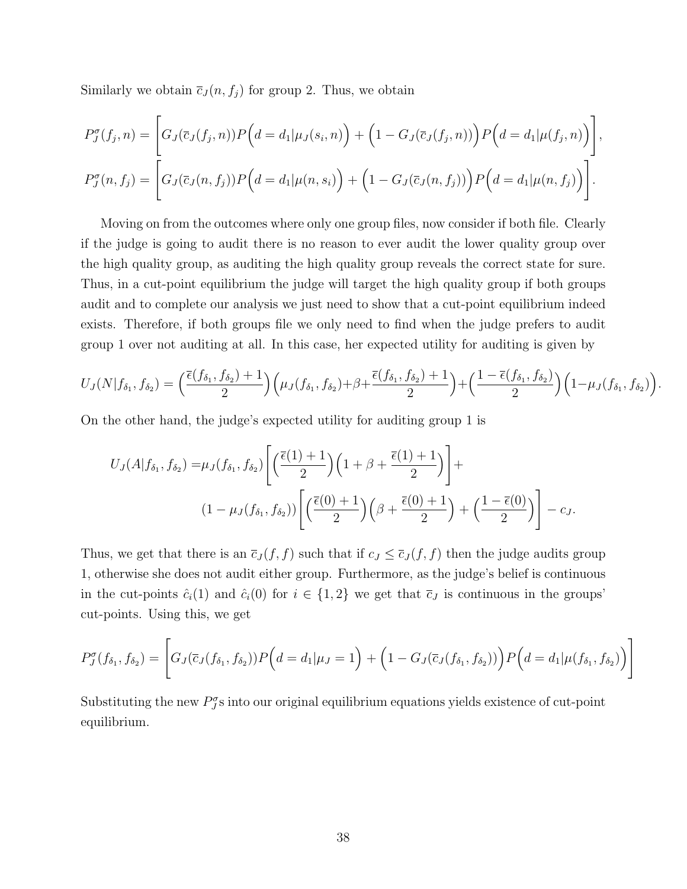Similarly we obtain $\overline{c}_J(n, f_j)$ for group 2. Thus, we obtain

$$P_J^\sigma(f_j, n) = \Bigg[G_J(\overline{c}_J(f_j, n))P\Big(d = d_1|\mu_J(s_i, n)\Big) + \Big(1 - G_J(\overline{c}_J(f_j, n))\Big)P\Big(d = d_1|\mu(f_j, n)\Big)\Bigg],$$

$$P_J^\sigma(n, f_j) = \Bigg[G_J(\overline{c}_J(n, f_j))P\Big(d = d_1|\mu(n, s_i)\Big) + \Big(1 - G_J(\overline{c}_J(n, f_j))\Big)P\Big(d = d_1|\mu(n, f_j)\Big)\Bigg].$$

Moving on from the outcomes where only one group files, now consider if both file. Clearly if the judge is going to audit there is no reason to ever audit the lower quality group over the high quality group, as auditing the high quality group reveals the correct state for sure. Thus, in a cut-point equilibrium the judge will target the high quality group if both groups audit and to complete our analysis we just need to show that a cut-point equilibrium indeed exists. Therefore, if both groups file we only need to find when the judge prefers to audit group 1 over not auditing at all. In this case, her expected utility for auditing is given by

$$U_J(N|f_{\delta_1}, f_{\delta_2}) = \Big(\frac{\overline{\epsilon}(f_{\delta_1}, f_{\delta_2}) + 1}{2}\Big)\Big(\mu_J(f_{\delta_1}, f_{\delta_2}) + \beta + \frac{\overline{\epsilon}(f_{\delta_1}, f_{\delta_2}) + 1}{2}\Big) + \Big(\frac{1 - \overline{\epsilon}(f_{\delta_1}, f_{\delta_2})}{2}\Big)\Big(1 - \mu_J(f_{\delta_1}, f_{\delta_2})\Big).$$

On the other hand, the judge's expected utility for auditing group 1 is

$$\begin{aligned} U_J(A|f_{\delta_1}, f_{\delta_2}) =& \mu_J(f_{\delta_1}, f_{\delta_2})\Bigg[\Big(\frac{\overline{\epsilon}(1) + 1}{2}\Big)\Big(1 + \beta + \frac{\overline{\epsilon}(1) + 1}{2}\Big)\Bigg] + \\ & (1 - \mu_J(f_{\delta_1}, f_{\delta_2}))\Bigg[\Big(\frac{\overline{\epsilon}(0) + 1}{2}\Big)\Big(\beta + \frac{\overline{\epsilon}(0) + 1}{2}\Big) + \Big(\frac{1 - \overline{\epsilon}(0)}{2}\Big)\Bigg] - c_J. \end{aligned}$$

Thus, we get that there is an $\overline{c}_J(f, f)$ such that if $c_J \leq \overline{c}_J(f, f)$ then the judge audits group 1, otherwise she does not audit either group. Furthermore, as the judge's belief is continuous in the cut-points $\hat{c}_i(1)$ and $\hat{c}_i(0)$ for $i \in \{1, 2\}$ we get that $\overline{c}_J$ is continuous in the groups' cut-points. Using this, we get

$$P_J^\sigma(f_{\delta_1}, f_{\delta_2}) = \Bigg[G_J(\overline{c}_J(f_{\delta_1}, f_{\delta_2}))P\Big(d = d_1|\mu_J = 1\Big) + \Big(1 - G_J(\overline{c}_J(f_{\delta_1}, f_{\delta_2}))\Big)P\Big(d = d_1|\mu(f_{\delta_1}, f_{\delta_2})\Big)\Bigg]$$

Substituting the new $P_J^\sigma$s into our original equilibrium equations yields existence of cut-point equilibrium.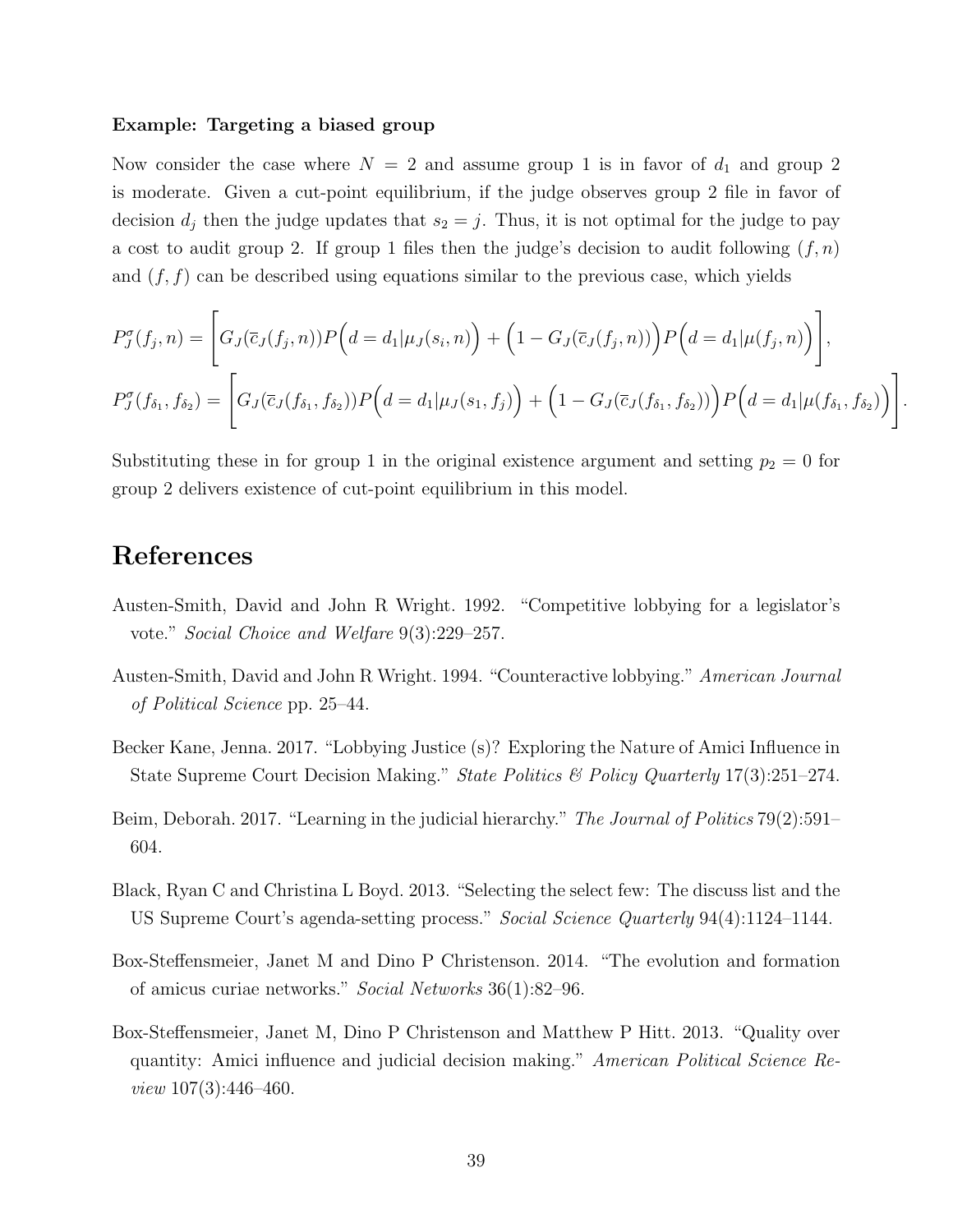**Example: Targeting a biased group**

Now consider the case where $N = 2$ and assume group 1 is in favor of $d_1$ and group 2 is moderate. Given a cut-point equilibrium, if the judge observes group 2 file in favor of decision $d_j$ then the judge updates that $s_2 = j$. Thus, it is not optimal for the judge to pay a cost to audit group 2. If group 1 files then the judge's decision to audit following $(f, n)$ and $(f, f)$ can be described using equations similar to the previous case, which yields

$$P_J^\sigma(f_j, n) = \left[ G_J(\bar{c}_J(f_j, n)) P\Big(d = d_1 | \mu_J(s_i, n)\Big) + \Big(1 - G_J(\bar{c}_J(f_j, n))\Big) P\Big(d = d_1 | \mu(f_j, n)\Big) \right],$$

$$P_J^\sigma(f_{\delta_1}, f_{\delta_2}) = \left[ G_J(\bar{c}_J(f_{\delta_1}, f_{\delta_2})) P\Big(d = d_1 | \mu_J(s_1, f_j)\Big) + \Big(1 - G_J(\bar{c}_J(f_{\delta_1}, f_{\delta_2}))\Big) P\Big(d = d_1 | \mu(f_{\delta_1}, f_{\delta_2})\Big) \right].$$

Substituting these in for group 1 in the original existence argument and setting $p_2 = 0$ for group 2 delivers existence of cut-point equilibrium in this model.

# References

Austen-Smith, David and John R Wright. 1992. "Competitive lobbying for a legislator's vote." *Social Choice and Welfare* 9(3):229–257.

Austen-Smith, David and John R Wright. 1994. "Counteractive lobbying." *American Journal of Political Science* pp. 25–44.

Becker Kane, Jenna. 2017. "Lobbying Justice (s)? Exploring the Nature of Amici Influence in State Supreme Court Decision Making." *State Politics & Policy Quarterly* 17(3):251–274.

Beim, Deborah. 2017. "Learning in the judicial hierarchy." *The Journal of Politics* 79(2):591–604.

Black, Ryan C and Christina L Boyd. 2013. "Selecting the select few: The discuss list and the US Supreme Court's agenda-setting process." *Social Science Quarterly* 94(4):1124–1144.

Box-Steffensmeier, Janet M and Dino P Christenson. 2014. "The evolution and formation of amicus curiae networks." *Social Networks* 36(1):82–96.

Box-Steffensmeier, Janet M, Dino P Christenson and Matthew P Hitt. 2013. "Quality over quantity: Amici influence and judicial decision making." *American Political Science Review* 107(3):446–460.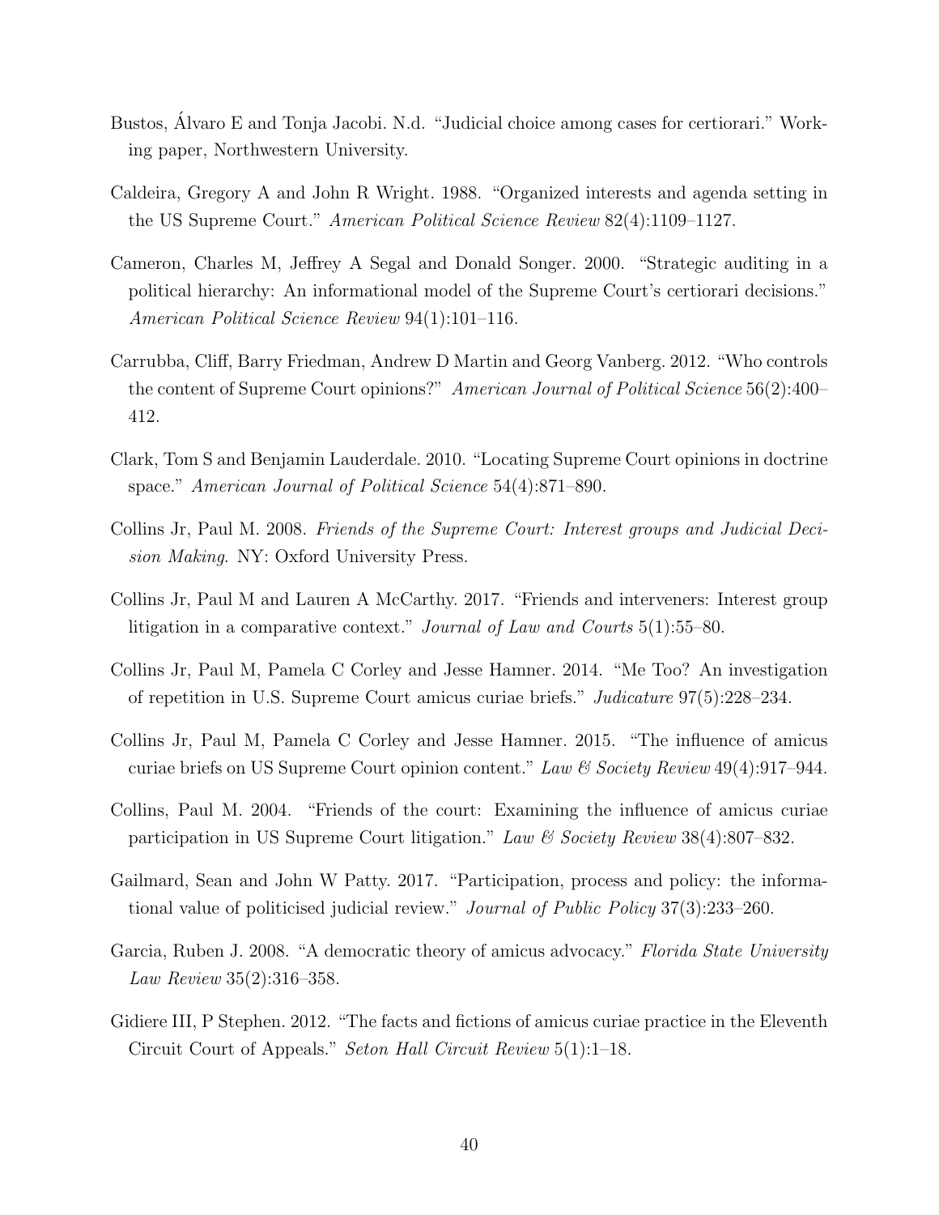Bustos, Álvaro E and Tonja Jacobi. N.d. "Judicial choice among cases for certiorari." Working paper, Northwestern University.

Caldeira, Gregory A and John R Wright. 1988. "Organized interests and agenda setting in the US Supreme Court." *American Political Science Review* 82(4):1109–1127.

Cameron, Charles M, Jeffrey A Segal and Donald Songer. 2000. "Strategic auditing in a political hierarchy: An informational model of the Supreme Court's certiorari decisions." *American Political Science Review* 94(1):101–116.

Carrubba, Cliff, Barry Friedman, Andrew D Martin and Georg Vanberg. 2012. "Who controls the content of Supreme Court opinions?" *American Journal of Political Science* 56(2):400–412.

Clark, Tom S and Benjamin Lauderdale. 2010. "Locating Supreme Court opinions in doctrine space." *American Journal of Political Science* 54(4):871–890.

Collins Jr, Paul M. 2008. *Friends of the Supreme Court: Interest groups and Judicial Decision Making*. NY: Oxford University Press.

Collins Jr, Paul M and Lauren A McCarthy. 2017. "Friends and interveners: Interest group litigation in a comparative context." *Journal of Law and Courts* 5(1):55–80.

Collins Jr, Paul M, Pamela C Corley and Jesse Hamner. 2014. "Me Too? An investigation of repetition in U.S. Supreme Court amicus curiae briefs." *Judicature* 97(5):228–234.

Collins Jr, Paul M, Pamela C Corley and Jesse Hamner. 2015. "The influence of amicus curiae briefs on US Supreme Court opinion content." *Law & Society Review* 49(4):917–944.

Collins, Paul M. 2004. "Friends of the court: Examining the influence of amicus curiae participation in US Supreme Court litigation." *Law & Society Review* 38(4):807–832.

Gailmard, Sean and John W Patty. 2017. "Participation, process and policy: the informational value of politicised judicial review." *Journal of Public Policy* 37(3):233–260.

Garcia, Ruben J. 2008. "A democratic theory of amicus advocacy." *Florida State University Law Review* 35(2):316–358.

Gidiere III, P Stephen. 2012. "The facts and fictions of amicus curiae practice in the Eleventh Circuit Court of Appeals." *Seton Hall Circuit Review* 5(1):1–18.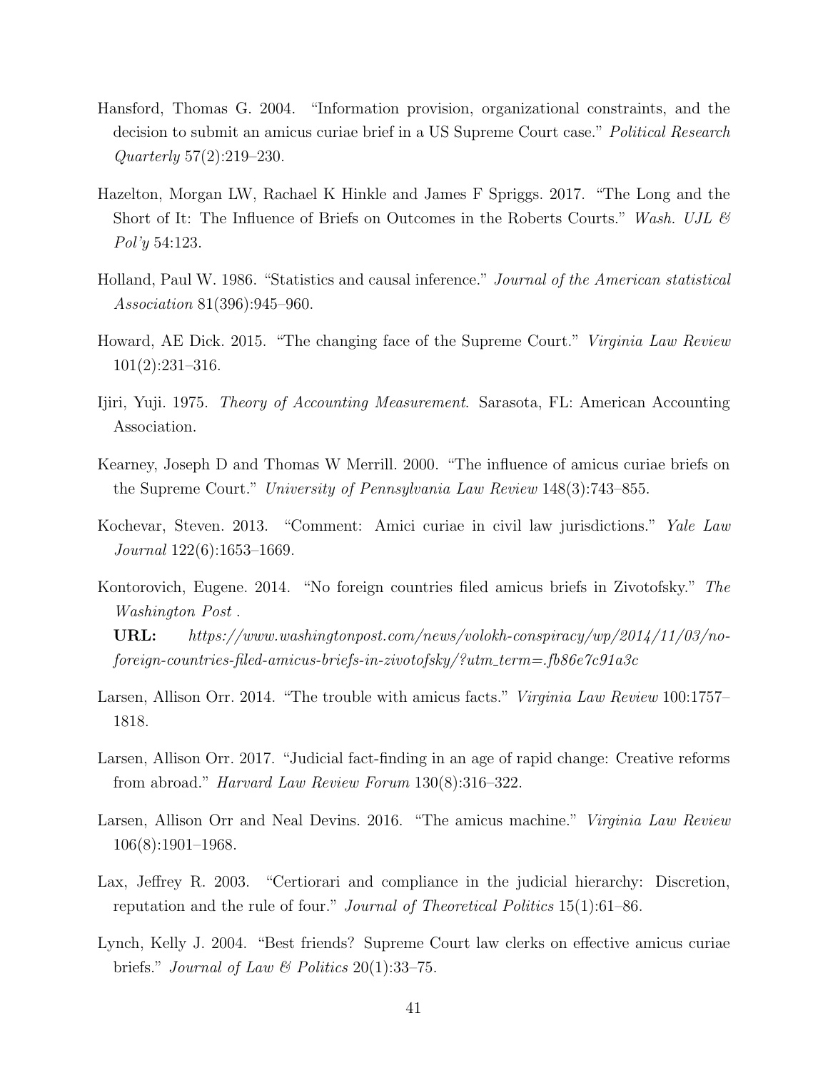Hansford, Thomas G. 2004. "Information provision, organizational constraints, and the decision to submit an amicus curiae brief in a US Supreme Court case." *Political Research Quarterly* 57(2):219–230.

Hazelton, Morgan LW, Rachael K Hinkle and James F Spriggs. 2017. "The Long and the Short of It: The Influence of Briefs on Outcomes in the Roberts Courts." *Wash. UJL & Pol'y* 54:123.

Holland, Paul W. 1986. "Statistics and causal inference." *Journal of the American statistical Association* 81(396):945–960.

Howard, AE Dick. 2015. "The changing face of the Supreme Court." *Virginia Law Review* 101(2):231–316.

Ijiri, Yuji. 1975. *Theory of Accounting Measurement*. Sarasota, FL: American Accounting Association.

Kearney, Joseph D and Thomas W Merrill. 2000. "The influence of amicus curiae briefs on the Supreme Court." *University of Pennsylvania Law Review* 148(3):743–855.

Kochevar, Steven. 2013. "Comment: Amici curiae in civil law jurisdictions." *Yale Law Journal* 122(6):1653–1669.

Kontorovich, Eugene. 2014. "No foreign countries filed amicus briefs in Zivotofsky." *The Washington Post* .
**URL:** *https://www.washingtonpost.com/news/volokh-conspiracy/wp/2014/11/03/no-foreign-countries-filed-amicus-briefs-in-zivotofsky/?utm_term=.fb86e7c91a3c*

Larsen, Allison Orr. 2014. "The trouble with amicus facts." *Virginia Law Review* 100:1757–1818.

Larsen, Allison Orr. 2017. "Judicial fact-finding in an age of rapid change: Creative reforms from abroad." *Harvard Law Review Forum* 130(8):316–322.

Larsen, Allison Orr and Neal Devins. 2016. "The amicus machine." *Virginia Law Review* 106(8):1901–1968.

Lax, Jeffrey R. 2003. "Certiorari and compliance in the judicial hierarchy: Discretion, reputation and the rule of four." *Journal of Theoretical Politics* 15(1):61–86.

Lynch, Kelly J. 2004. "Best friends? Supreme Court law clerks on effective amicus curiae briefs." *Journal of Law & Politics* 20(1):33–75.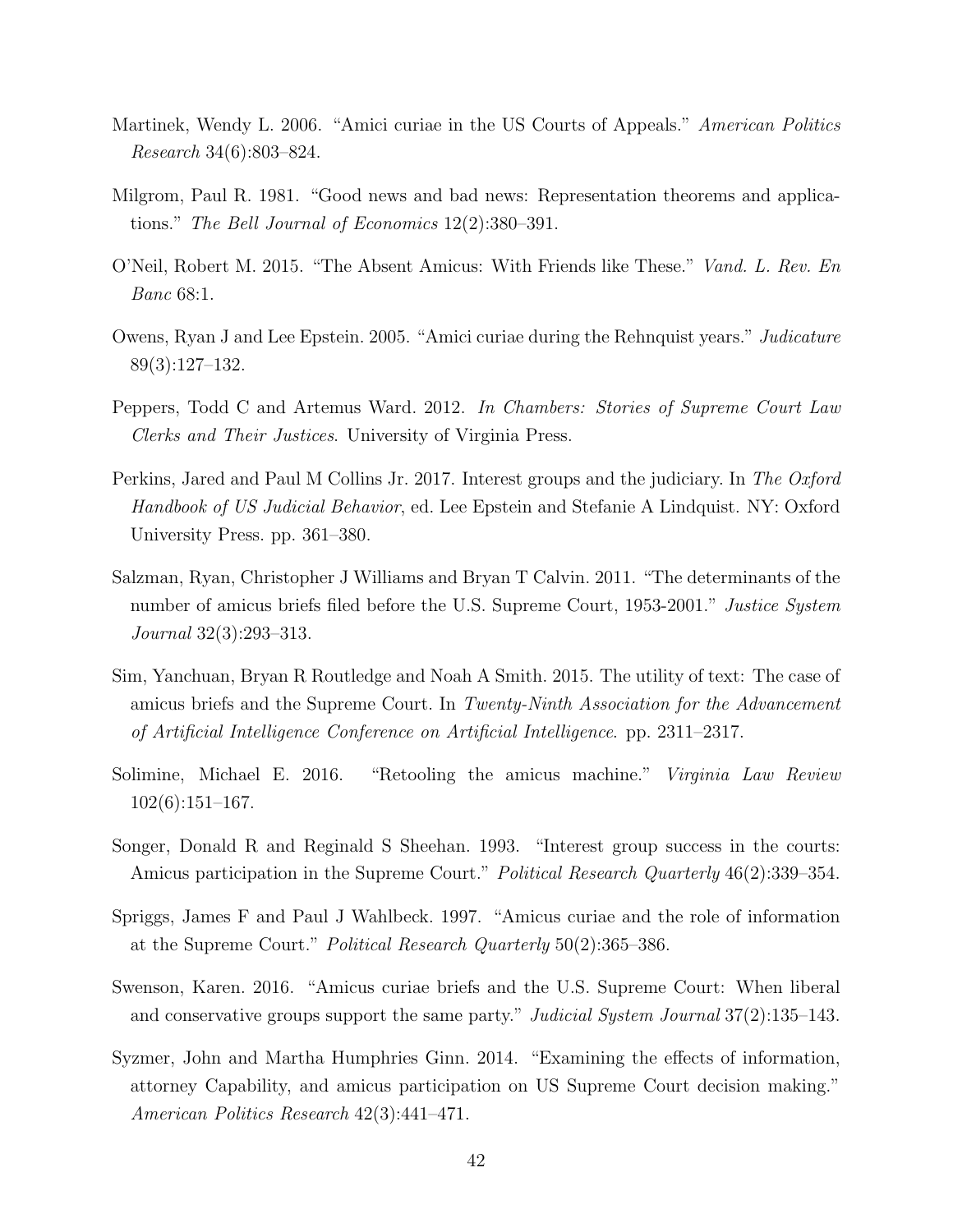Martinek, Wendy L. 2006. "Amici curiae in the US Courts of Appeals." *American Politics Research* 34(6):803–824.

Milgrom, Paul R. 1981. "Good news and bad news: Representation theorems and applications." *The Bell Journal of Economics* 12(2):380–391.

O'Neil, Robert M. 2015. "The Absent Amicus: With Friends like These." *Vand. L. Rev. En Banc* 68:1.

Owens, Ryan J and Lee Epstein. 2005. "Amici curiae during the Rehnquist years." *Judicature* 89(3):127–132.

Peppers, Todd C and Artemus Ward. 2012. *In Chambers: Stories of Supreme Court Law Clerks and Their Justices*. University of Virginia Press.

Perkins, Jared and Paul M Collins Jr. 2017. Interest groups and the judiciary. In *The Oxford Handbook of US Judicial Behavior*, ed. Lee Epstein and Stefanie A Lindquist. NY: Oxford University Press. pp. 361–380.

Salzman, Ryan, Christopher J Williams and Bryan T Calvin. 2011. "The determinants of the number of amicus briefs filed before the U.S. Supreme Court, 1953-2001." *Justice System Journal* 32(3):293–313.

Sim, Yanchuan, Bryan R Routledge and Noah A Smith. 2015. The utility of text: The case of amicus briefs and the Supreme Court. In *Twenty-Ninth Association for the Advancement of Artificial Intelligence Conference on Artificial Intelligence*. pp. 2311–2317.

Solimine, Michael E. 2016. "Retooling the amicus machine." *Virginia Law Review* 102(6):151–167.

Songer, Donald R and Reginald S Sheehan. 1993. "Interest group success in the courts: Amicus participation in the Supreme Court." *Political Research Quarterly* 46(2):339–354.

Spriggs, James F and Paul J Wahlbeck. 1997. "Amicus curiae and the role of information at the Supreme Court." *Political Research Quarterly* 50(2):365–386.

Swenson, Karen. 2016. "Amicus curiae briefs and the U.S. Supreme Court: When liberal and conservative groups support the same party." *Judicial System Journal* 37(2):135–143.

Syzmer, John and Martha Humphries Ginn. 2014. "Examining the effects of information, attorney Capability, and amicus participation on US Supreme Court decision making." *American Politics Research* 42(3):441–471.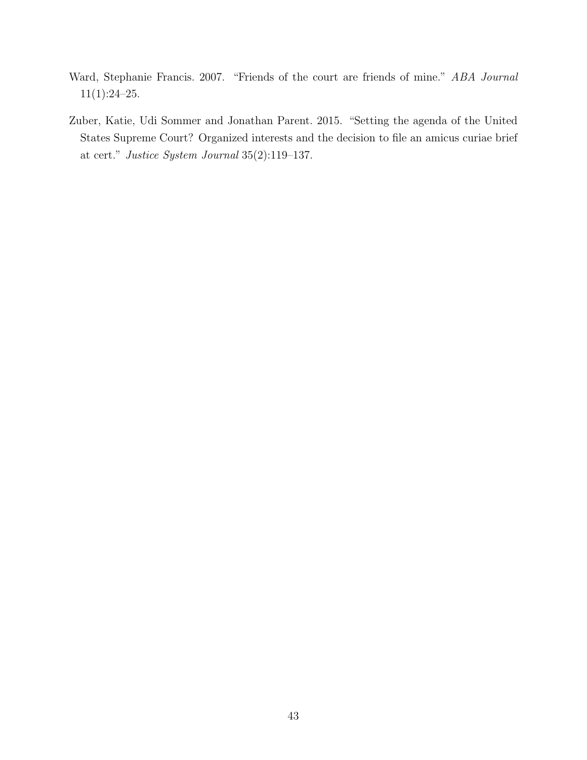Ward, Stephanie Francis. 2007. "Friends of the court are friends of mine." *ABA Journal* 11(1):24–25.

Zuber, Katie, Udi Sommer and Jonathan Parent. 2015. "Setting the agenda of the United States Supreme Court? Organized interests and the decision to file an amicus curiae brief at cert." *Justice System Journal* 35(2):119–137.